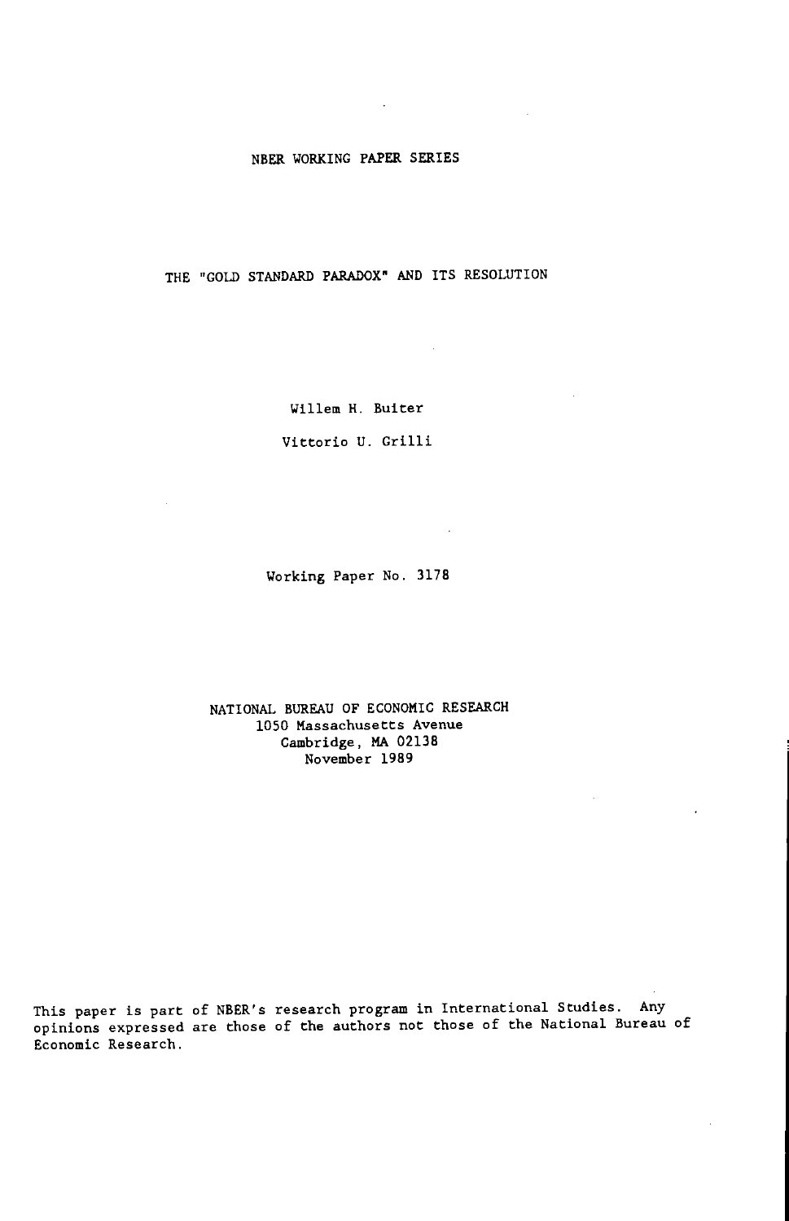NBER WORKING PAPER SERIES

# THE "GOLD STANDARD PARADOX" AND ITS RESOLUTION

Willem H. Buiter

Vittorio U. Grilli

Working Paper No. 3178

NATIONAL BUREAU OF ECONOMIC RESEARCH
1050 Massachusetts Avenue
Cambridge, MA 02138
November 1989

This paper is part of NBER's research program in International Studies. Any opinions expressed are those of the authors not those of the National Bureau of Economic Research.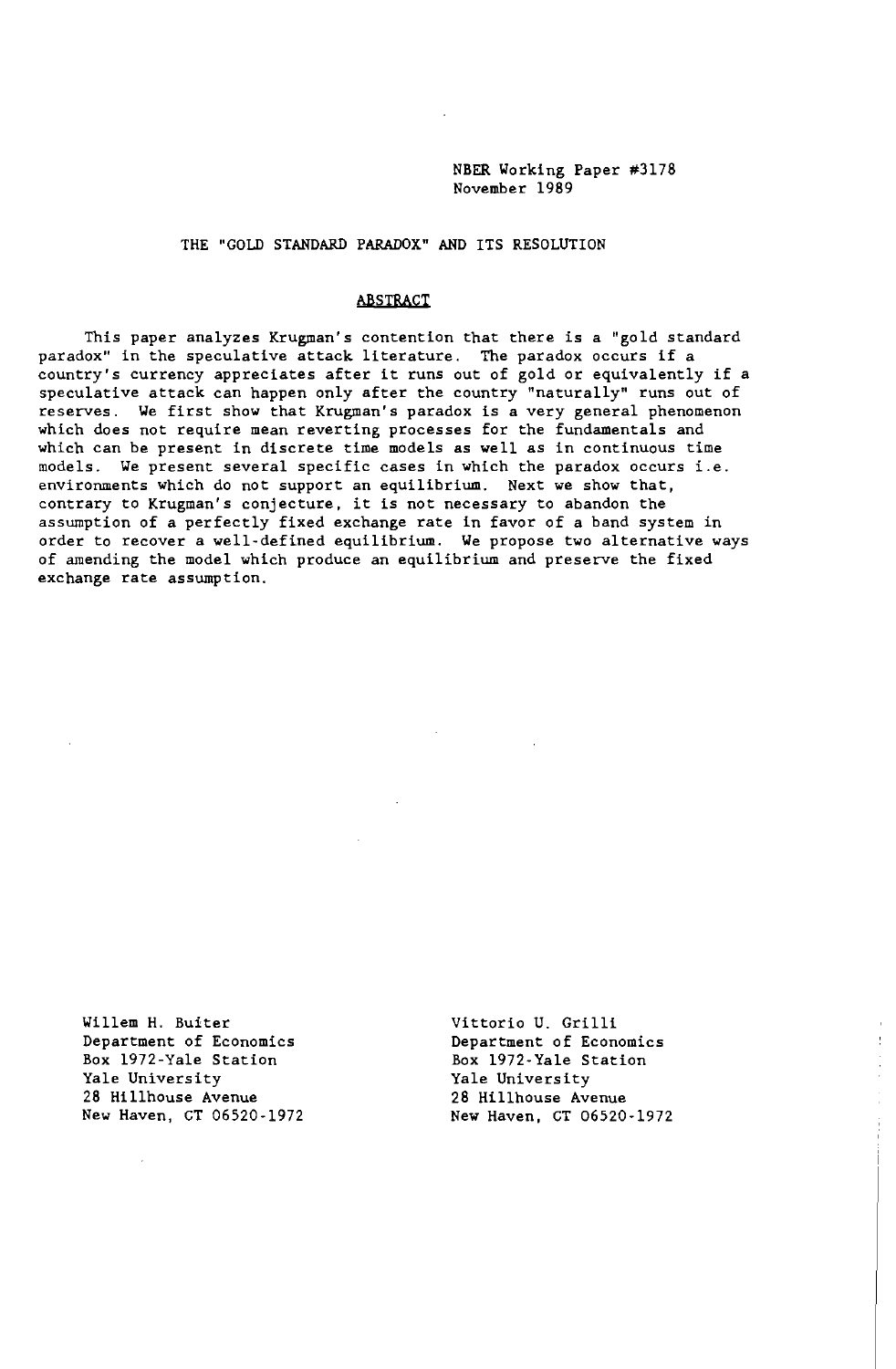NBER Working Paper #3178
November 1989

## THE "GOLD STANDARD PARADOX" AND ITS RESOLUTION

### ABSTRACT

This paper analyzes Krugman's contention that there is a "gold standard paradox" in the speculative attack literature. The paradox occurs if a country's currency appreciates after it runs out of gold or equivalently if a speculative attack can happen only after the country "naturally" runs out of reserves. We first show that Krugman's paradox is a very general phenomenon which does not require mean reverting processes for the fundamentals and which can be present in discrete time models as well as in continuous time models. We present several specific cases in which the paradox occurs i.e. environments which do not support an equilibrium. Next we show that, contrary to Krugman's conjecture, it is not necessary to abandon the assumption of a perfectly fixed exchange rate in favor of a band system in order to recover a well-defined equilibrium. We propose two alternative ways of amending the model which produce an equilibrium and preserve the fixed exchange rate assumption.

Willem H. Buiter
Department of Economics
Box 1972-Yale Station
Yale University
28 Hillhouse Avenue
New Haven, CT 06520-1972

Vittorio U. Grilli
Department of Economics
Box 1972-Yale Station
Yale University
28 Hillhouse Avenue
New Haven, CT 06520-1972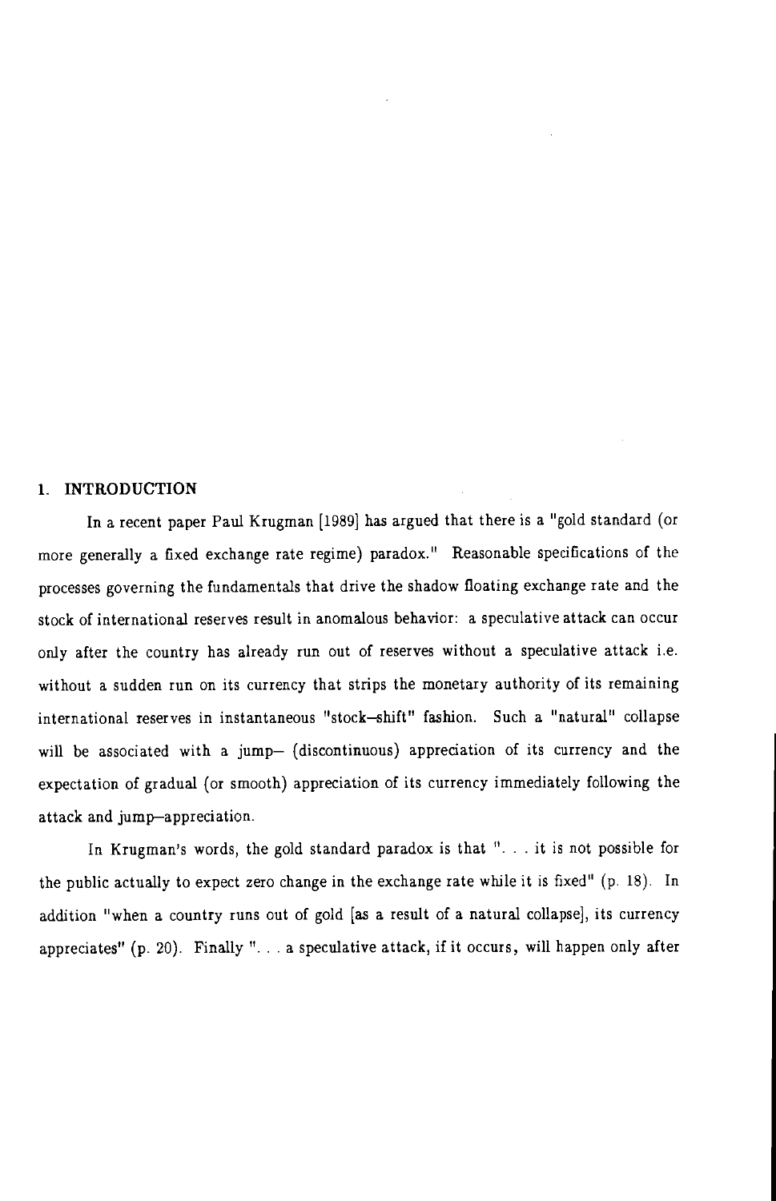## 1. INTRODUCTION

In a recent paper Paul Krugman [1989] has argued that there is a "gold standard (or more generally a fixed exchange rate regime) paradox." Reasonable specifications of the processes governing the fundamentals that drive the shadow floating exchange rate and the stock of international reserves result in anomalous behavior: a speculative attack can occur only after the country has already run out of reserves without a speculative attack i.e. without a sudden run on its currency that strips the monetary authority of its remaining international reserves in instantaneous "stock–shift" fashion. Such a "natural" collapse will be associated with a jump– (discontinuous) appreciation of its currency and the expectation of gradual (or smooth) appreciation of its currency immediately following the attack and jump–appreciation.

In Krugman's words, the gold standard paradox is that ". . . it is not possible for the public actually to expect zero change in the exchange rate while it is fixed" (p. 18). In addition "when a country runs out of gold [as a result of a natural collapse], its currency appreciates" (p. 20). Finally ". . . a speculative attack, if it occurs, will happen only after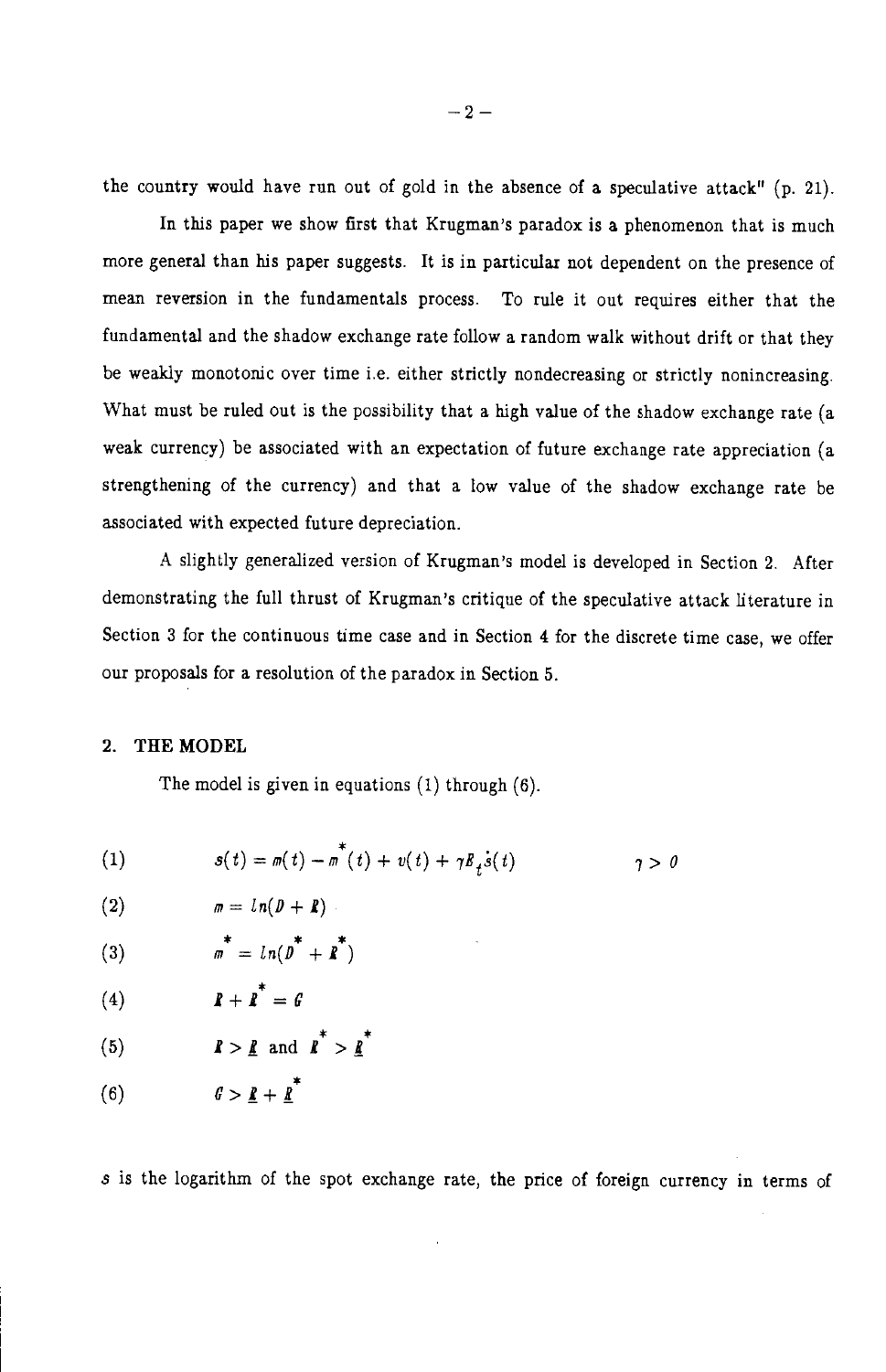the country would have run out of gold in the absence of a speculative attack" (p. 21).

In this paper we show first that Krugman's paradox is a phenomenon that is much more general than his paper suggests. It is in particular not dependent on the presence of mean reversion in the fundamentals process. To rule it out requires either that the fundamental and the shadow exchange rate follow a random walk without drift or that they be weakly monotonic over time i.e. either strictly nondecreasing or strictly nonincreasing. What must be ruled out is the possibility that a high value of the shadow exchange rate (a weak currency) be associated with an expectation of future exchange rate appreciation (a strengthening of the currency) and that a low value of the shadow exchange rate be associated with expected future depreciation.

A slightly generalized version of Krugman's model is developed in Section 2. After demonstrating the full thrust of Krugman's critique of the speculative attack literature in Section 3 for the continuous time case and in Section 4 for the discrete time case, we offer our proposals for a resolution of the paradox in Section 5.

## 2. THE MODEL

The model is given in equations (1) through (6).

$$(1) \qquad s(t) = m(t) - m^{*}(t) + v(t) + \gamma E_t \dot{s}(t) \qquad \gamma > 0$$

$$(2) \qquad m = ln(D + R)$$

$$(3) \qquad m^{*} = ln(D^{*} + R^{*})$$

$$(4) \qquad R + R^{*} = G$$

$$(5) \qquad R > \underline{R} \text{ and } R^{*} > \underline{R}^{*}$$

$$(6) \qquad G > \underline{R} + \underline{R}^{*}$$

$s$ is the logarithm of the spot exchange rate, the price of foreign currency in terms of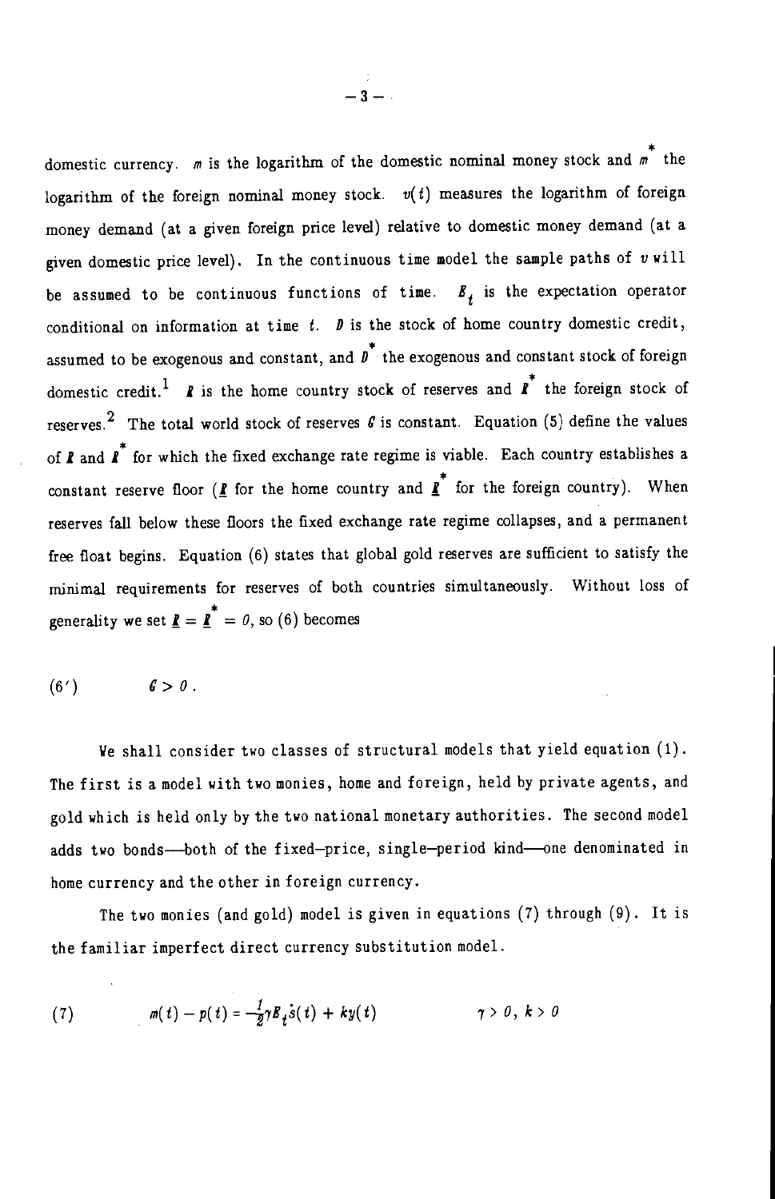domestic currency. $m$ is the logarithm of the domestic nominal money stock and $m^*$ the logarithm of the foreign nominal money stock. $v(t)$ measures the logarithm of foreign money demand (at a given foreign price level) relative to domestic money demand (at a given domestic price level). In the continuous time model the sample paths of $v$ will be assumed to be continuous functions of time. $E_t$ is the expectation operator conditional on information at time $t$. $D$ is the stock of home country domestic credit, assumed to be exogenous and constant, and $D^*$ the exogenous and constant stock of foreign domestic credit.[1] $R$ is the home country stock of reserves and $R^*$ the foreign stock of reserves.[2] The total world stock of reserves $G$ is constant. Equation (5) define the values of $R$ and $R^*$ for which the fixed exchange rate regime is viable. Each country establishes a constant reserve floor ($\underline{R}$ for the home country and $\underline{R}^*$ for the foreign country). When reserves fall below these floors the fixed exchange rate regime collapses, and a permanent free float begins. Equation (6) states that global gold reserves are sufficient to satisfy the minimal requirements for reserves of both countries simultaneously. Without loss of generality we set $\underline{R} = \underline{R}^* = 0$, so (6) becomes

$$(6') \qquad G > 0 .$$

We shall consider two classes of structural models that yield equation (1). The first is a model with two monies, home and foreign, held by private agents, and gold which is held only by the two national monetary authorities. The second model adds two bonds—both of the fixed-price, single-period kind—one denominated in home currency and the other in foreign currency.

The two monies (and gold) model is given in equations (7) through (9). It is the familiar imperfect direct currency substitution model.

$$(7) \qquad m(t) - p(t) = -\tfrac{1}{2}\gamma E_t \dot{s}(t) + ky(t) \qquad \gamma > 0,\ k > 0$$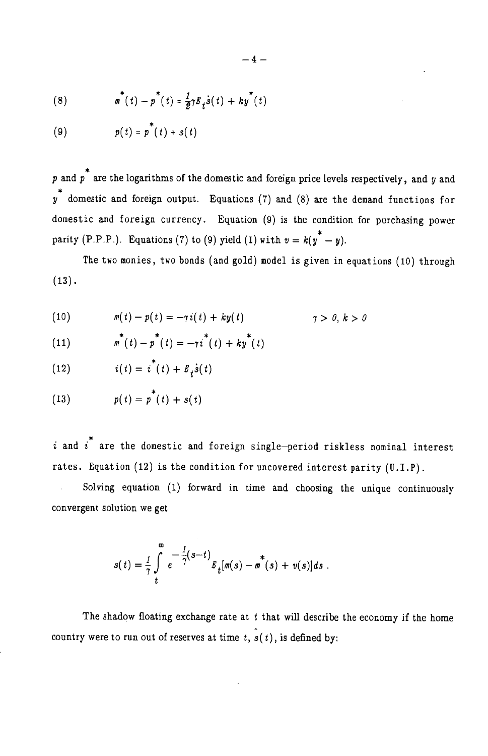$$(8) \qquad m^*(t) - p^*(t) = \tfrac{1}{2}\gamma E_t\dot{s}(t) + ky^*(t)$$

$$(9) \qquad p(t) = p^*(t) + s(t)$$

$p$ and $p^*$ are the logarithms of the domestic and foreign price levels respectively, and $y$ and $y^*$ domestic and foreign output. Equations (7) and (8) are the demand functions for domestic and foreign currency. Equation (9) is the condition for purchasing power parity (P.P.P.). Equations (7) to (9) yield (1) with $v = k(y^* - y)$.

The two monies, two bonds (and gold) model is given in equations (10) through (13).

$$(10) \qquad m(t) - p(t) = -\gamma i(t) + ky(t) \qquad\qquad \gamma > 0,\ k > 0$$

$$(11) \qquad m^*(t) - p^*(t) = -\gamma i^*(t) + ky^*(t)$$

$$(12) \qquad i(t) = i^*(t) + E_t\dot{s}(t)$$

$$(13) \qquad p(t) = p^*(t) + s(t)$$

$i$ and $i^*$ are the domestic and foreign single–period riskless nominal interest rates. Equation (12) is the condition for uncovered interest parity (U.I.P).

Solving equation (1) forward in time and choosing the unique continuously convergent solution we get

$$s(t) = \frac{1}{\gamma}\int_t^\infty e^{-\frac{1}{\gamma}(s-t)} E_t[m(s) - m^*(s) + v(s)]ds\ .$$

The shadow floating exchange rate at $t$ that will describe the economy if the home country were to run out of reserves at time $t$, $\hat{s}(t)$, is defined by: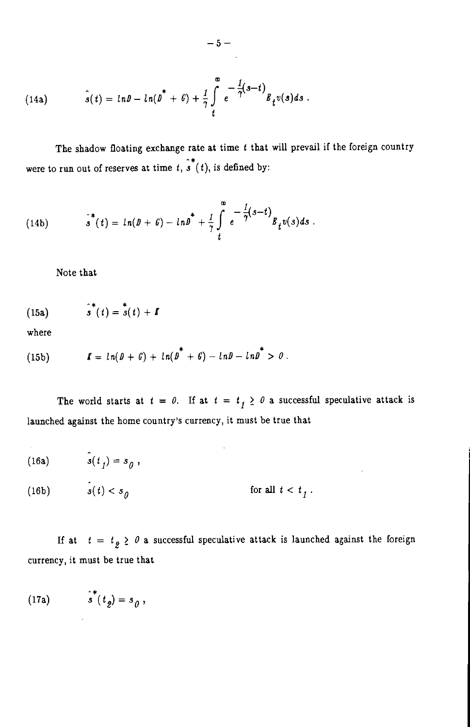$$\hat{s}(t) = lnD - ln(D^* + G) + \frac{1}{\gamma}\int_t^{\infty} e^{-\frac{1}{\gamma}(s-t)} E_t v(s) ds . \tag{14a}$$

The shadow floating exchange rate at time $t$ that will prevail if the foreign country were to run out of reserves at time $t$, $\hat{s}^*(t)$, is defined by:

$$\hat{s}^*(t) = ln(D + G) - lnD^* + \frac{1}{\gamma}\int_t^{\infty} e^{-\frac{1}{\gamma}(s-t)} E_t v(s) ds . \tag{14b}$$

Note that

$$\hat{s}^*(t) = \hat{s}(t) + K \tag{15a}$$

where

$$K = ln(D + G) + ln(D^* + G) - lnD - lnD^* > 0 . \tag{15b}$$

The world starts at $t = 0$. If at $t = t_1 \geq 0$ a successful speculative attack is launched against the home country's currency, it must be true that

$$\hat{s}(t_1) = s_0 , \tag{16a}$$

$$\hat{s}(t) < s_0 \qquad \text{for all } t < t_1 . \tag{16b}$$

If at $t = t_2 \geq 0$ a successful speculative attack is launched against the foreign currency, it must be true that

$$\hat{s}^*(t_2) = s_0 , \tag{17a}$$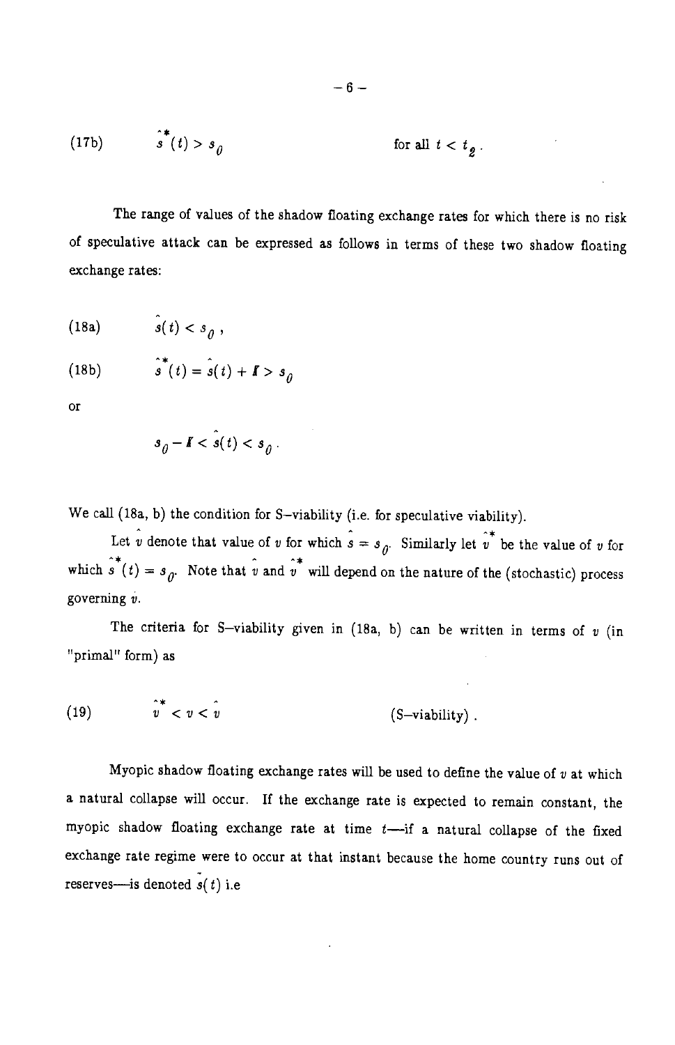$$(17b) \qquad \hat{s}^*(t) > s_0 \qquad \text{for all } t < t_2 .$$

The range of values of the shadow floating exchange rates for which there is no risk of speculative attack can be expressed as follows in terms of these two shadow floating exchange rates:

$$(18a) \qquad \hat{s}(t) < s_0 ,$$

$$(18b) \qquad \hat{s}^*(t) = \hat{s}(t) + \mathit{I} > s_0$$

or

$$s_0 - \mathit{I} < \hat{s}(t) < s_0 .$$

We call (18a, b) the condition for S–viability (i.e. for speculative viability).

Let $\hat{v}$ denote that value of $v$ for which $\hat{s} = s_0$. Similarly let $\hat{v}^*$ be the value of $v$ for which $\hat{s}^*(t) = s_0$. Note that $\hat{v}$ and $\hat{v}^*$ will depend on the nature of the (stochastic) process governing $v$.

The criteria for S–viability given in (18a, b) can be written in terms of $v$ (in "primal" form) as

$$(19) \qquad \hat{v}^* < v < \hat{v} \qquad \text{(S–viability)} .$$

Myopic shadow floating exchange rates will be used to define the value of $v$ at which a natural collapse will occur. If the exchange rate is expected to remain constant, the myopic shadow floating exchange rate at time $t$—if a natural collapse of the fixed exchange rate regime were to occur at that instant because the home country runs out of reserves—is denoted $\tilde{s}(t)$ i.e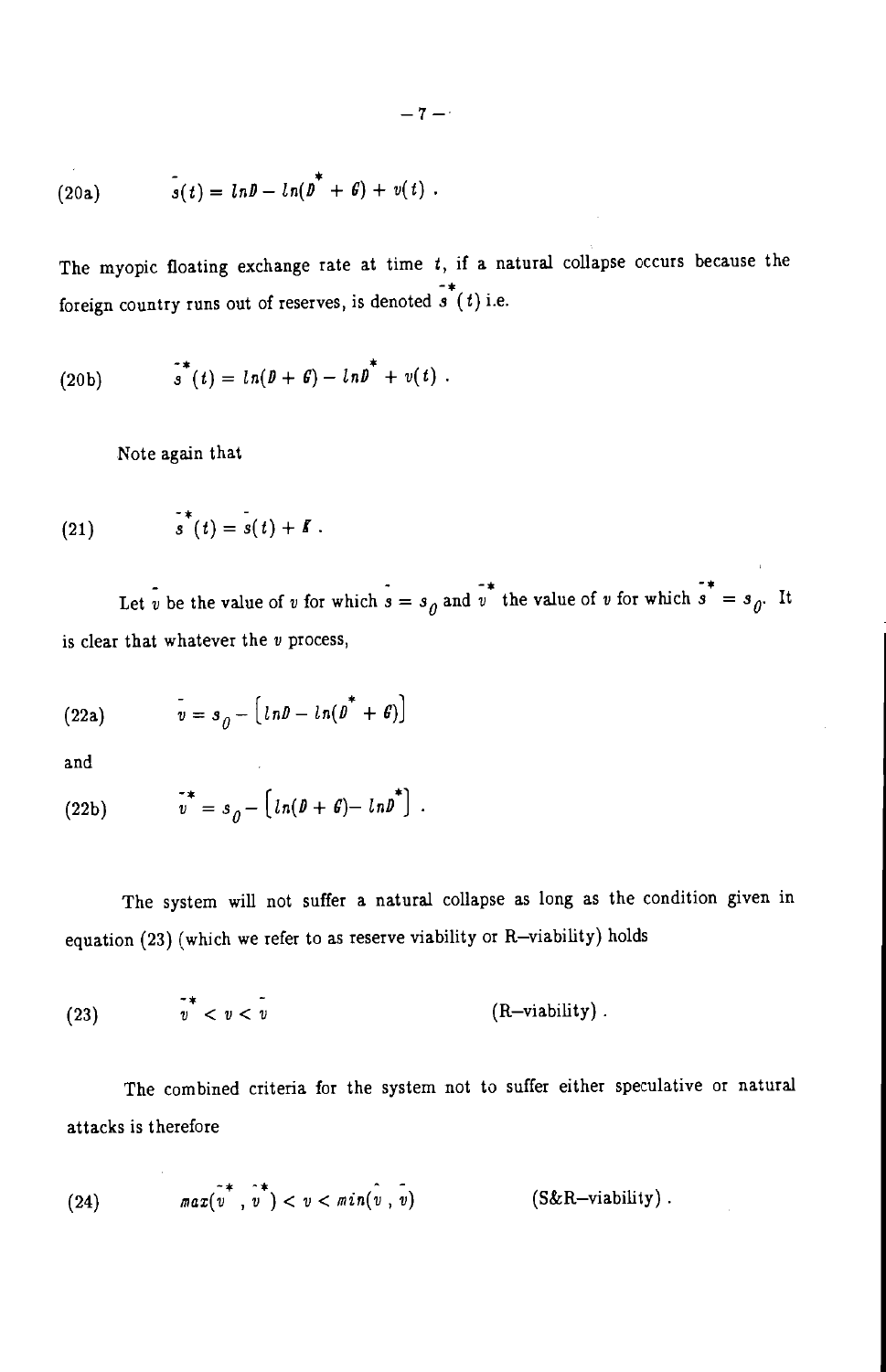$$\bar{s}(t) = lnD - ln(D^* + G) + v(t) \ . \tag{20a}$$

The myopic floating exchange rate at time $t$, if a natural collapse occurs because the foreign country runs out of reserves, is denoted $\bar{s}^*(t)$ i.e.

$$\bar{s}^*(t) = ln(D + G) - lnD^* + v(t) \ . \tag{20b}$$

Note again that

$$\bar{s}^*(t) = \bar{s}(t) + K \ . \tag{21}$$

Let $\bar{v}$ be the value of $v$ for which $\bar{s} = s_0$ and $\bar{v}^*$ the value of $v$ for which $\bar{s}^* = s_0$. It is clear that whatever the $v$ process,

$$\bar{v} = s_0 - \left[lnD - ln(D^* + G)\right] \tag{22a}$$

and

$$\bar{v}^* = s_0 - \left[ln(D + G) - lnD^*\right] \ . \tag{22b}$$

The system will not suffer a natural collapse as long as the condition given in equation (23) (which we refer to as reserve viability or R–viability) holds

$$\bar{v}^* < v < \bar{v} \qquad \text{(R–viability)} \ . \tag{23}$$

The combined criteria for the system not to suffer either speculative or natural attacks is therefore

$$max(\bar{v}^*, \hat{v}^*) < v < min(\hat{v}, \bar{v}) \qquad \text{(S\&R–viability)} \ . \tag{24}$$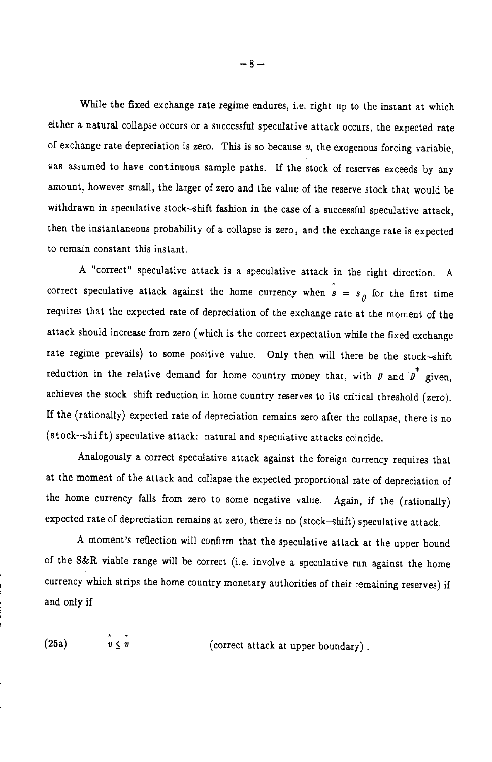While the fixed exchange rate regime endures, i.e. right up to the instant at which either a natural collapse occurs or a successful speculative attack occurs, the expected rate of exchange rate depreciation is zero. This is so because $v$, the exogenous forcing variable, was assumed to have continuous sample paths. If the stock of reserves exceeds by any amount, however small, the larger of zero and the value of the reserve stock that would be withdrawn in speculative stock–shift fashion in the case of a successful speculative attack, then the instantaneous probability of a collapse is zero, and the exchange rate is expected to remain constant this instant.

A "correct" speculative attack is a speculative attack in the right direction. A correct speculative attack against the home currency when $\hat{s} = s_0$ for the first time requires that the expected rate of depreciation of the exchange rate at the moment of the attack should increase from zero (which is the correct expectation while the fixed exchange rate regime prevails) to some positive value. Only then will there be the stock–shift reduction in the relative demand for home country money that, with $D$ and $D^*$ given, achieves the stock–shift reduction in home country reserves to its critical threshold (zero). If the (rationally) expected rate of depreciation remains zero after the collapse, there is no (stock–shift) speculative attack: natural and speculative attacks coincide.

Analogously a correct speculative attack against the foreign currency requires that at the moment of the attack and collapse the expected proportional rate of depreciation of the home currency falls from zero to some negative value. Again, if the (rationally) expected rate of depreciation remains at zero, there is no (stock–shift) speculative attack.

A moment's reflection will confirm that the speculative attack at the upper bound of the S&R viable range will be correct (i.e. involve a speculative run against the home currency which strips the home country monetary authorities of their remaining reserves) if and only if

$$\hat{v} \leq \bar{v} \qquad \text{(correct attack at upper boundary)} . \tag{25a}$$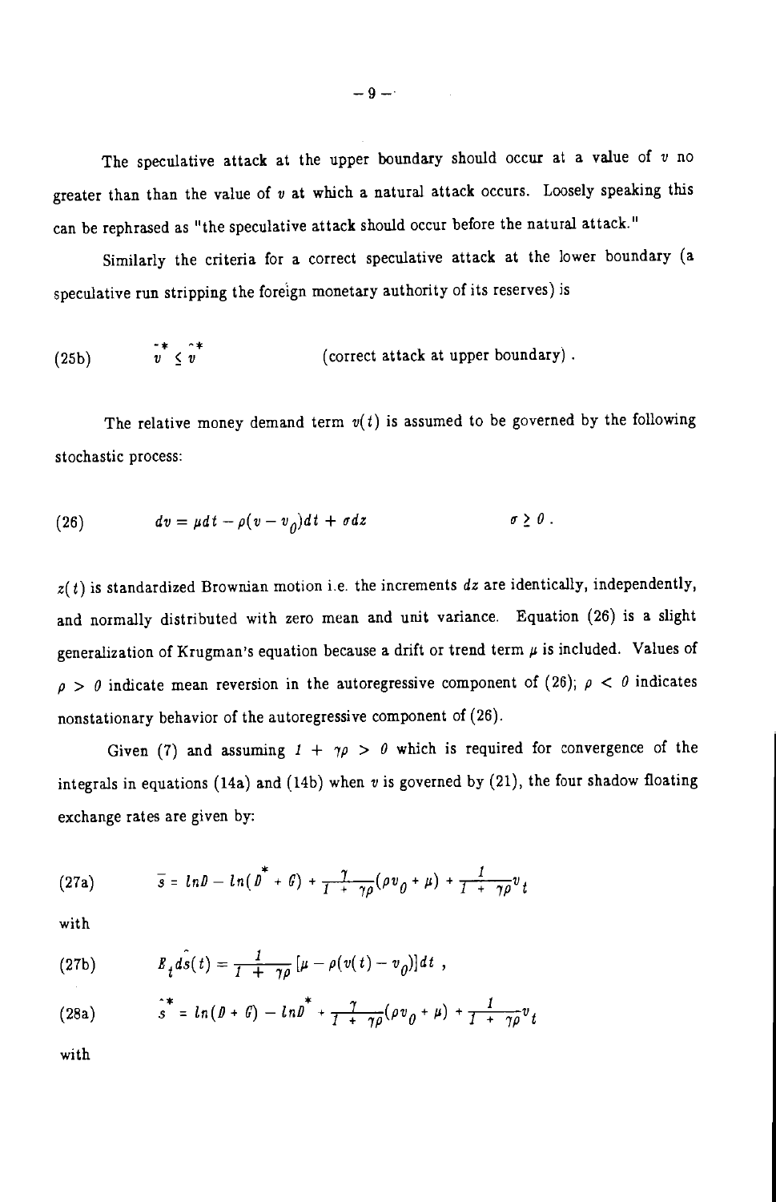The speculative attack at the upper boundary should occur at a value of $v$ no greater than than the value of $v$ at which a natural attack occurs. Loosely speaking this can be rephrased as "the speculative attack should occur before the natural attack."

Similarly the criteria for a correct speculative attack at the lower boundary (a speculative run stripping the foreign monetary authority of its reserves) is

$$\bar{v}^* \leq \hat{v}^* \qquad \text{(correct attack at upper boundary)} . \tag{25b}$$

The relative money demand term $v(t)$ is assumed to be governed by the following stochastic process:

$$dv = \mu dt - \rho(v - v_0)dt + \sigma dz \qquad \sigma \geq 0 . \tag{26}$$

$z(t)$ is standardized Brownian motion i.e. the increments $dz$ are identically, independently, and normally distributed with zero mean and unit variance. Equation (26) is a slight generalization of Krugman's equation because a drift or trend term $\mu$ is included. Values of $\rho > 0$ indicate mean reversion in the autoregressive component of (26); $\rho < 0$ indicates nonstationary behavior of the autoregressive component of (26).

Given (7) and assuming $1 + \gamma\rho > 0$ which is required for convergence of the integrals in equations (14a) and (14b) when $v$ is governed by (21), the four shadow floating exchange rates are given by:

$$\bar{s} = lnD - ln(D^* + G) + \frac{\gamma}{1 + \gamma\rho}(\rho v_0 + \mu) + \frac{1}{1 + \gamma\rho}v_t \tag{27a}$$

with

$$E_t d\hat{s}(t) = \frac{1}{1 + \gamma\rho}[\mu - \rho(v(t) - v_0)]dt , \tag{27b}$$

$$\hat{s}^* = ln(D + G) - lnD^* + \frac{\gamma}{1 + \gamma\rho}(\rho v_0 + \mu) + \frac{1}{1 + \gamma\rho}v_t \tag{28a}$$

with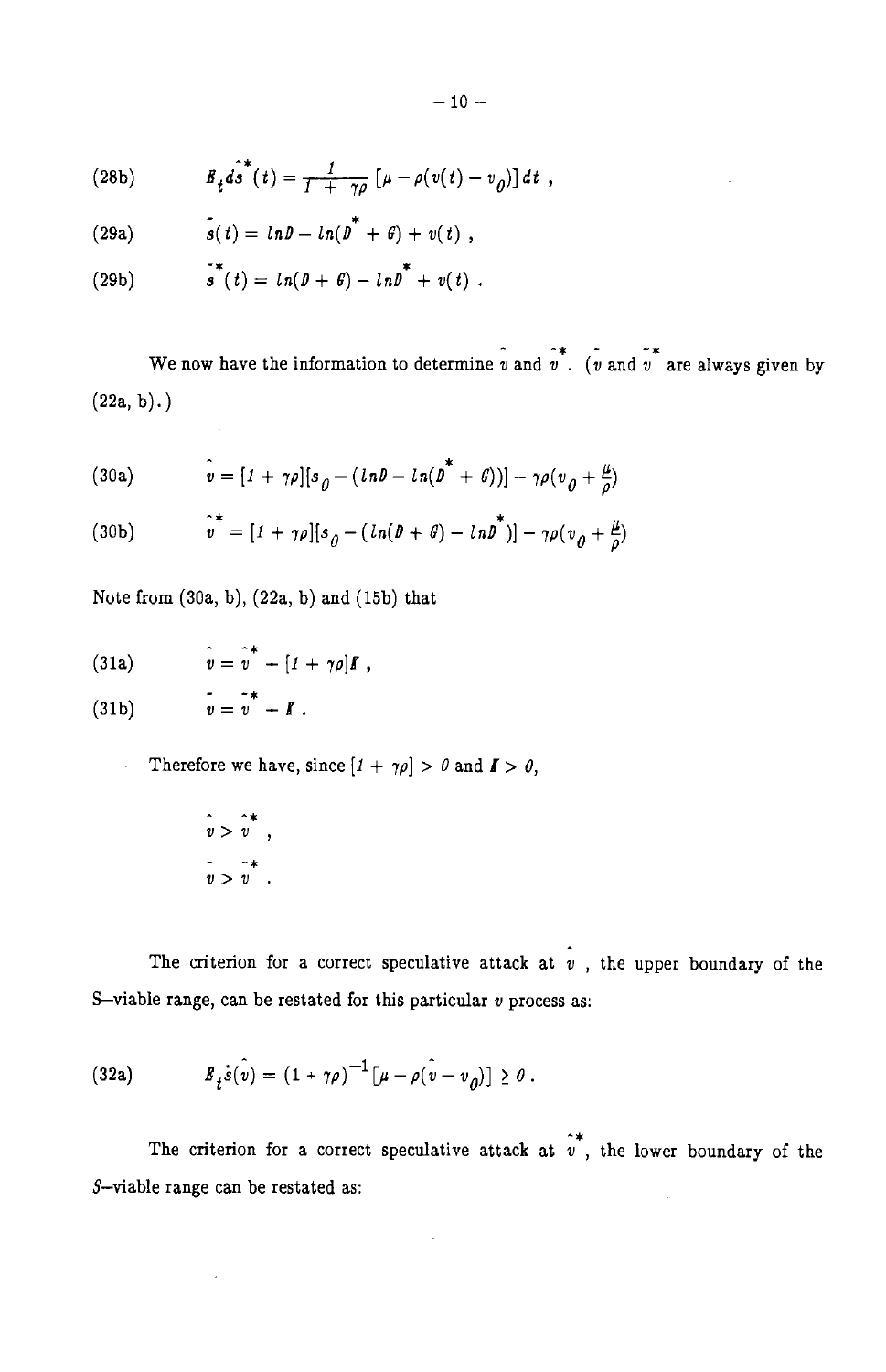(28b) $$E_t d\hat{s}^*(t) = \frac{1}{1 + \gamma\rho}[\mu - \rho(v(t) - v_0)]\,dt \ ,$$

(29a) $$\bar{s}(t) = \ln D - \ln(D^* + G) + v(t) \ ,$$

(29b) $$\bar{s}^*(t) = \ln(D + G) - \ln D^* + v(t) \ .$$

We now have the information to determine $\hat{v}$ and $\hat{v}^*$. ($\bar{v}$ and $\bar{v}^*$ are always given by (22a, b).)

(30a) $$\hat{v} = [1 + \gamma\rho][s_0 - (\ln D - \ln(D^* + G))] - \gamma\rho(v_0 + \frac{\mu}{\rho})$$

(30b) $$\hat{v}^* = [1 + \gamma\rho][s_0 - (\ln(D + G) - \ln D^*)] - \gamma\rho(v_0 + \frac{\mu}{\rho})$$

Note from (30a, b), (22a, b) and (15b) that

(31a) $$\hat{v} = \hat{v}^* + [1 + \gamma\rho]K \ ,$$

(31b) $$\bar{v} = \bar{v}^* + K \ .$$

Therefore we have, since $[1 + \gamma\rho] > 0$ and $K > 0$,

$$\hat{v} > \hat{v}^* \ ,$$

$$\bar{v} > \bar{v}^* \ .$$

The criterion for a correct speculative attack at $\hat{v}$, the upper boundary of the S–viable range, can be restated for this particular $v$ process as:

(32a) $$E_t\dot{s}(\hat{v}) = (1 + \gamma\rho)^{-1}[\mu - \rho(\hat{v} - v_0)] \geq 0 \ .$$

The criterion for a correct speculative attack at $\hat{v}^*$, the lower boundary of the S–viable range can be restated as: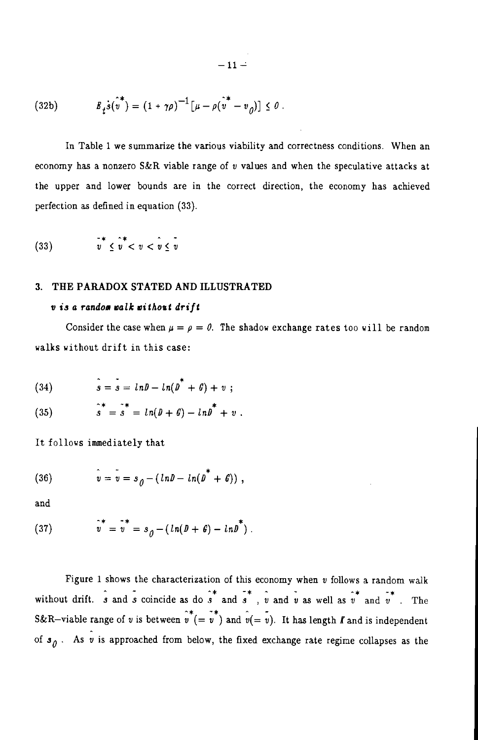$$(32b) \qquad E_t\dot{s}(\hat{v}^*) = (1+\gamma\rho)^{-1}[\mu - \rho(\hat{v}^* - v_0)] \leq 0 .$$

In Table 1 we summarize the various viability and correctness conditions. When an economy has a nonzero S&R viable range of $v$ values and when the speculative attacks at the upper and lower bounds are in the correct direction, the economy has achieved perfection as defined in equation (33).

$$(33) \qquad \bar{v}^* \leq \hat{v}^* < v < \hat{v} \leq \bar{v}$$

## 3. THE PARADOX STATED AND ILLUSTRATED

### *v is a random walk without drift*

Consider the case when $\mu = \rho = 0$. The shadow exchange rates too will be random walks without drift in this case:

$$(34) \qquad \hat{s} = \bar{s} = \ln D - \ln(D^* + G) + v ;$$

$$(35) \qquad \hat{s}^* = \bar{s}^* = \ln(D+G) - \ln D^* + v .$$

It follows immediately that

$$(36) \qquad \hat{v} = \bar{v} = s_0 - (\ln D - \ln(D^* + G)) ,$$

and

$$(37) \qquad \hat{v}^* = \bar{v}^* = s_0 - (\ln(D+G) - \ln D^*) .$$

Figure 1 shows the characterization of this economy when $v$ follows a random walk without drift. $\hat{s}$ and $\bar{s}$ coincide as do $\hat{s}^*$ and $\bar{s}^*$, $\hat{v}$ and $\bar{v}$ as well as $\hat{v}^*$ and $\bar{v}^*$. The S&R–viable range of $v$ is between $\hat{v}^*(=\bar{v}^*)$ and $\hat{v}(=\bar{v})$. It has length $\Gamma$ and is independent of $s_0$. As $\hat{v}$ is approached from below, the fixed exchange rate regime collapses as the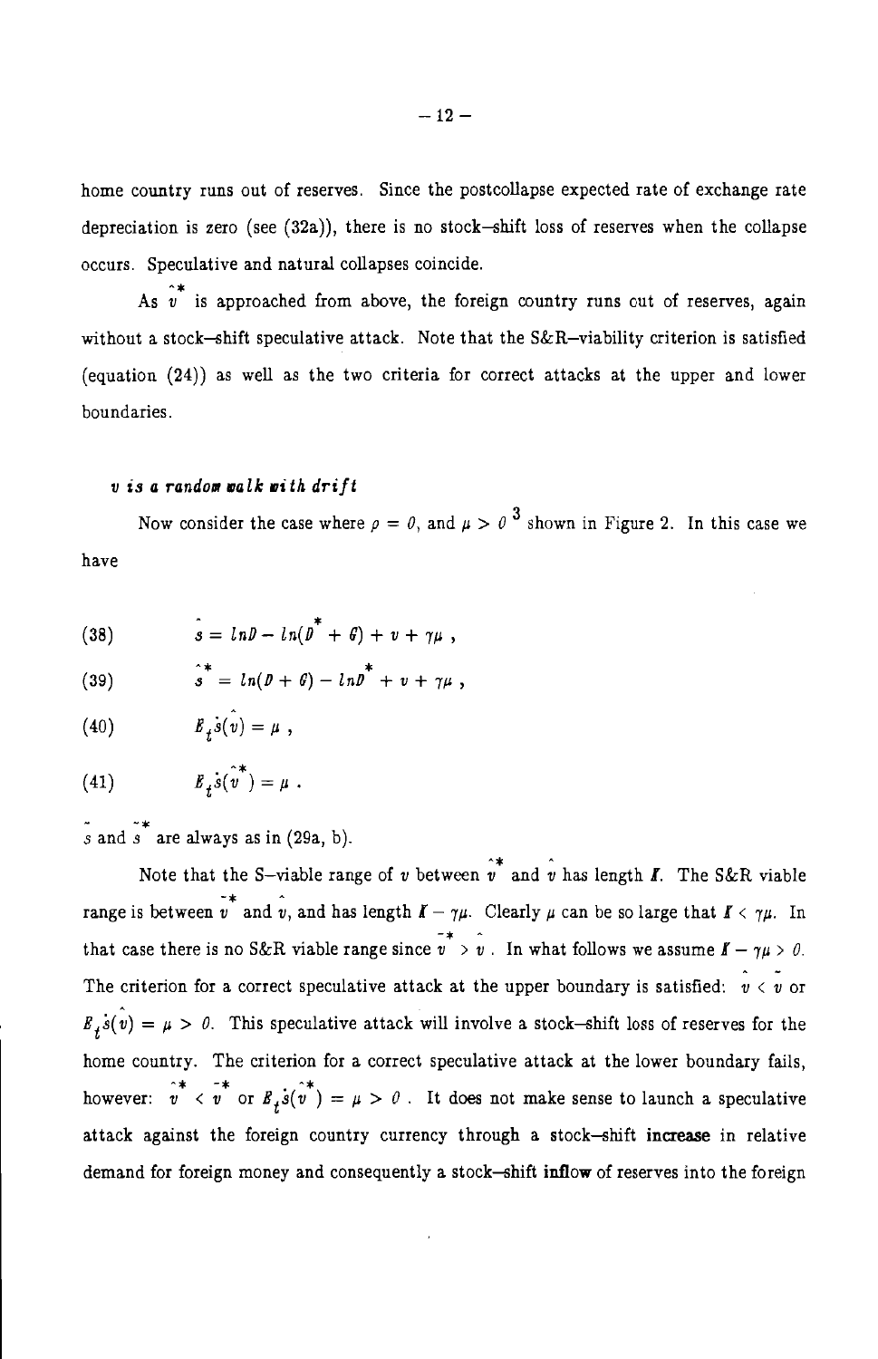home country runs out of reserves. Since the postcollapse expected rate of exchange rate depreciation is zero (see (32a)), there is no stock–shift loss of reserves when the collapse occurs. Speculative and natural collapses coincide.

As $\hat{v}^*$ is approached from above, the foreign country runs out of reserves, again without a stock–shift speculative attack. Note that the S&R–viability criterion is satisfied (equation (24)) as well as the two criteria for correct attacks at the upper and lower boundaries.

*v is a random walk with drift*

Now consider the case where $\rho = 0$, and $\mu > 0$ [3] shown in Figure 2. In this case we have

$$\hat{s} = lnD - ln(D^* + G) + v + \gamma\mu \,, \tag{38}$$

$$\hat{s}^* = ln(D + G) - lnD^* + v + \gamma\mu \,, \tag{39}$$

$$E_t\dot{s}(\hat{v}) = \mu \,, \tag{40}$$

$$E_t\dot{s}(\hat{v}^*) = \mu \,. \tag{41}$$

$\tilde{s}$ and $\tilde{s}^*$ are always as in (29a, b).

Note that the S–viable range of $v$ between $\hat{v}^*$ and $\hat{v}$ has length $I$. The S&R viable range is between $\tilde{v}^*$ and $\hat{v}$, and has length $I - \gamma\mu$. Clearly $\mu$ can be so large that $I < \gamma\mu$. In that case there is no S&R viable range since $\tilde{v}^* > \hat{v}$. In what follows we assume $I - \gamma\mu > 0$. The criterion for a correct speculative attack at the upper boundary is satisfied: $\hat{v} < \tilde{v}$ or $E_t\dot{s}(\hat{v}) = \mu > 0$. This speculative attack will involve a stock–shift loss of reserves for the home country. The criterion for a correct speculative attack at the lower boundary fails, however: $\hat{v}^* < \tilde{v}^*$ or $E_t\dot{s}(\hat{v}^*) = \mu > 0$. It does not make sense to launch a speculative attack against the foreign country currency through a stock–shift **increase** in relative demand for foreign money and consequently a stock–shift **inflow** of reserves into the foreign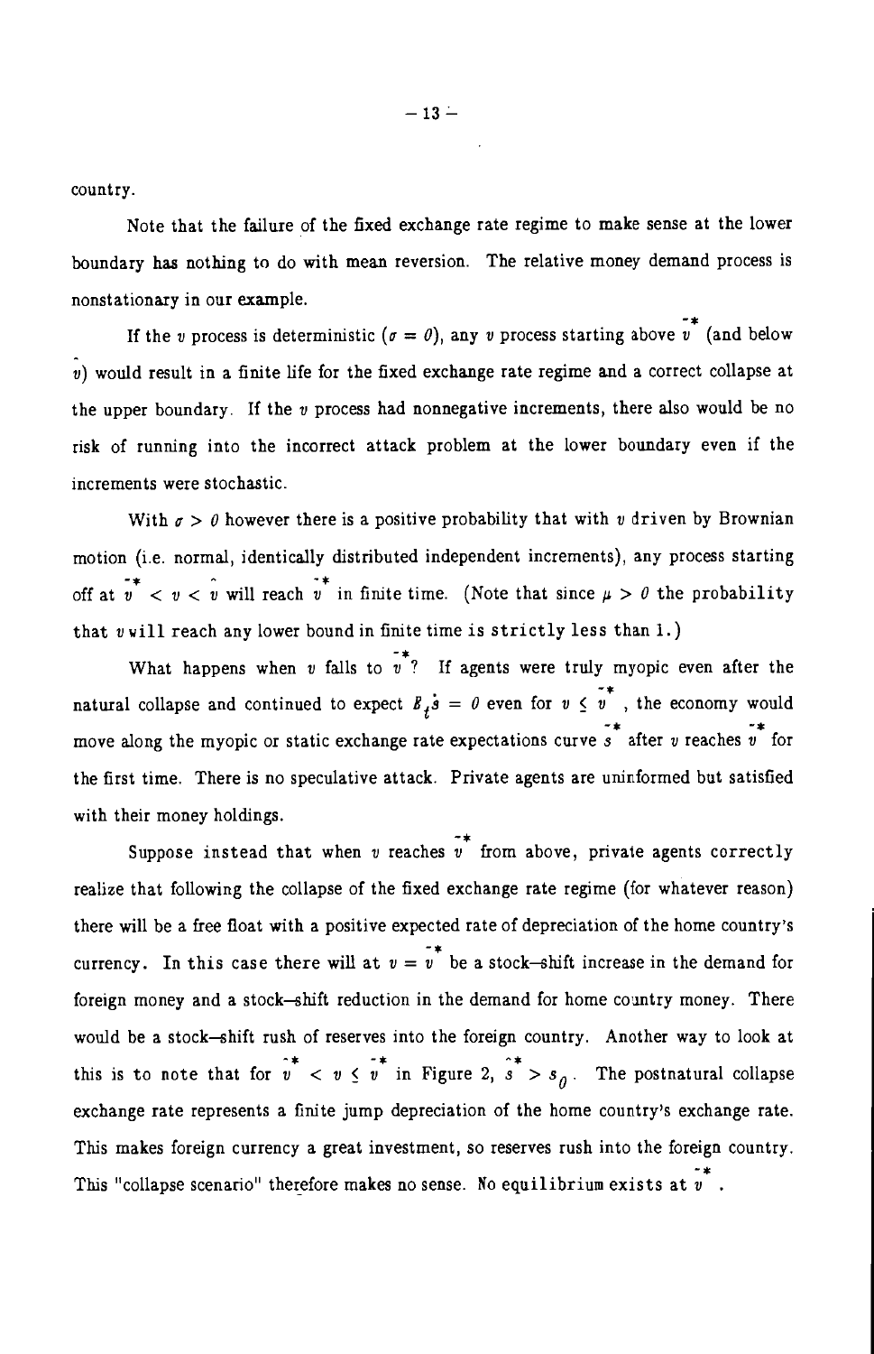country.

Note that the failure of the fixed exchange rate regime to make sense at the lower boundary has nothing to do with mean reversion. The relative money demand process is nonstationary in our example.

If the $v$ process is deterministic ($\sigma = 0$), any $v$ process starting above $\bar{v}^*$ (and below $\hat{v}$) would result in a finite life for the fixed exchange rate regime and a correct collapse at the upper boundary. If the $v$ process had nonnegative increments, there also would be no risk of running into the incorrect attack problem at the lower boundary even if the increments were stochastic.

With $\sigma > 0$ however there is a positive probability that with $v$ driven by Brownian motion (i.e. normal, identically distributed independent increments), any process starting off at $\bar{v}^* < v < \hat{v}$ will reach $\bar{v}^*$ in finite time. (Note that since $\mu > 0$ the probability that $v$ will reach any lower bound in finite time is strictly less than 1.)

What happens when $v$ falls to $\bar{v}^*$? If agents were truly myopic even after the natural collapse and continued to expect $E_t\dot{s} = 0$ even for $v \leq \bar{v}^*$, the economy would move along the myopic or static exchange rate expectations curve $\bar{s}^*$ after $v$ reaches $\bar{v}^*$ for the first time. There is no speculative attack. Private agents are uninformed but satisfied with their money holdings.

Suppose instead that when $v$ reaches $\bar{v}^*$ from above, private agents correctly realize that following the collapse of the fixed exchange rate regime (for whatever reason) there will be a free float with a positive expected rate of depreciation of the home country's currency. In this case there will at $v = \bar{v}^*$ be a stock–shift increase in the demand for foreign money and a stock–shift reduction in the demand for home country money. There would be a stock–shift rush of reserves into the foreign country. Another way to look at this is to note that for $\hat{v}^* < v \leq \bar{v}^*$ in Figure 2, $\hat{s}^* > s_0$. The postnatural collapse exchange rate represents a finite jump depreciation of the home country's exchange rate. This makes foreign currency a great investment, so reserves rush into the foreign country. This "collapse scenario" therefore makes no sense. No equilibrium exists at $\bar{v}^*$.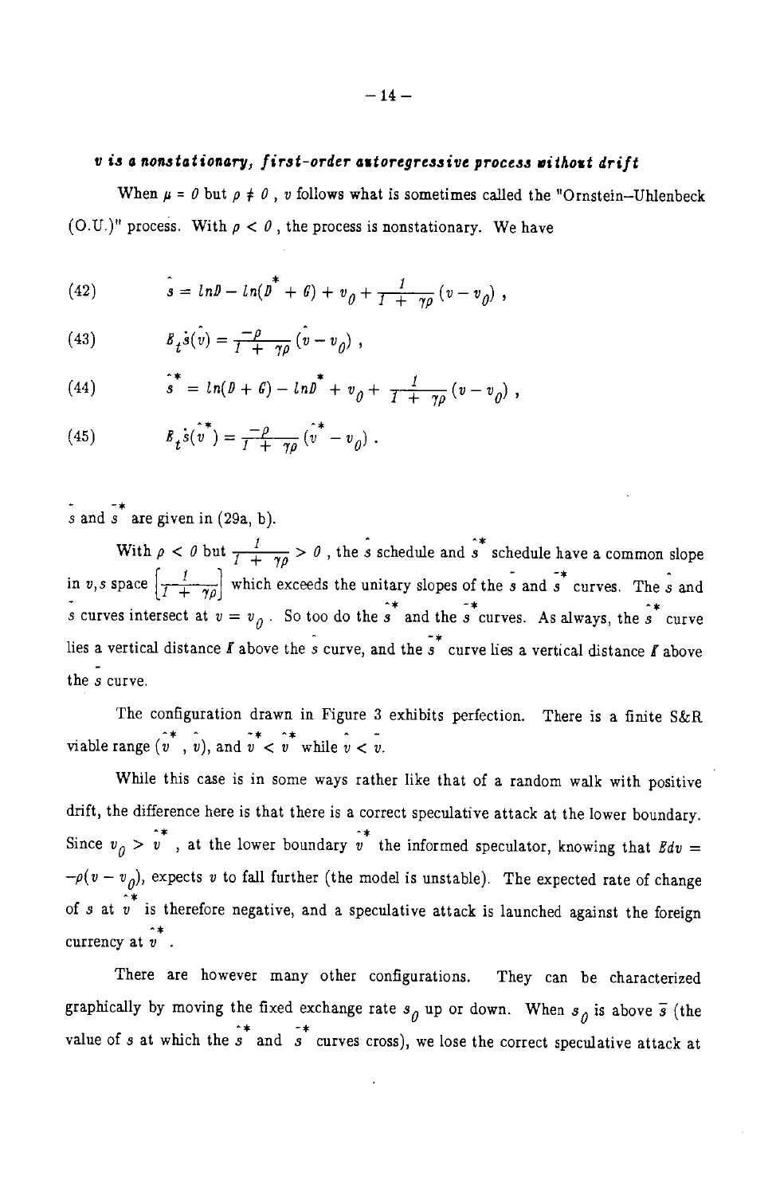### *v is a nonstationary, first-order autoregressive process without drift*

When $\mu = 0$ but $\rho \neq 0$, $v$ follows what is sometimes called the "Ornstein–Uhlenbeck (O.U.)" process. With $\rho < 0$, the process is nonstationary. We have

$$\hat{s} = \ln D - \ln(D^{*} + G) + v_0 + \frac{1}{1 + \gamma\rho}(v - v_0) \, , \tag{42}$$

$$E_t\dot{\hat{s}}(\hat{v}) = \frac{-\rho}{1 + \gamma\rho}(\hat{v} - v_0) \, , \tag{43}$$

$$\hat{s}^{*} = \ln(D + G) - \ln D^{*} + v_0 + \frac{1}{1 + \gamma\rho}(v - v_0) \, , \tag{44}$$

$$E_t\dot{\hat{s}}(\hat{v}^{*}) = \frac{-\rho}{1 + \gamma\rho}(\hat{v}^{*} - v_0) \, . \tag{45}$$

$\bar{s}$ and $\bar{s}^{*}$ are given in (29a, b).

With $\rho < 0$ but $\frac{1}{1 + \gamma\rho} > 0$, the $\hat{s}$ schedule and $\hat{s}^{*}$ schedule have a common slope in $v,s$ space $\left[\frac{1}{1 + \gamma\rho}\right]$ which exceeds the unitary slopes of the $\bar{s}$ and $\bar{s}^{*}$ curves. The $\hat{s}$ and $\bar{s}$ curves intersect at $v = v_0$. So too do the $\hat{s}^{*}$ and the $\bar{s}^{*}$ curves. As always, the $\hat{s}^{*}$ curve lies a vertical distance $I$ above the $\hat{s}$ curve, and the $\bar{s}^{*}$ curve lies a vertical distance $I$ above the $\bar{s}$ curve.

The configuration drawn in Figure 3 exhibits perfection. There is a finite S&R viable range $(\hat{v}^{*}, \hat{v})$, and $\bar{v}^{*} < \hat{v}^{*}$ while $\hat{v} < \bar{v}$.

While this case is in some ways rather like that of a random walk with positive drift, the difference here is that there is a correct speculative attack at the lower boundary. Since $v_0 > \hat{v}^{*}$, at the lower boundary $\bar{v}^{*}$ the informed speculator, knowing that $Edv = -\rho(v - v_0)$, expects $v$ to fall further (the model is unstable). The expected rate of change of $s$ at $\hat{v}^{*}$ is therefore negative, and a speculative attack is launched against the foreign currency at $\hat{v}^{*}$.

There are however many other configurations. They can be characterized graphically by moving the fixed exchange rate $s_0$ up or down. When $s_0$ is above $\bar{s}$ (the value of $s$ at which the $\hat{s}^{*}$ and $\bar{s}^{*}$ curves cross), we lose the correct speculative attack at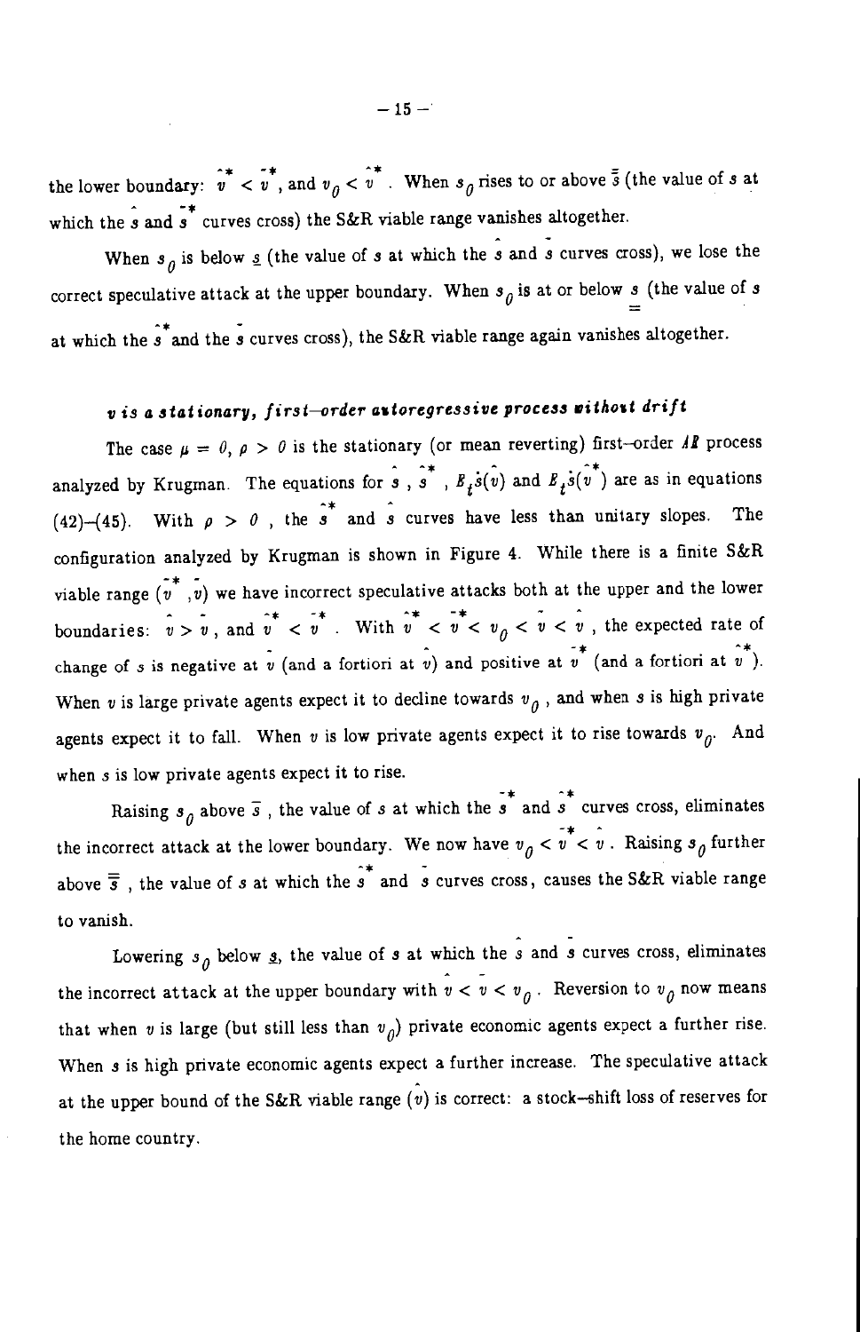the lower boundary: $\hat{v}^* < \bar{v}^*$, and $v_0 < \hat{v}^*$. When $s_0$ rises to or above $\bar{\bar{s}}$ (the value of $s$ at which the $\hat{s}$ and $\bar{s}^*$ curves cross) the S&R viable range vanishes altogether.

When $s_0$ is below $\underline{s}$ (the value of $s$ at which the $\hat{s}$ and $\bar{s}$ curves cross), we lose the correct speculative attack at the upper boundary. When $s_0$ is at or below $\underline{\underline{s}}$ (the value of $s$ at which the $\hat{s}^*$ and the $\bar{s}$ curves cross), the S&R viable range again vanishes altogether.

### *v is a stationary, first–order autoregressive process without drift*

The case $\mu = 0$, $\rho > 0$ is the stationary (or mean reverting) first–order *AR* process analyzed by Krugman. The equations for $\hat{s}$, $\hat{s}^*$, $E_t\dot{s}(\hat{v})$ and $E_t\dot{s}(\hat{v}^*)$ are as in equations (42)–(45). With $\rho > 0$, the $\hat{s}^*$ and $\hat{s}$ curves have less than unitary slopes. The configuration analyzed by Krugman is shown in Figure 4. While there is a finite S&R viable range $(\bar{v}^*, \bar{v})$ we have incorrect speculative attacks both at the upper and the lower boundaries: $\hat{v} > \bar{v}$, and $\hat{v}^* < \bar{v}^*$. With $\hat{v}^* < \bar{v}^* < v_0 < \bar{v} < \hat{v}$, the expected rate of change of $s$ is negative at $\hat{v}$ (and a fortiori at $\bar{v}$) and positive at $\bar{v}^*$ (and a fortiori at $\hat{v}^*$). When $v$ is large private agents expect it to decline towards $v_0$, and when $s$ is high private agents expect it to fall. When $v$ is low private agents expect it to rise towards $v_0$. And when $s$ is low private agents expect it to rise.

Raising $s_0$ above $\bar{s}$, the value of $s$ at which the $\bar{s}^*$ and $\hat{s}^*$ curves cross, eliminates the incorrect attack at the lower boundary. We now have $v_0 < \bar{v}^* < \hat{v}$. Raising $s_0$ further above $\bar{\bar{s}}$, the value of $s$ at which the $\hat{s}^*$ and $\bar{s}$ curves cross, causes the S&R viable range to vanish.

Lowering $s_0$ below $\underline{s}$, the value of $s$ at which the $\hat{s}$ and $\bar{s}$ curves cross, eliminates the incorrect attack at the upper boundary with $\hat{v} < \bar{v} < v_0$. Reversion to $v_0$ now means that when $v$ is large (but still less than $v_0$) private economic agents expect a further rise. When $s$ is high private economic agents expect a further increase. The speculative attack at the upper bound of the S&R viable range $(\hat{v})$ is correct: a stock–shift loss of reserves for the home country.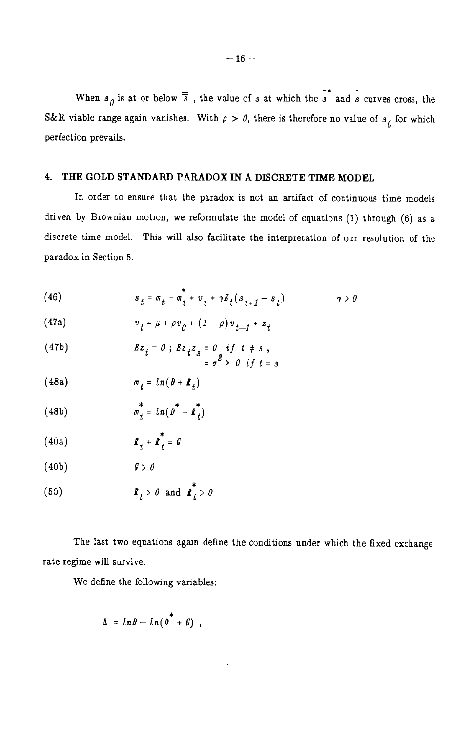When $s_0$ is at or below $\bar{\bar{s}}$, the value of $s$ at which the $\bar{s}^*$ and $\hat{s}$ curves cross, the S&R viable range again vanishes. With $\rho > 0$, there is therefore no value of $s_0$ for which perfection prevails.

## 4. THE GOLD STANDARD PARADOX IN A DISCRETE TIME MODEL

In order to ensure that the paradox is not an artifact of continuous time models driven by Brownian motion, we reformulate the model of equations (1) through (6) as a discrete time model. This will also facilitate the interpretation of our resolution of the paradox in Section 5.

$$s_t = m_t - m_t^* + v_t + \gamma E_t(s_{t+1} - s_t) \qquad \gamma > 0 \tag{46}$$

$$v_t = \mu + \rho v_0 + (1-\rho)v_{t-1} + z_t \tag{47a}$$

$$Ez_t = 0 \; ; \; Ez_t z_s = 0 \quad if \; t \neq s, \quad = \sigma^2 \geq 0 \quad if \; t = s \tag{47b}$$

$$m_t = ln(D + R_t) \tag{48a}$$

$$m_t^* = ln(D^* + R_t^*) \tag{48b}$$

$$R_t + R_t^* = G \tag{40a}$$

$$G > 0 \tag{40b}$$

$$R_t > 0 \text{ and } R_t^* > 0 \tag{50}$$

The last two equations again define the conditions under which the fixed exchange rate regime will survive.

We define the following variables:

$$\Delta = lnD - ln(D^* + G) \; ,$$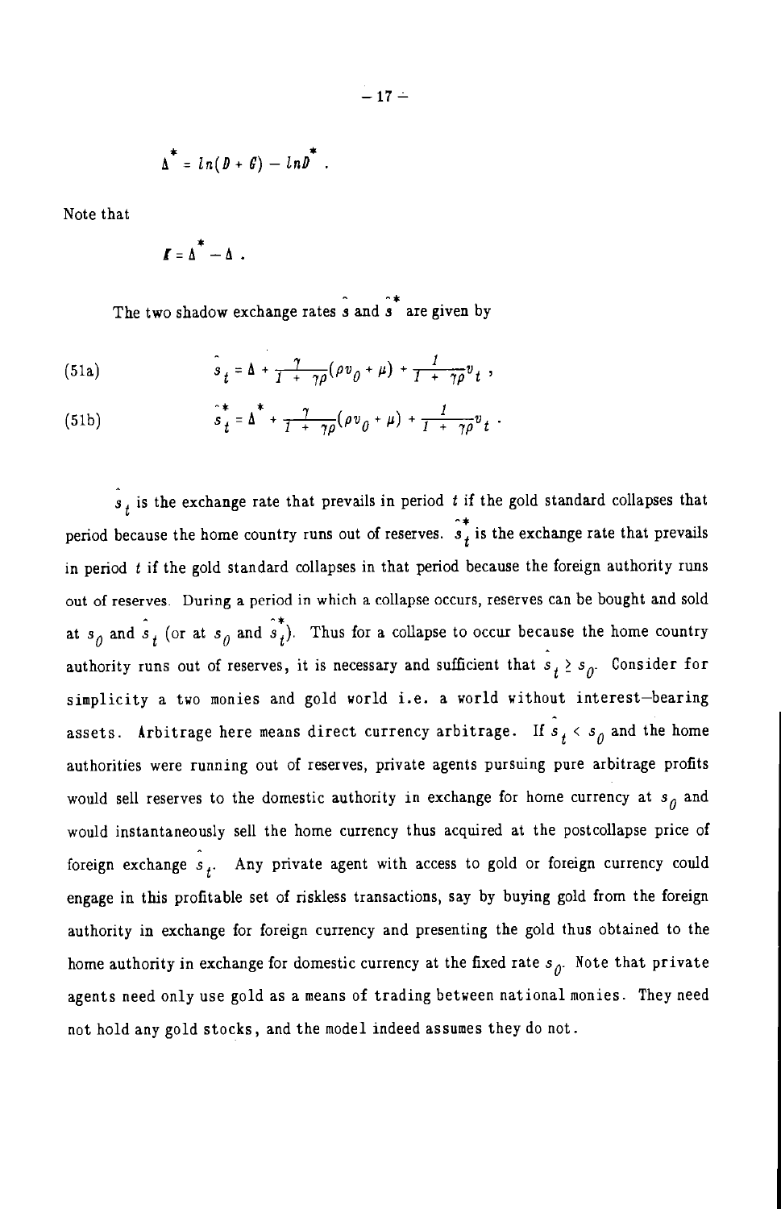$$\Delta^* = ln(D + G) - lnD^* .$$

Note that

$$\Gamma = \Delta^* - \Delta .$$

The two shadow exchange rates $\hat{s}$ and $\hat{s}^*$ are given by

$$\hat{s}_t = \Delta + \frac{\gamma}{1 + \gamma\rho}(\rho v_0 + \mu) + \frac{1}{1 + \gamma\rho}v_t , \tag{51a}$$

$$\hat{s}^*_t = \Delta^* + \frac{\gamma}{1 + \gamma\rho}(\rho v_0 + \mu) + \frac{1}{1 + \gamma\rho}v_t . \tag{51b}$$

$\hat{s}_t$ is the exchange rate that prevails in period $t$ if the gold standard collapses that period because the home country runs out of reserves. $\hat{s}^*_t$ is the exchange rate that prevails in period $t$ if the gold standard collapses in that period because the foreign authority runs out of reserves. During a period in which a collapse occurs, reserves can be bought and sold at $s_0$ and $\hat{s}_t$ (or at $s_0$ and $\hat{s}^*_t$). Thus for a collapse to occur because the home country authority runs out of reserves, it is necessary and sufficient that $\hat{s}_t \geq s_0$. Consider for simplicity a two monies and gold world i.e. a world without interest–bearing assets. Arbitrage here means direct currency arbitrage. If $\hat{s}_t < s_0$ and the home authorities were running out of reserves, private agents pursuing pure arbitrage profits would sell reserves to the domestic authority in exchange for home currency at $s_0$ and would instantaneously sell the home currency thus acquired at the postcollapse price of foreign exchange $\hat{s}_t$. Any private agent with access to gold or foreign currency could engage in this profitable set of riskless transactions, say by buying gold from the foreign authority in exchange for foreign currency and presenting the gold thus obtained to the home authority in exchange for domestic currency at the fixed rate $s_0$. Note that private agents need only use gold as a means of trading between national monies. They need not hold any gold stocks, and the model indeed assumes they do not.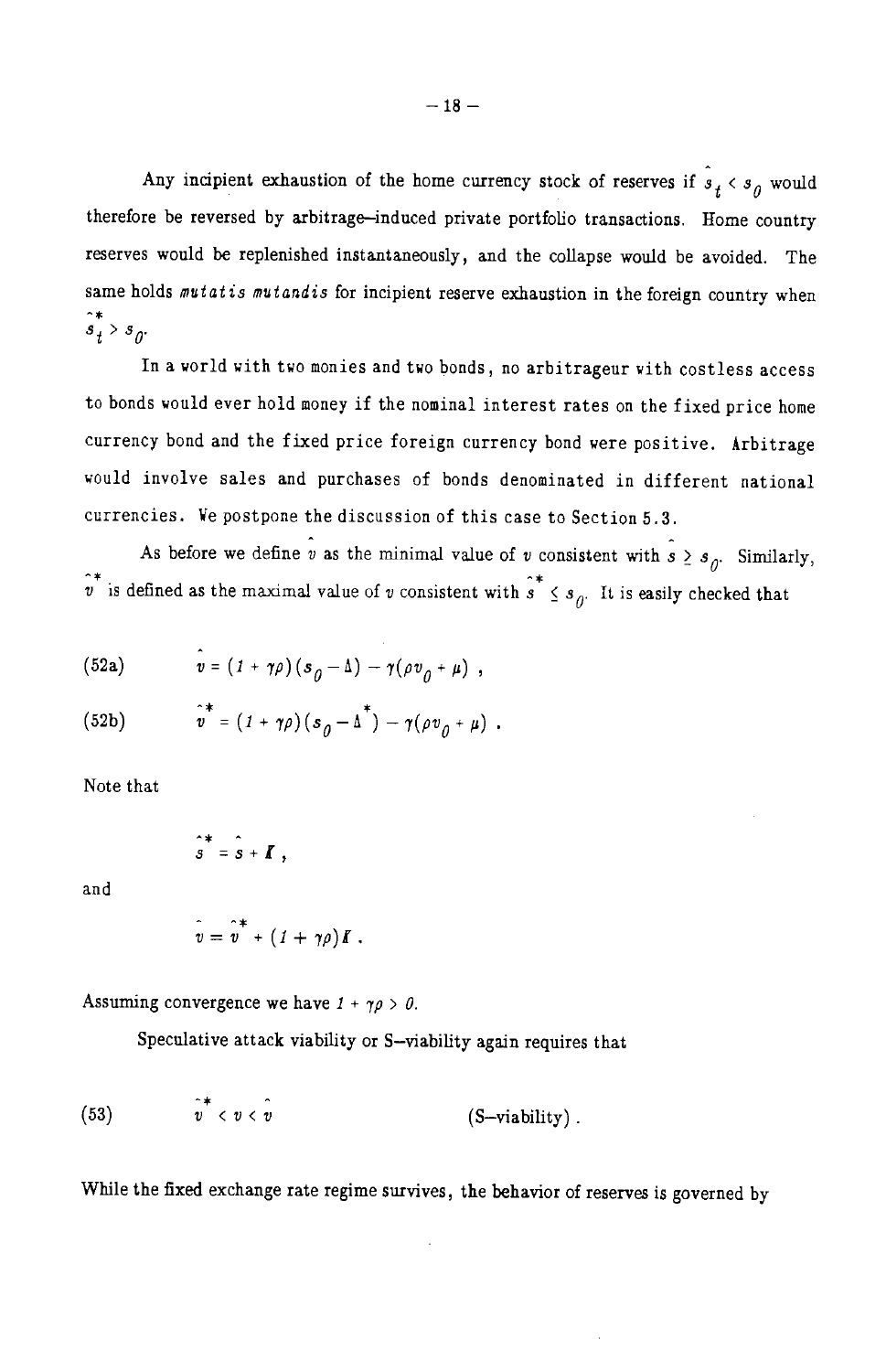Any incipient exhaustion of the home currency stock of reserves if $\hat{s}_t < s_0$ would therefore be reversed by arbitrage–induced private portfolio transactions. Home country reserves would be replenished instantaneously, and the collapse would be avoided. The same holds *mutatis mutandis* for incipient reserve exhaustion in the foreign country when $\hat{s}_t^* > s_0$.

In a world with two monies and two bonds, no arbitrageur with costless access to bonds would ever hold money if the nominal interest rates on the fixed price home currency bond and the fixed price foreign currency bond were positive. Arbitrage would involve sales and purchases of bonds denominated in different national currencies. We postpone the discussion of this case to Section 5.3.

As before we define $\hat{v}$ as the minimal value of $v$ consistent with $\hat{s} \geq s_0$. Similarly, $\hat{v}^*$ is defined as the maximal value of $v$ consistent with $\hat{s}^* \leq s_0$. It is easily checked that

$$\hat{v} = (1 + \gamma\rho)(s_0 - \Delta) - \gamma(\rho v_0 + \mu) \tag{52a}$$

$$\hat{v}^* = (1 + \gamma\rho)(s_0 - \Delta^*) - \gamma(\rho v_0 + \mu) \tag{52b}$$

Note that

$$\hat{s}^* = \hat{s} + \mathcal{I} ,$$

and

$$\hat{v} = \hat{v}^* + (1 + \gamma\rho)\mathcal{I} .$$

Assuming convergence we have $1 + \gamma\rho > 0$.

Speculative attack viability or S–viability again requires that

$$\hat{v}^* < v < \hat{v} \qquad \text{(S–viability)} . \tag{53}$$

While the fixed exchange rate regime survives, the behavior of reserves is governed by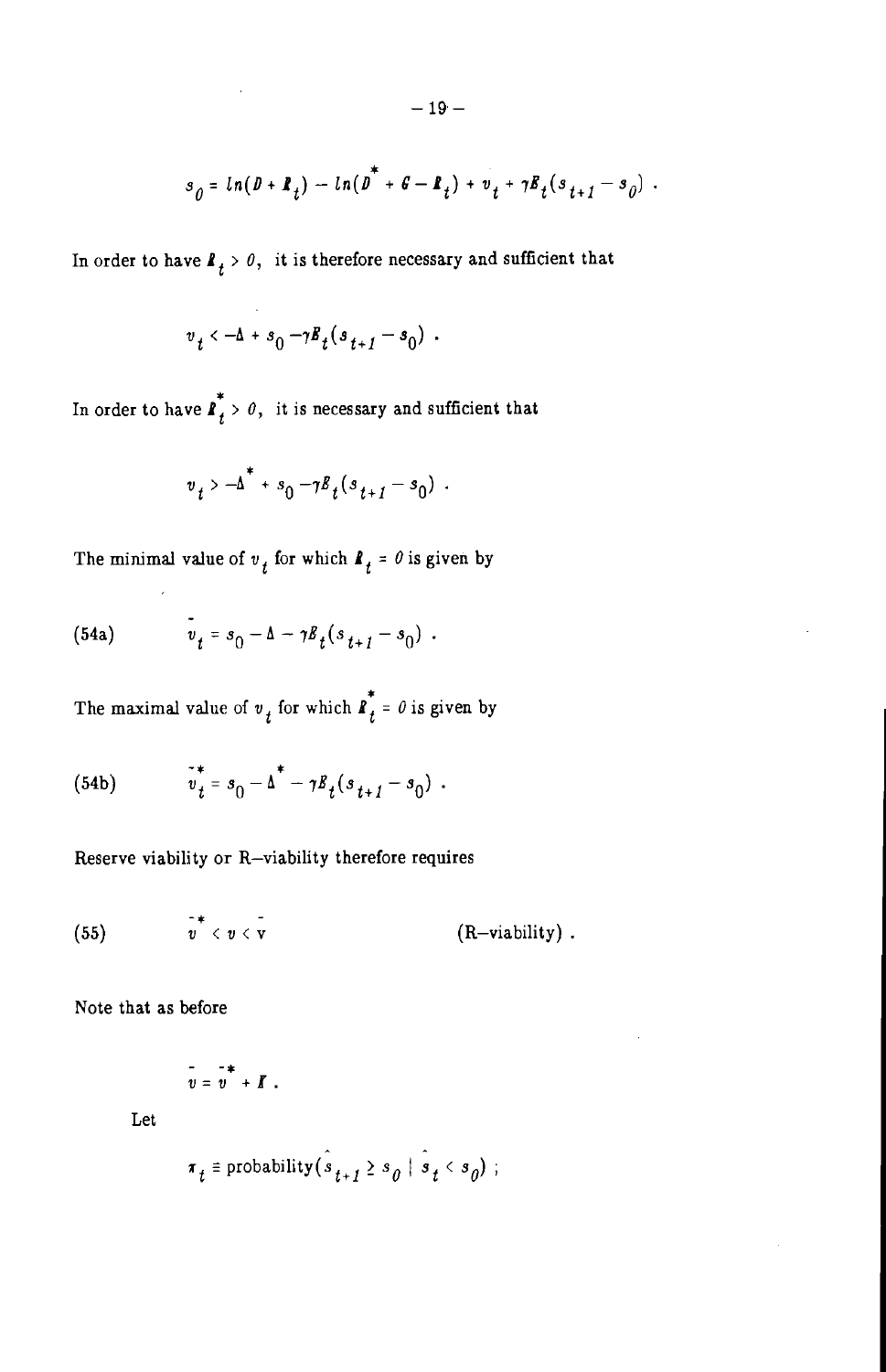$$s_0 = ln(D + R_t) - ln(D^* + G - R_t) + v_t + \gamma E_t(s_{t+1} - s_0) .$$

In order to have $R_t > 0$, it is therefore necessary and sufficient that

$$v_t < -\Delta + s_0 - \gamma E_t(s_{t+1} - s_0) .$$

In order to have $R_t^* > 0$, it is necessary and sufficient that

$$v_t > -\Delta^* + s_0 - \gamma E_t(s_{t+1} - s_0) .$$

The minimal value of $v_t$ for which $R_t = 0$ is given by

$$\bar{v}_t = s_0 - \Delta - \gamma E_t(s_{t+1} - s_0) . \tag{54a}$$

The maximal value of $v_t$ for which $R_t^* = 0$ is given by

$$\bar{v}_t^* = s_0 - \Delta^* - \gamma E_t(s_{t+1} - s_0) . \tag{54b}$$

Reserve viability or R–viability therefore requires

$$\bar{v}^* < v < \bar{v} \qquad \text{(R–viability)} . \tag{55}$$

Note that as before

$$\bar{v} = \bar{v}^* + \Gamma .$$

Let

$$\pi_t \equiv \text{probability}(\hat{s}_{t+1} \geq s_0 \mid \hat{s}_t < s_0) ;$$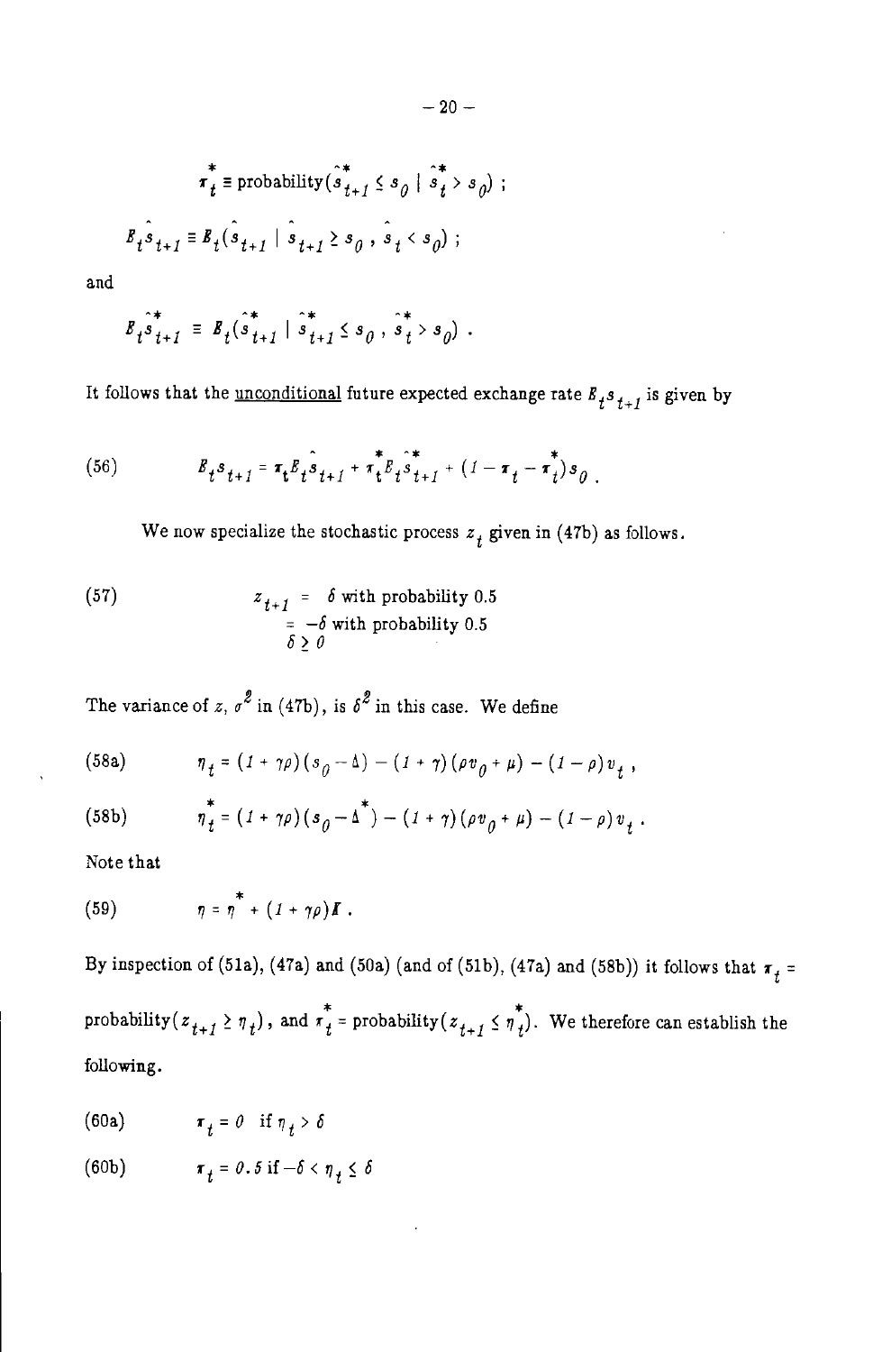$$\pi_t^* \equiv \text{probability}(\hat{s}_{t+1}^* \leq s_0 \mid \hat{s}_t^* > s_0) ;$$

$$E_t\hat{s}_{t+1} \equiv E_t(\hat{s}_{t+1} \mid \hat{s}_{t+1} \geq s_0 , \hat{s}_t < s_0) ;$$

and

$$E_t\hat{s}_{t+1}^* \equiv E_t(\hat{s}_{t+1}^* \mid \hat{s}_{t+1}^* \leq s_0 , \hat{s}_t^* > s_0) .$$

It follows that the unconditional future expected exchange rate $E_t s_{t+1}$ is given by

$$(56) \qquad E_t s_{t+1} = \pi_t E_t \hat{s}_{t+1} + \pi_t^* E_t \hat{s}_{t+1}^* + (1 - \pi_t - \pi_t^*) s_0 .$$

We now specialize the stochastic process $z_t$ given in (47b) as follows.

$$(57) \qquad \begin{aligned} z_{t+1} &= \delta \text{ with probability } 0.5 \\ &= -\delta \text{ with probability } 0.5 \\ \delta &\geq 0 \end{aligned}$$

The variance of $z$, $\sigma^2$ in (47b), is $\delta^2$ in this case. We define

$$(58a) \qquad \eta_t = (1 + \gamma\rho)(s_0 - \Delta) - (1 + \gamma)(\rho v_0 + \mu) - (1 - \rho) v_t ,$$

$$(58b) \qquad \eta_t^* = (1 + \gamma\rho)(s_0 - \Delta^*) - (1 + \gamma)(\rho v_0 + \mu) - (1 - \rho) v_t .$$

Note that

$$(59) \qquad \eta = \eta^* + (1 + \gamma\rho)K .$$

By inspection of (51a), (47a) and (50a) (and of (51b), (47a) and (58b)) it follows that $\pi_t =$ probability$(z_{t+1} \geq \eta_t)$, and $\pi_t^* =$ probability$(z_{t+1} \leq \eta_t^*)$. We therefore can establish the following.

$$(60a) \qquad \pi_t = 0 \quad \text{if } \eta_t > \delta$$

$$(60b) \qquad \pi_t = 0.5 \text{ if } -\delta < \eta_t \leq \delta$$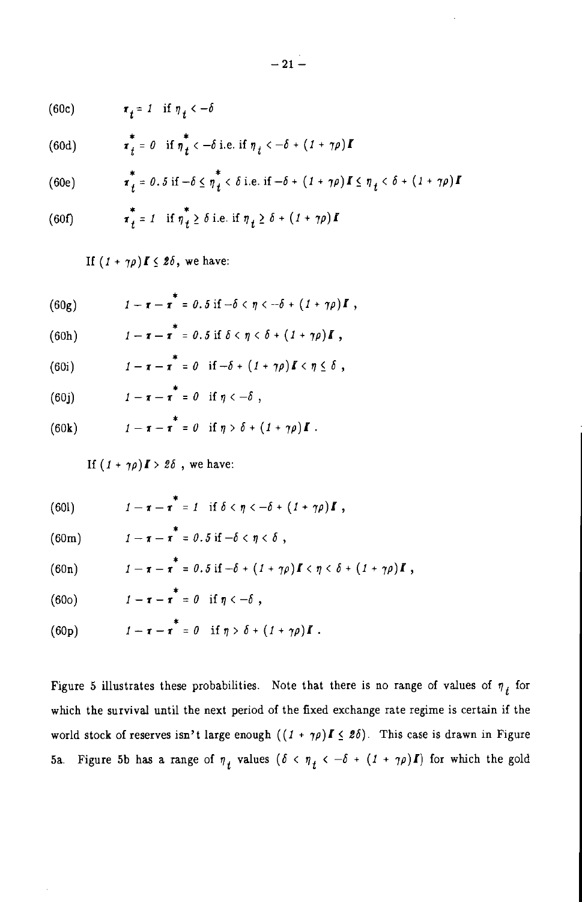(60c) $\pi_t = 1$ if $\eta_t < -\delta$

(60d) $\pi^*_t = 0$ if $\eta^*_t < -\delta$ i.e. if $\eta_t < -\delta + (1 + \gamma\rho)\boldsymbol{I}$

(60e) $\pi^*_t = 0.5$ if $-\delta \leq \eta^*_t < \delta$ i.e. if $-\delta + (1 + \gamma\rho)\boldsymbol{I} \leq \eta_t < \delta + (1 + \gamma\rho)\boldsymbol{I}$

(60f) $\pi^*_t = 1$ if $\eta^*_t \geq \delta$ i.e. if $\eta_t \geq \delta + (1 + \gamma\rho)\boldsymbol{I}$

If $(1 + \gamma\rho)\boldsymbol{I} \leq 2\delta$, we have:

(60g) $1 - \pi - \pi^* = 0.5$ if $-\delta < \eta < -\delta + (1 + \gamma\rho)\boldsymbol{I}$ ,

(60h) $1 - \pi - \pi^* = 0.5$ if $\delta < \eta < \delta + (1 + \gamma\rho)\boldsymbol{I}$ ,

(60i) $1 - \pi - \pi^* = 0$ if $-\delta + (1 + \gamma\rho)\boldsymbol{I} < \eta \leq \delta$ ,

(60j) $1 - \pi - \pi^* = 0$ if $\eta < -\delta$ ,

(60k) $1 - \pi - \pi^* = 0$ if $\eta > \delta + (1 + \gamma\rho)\boldsymbol{I}$ .

If $(1 + \gamma\rho)\boldsymbol{I} > 2\delta$ , we have:

(60l) $1 - \pi - \pi^* = 1$ if $\delta < \eta < -\delta + (1 + \gamma\rho)\boldsymbol{I}$ ,

(60m) $1 - \pi - \pi^* = 0.5$ if $-\delta < \eta < \delta$ ,

(60n) $1 - \pi - \pi^* = 0.5$ if $-\delta + (1 + \gamma\rho)\boldsymbol{I} < \eta < \delta + (1 + \gamma\rho)\boldsymbol{I}$ ,

(60o) $1 - \pi - \pi^* = 0$ if $\eta < -\delta$ ,

(60p) $1 - \pi - \pi^* = 0$ if $\eta > \delta + (1 + \gamma\rho)\boldsymbol{I}$ .

Figure 5 illustrates these probabilities. Note that there is no range of values of $\eta_t$ for which the survival until the next period of the fixed exchange rate regime is certain if the world stock of reserves isn't large enough ($(1 + \gamma\rho)\boldsymbol{I} \leq 2\delta$). This case is drawn in Figure 5a. Figure 5b has a range of $\eta_t$ values ($\delta < \eta_t < -\delta + (1 + \gamma\rho)\boldsymbol{I}$) for which the gold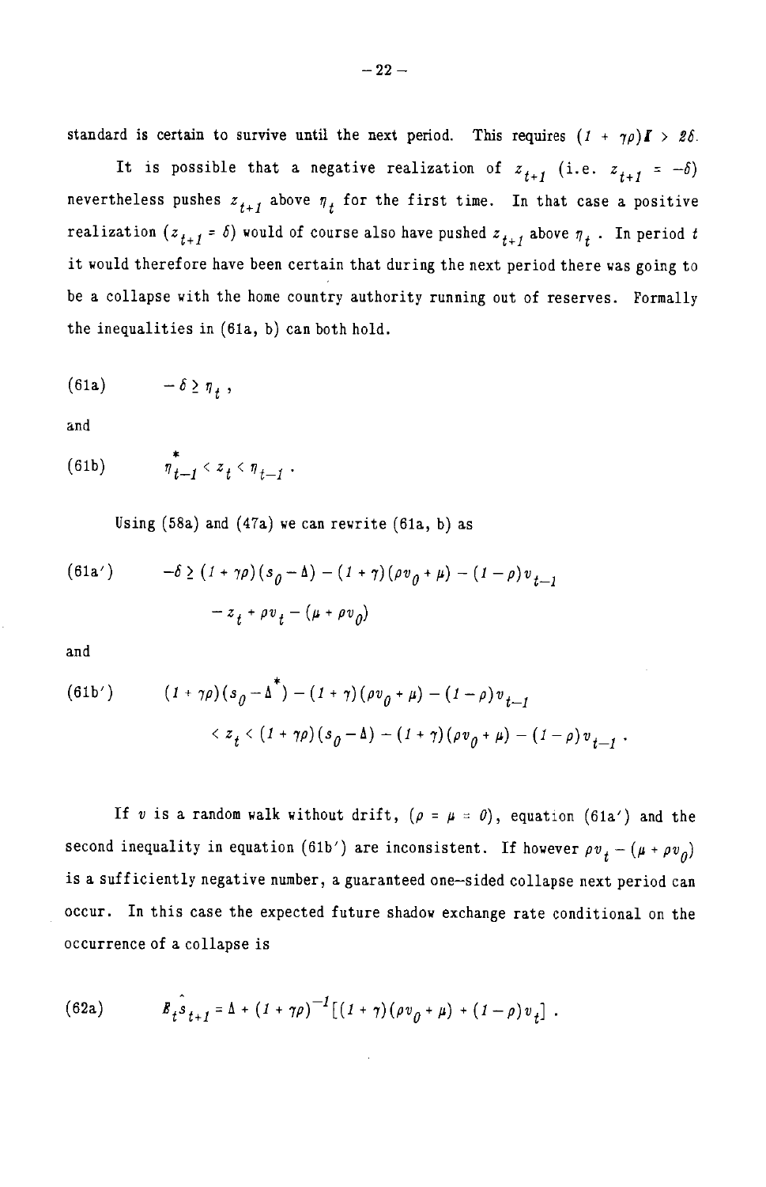standard is certain to survive until the next period. This requires $(1 + \gamma\rho)\bar{I} > 2\delta$.

It is possible that a negative realization of $z_{t+1}$ (i.e. $z_{t+1} = -\delta$) nevertheless pushes $z_{t+1}$ above $\eta_t$ for the first time. In that case a positive realization ($z_{t+1} = \delta$) would of course also have pushed $z_{t+1}$ above $\eta_t$. In period $t$ it would therefore have been certain that during the next period there was going to be a collapse with the home country authority running out of reserves. Formally the inequalities in (61a, b) can both hold.

$$-\delta \geq \eta_t \,, \tag{61a}$$

and

$$\eta^*_{t-1} < z_t < \eta_{t-1} \,. \tag{61b}$$

Using (58a) and (47a) we can rewrite (61a, b) as

$$\begin{aligned} -\delta \geq (1 + \gamma\rho)(s_0 - \Delta) - (1 + \gamma)(\rho v_0 + \mu) - (1 - \rho)v_{t-1} \\ - z_t + \rho v_t - (\mu + \rho v_0) \end{aligned} \tag{61a'}$$

and

$$\begin{aligned} (1 + \gamma\rho)(s_0 - \Delta^*) - (1 + \gamma)(\rho v_0 + \mu) - (1 - \rho)v_{t-1} \\ < z_t < (1 + \gamma\rho)(s_0 - \Delta) - (1 + \gamma)(\rho v_0 + \mu) - (1 - \rho)v_{t-1} \,. \end{aligned} \tag{61b'}$$

If $v$ is a random walk without drift, $(\rho = \mu = 0)$, equation (61a') and the second inequality in equation (61b') are inconsistent. If however $\rho v_t - (\mu + \rho v_0)$ is a sufficiently negative number, a guaranteed one-sided collapse next period can occur. In this case the expected future shadow exchange rate conditional on the occurrence of a collapse is

$$E_t\hat{s}_{t+1} = \Delta + (1 + \gamma\rho)^{-1}[(1 + \gamma)(\rho v_0 + \mu) + (1 - \rho)v_t] \,. \tag{62a}$$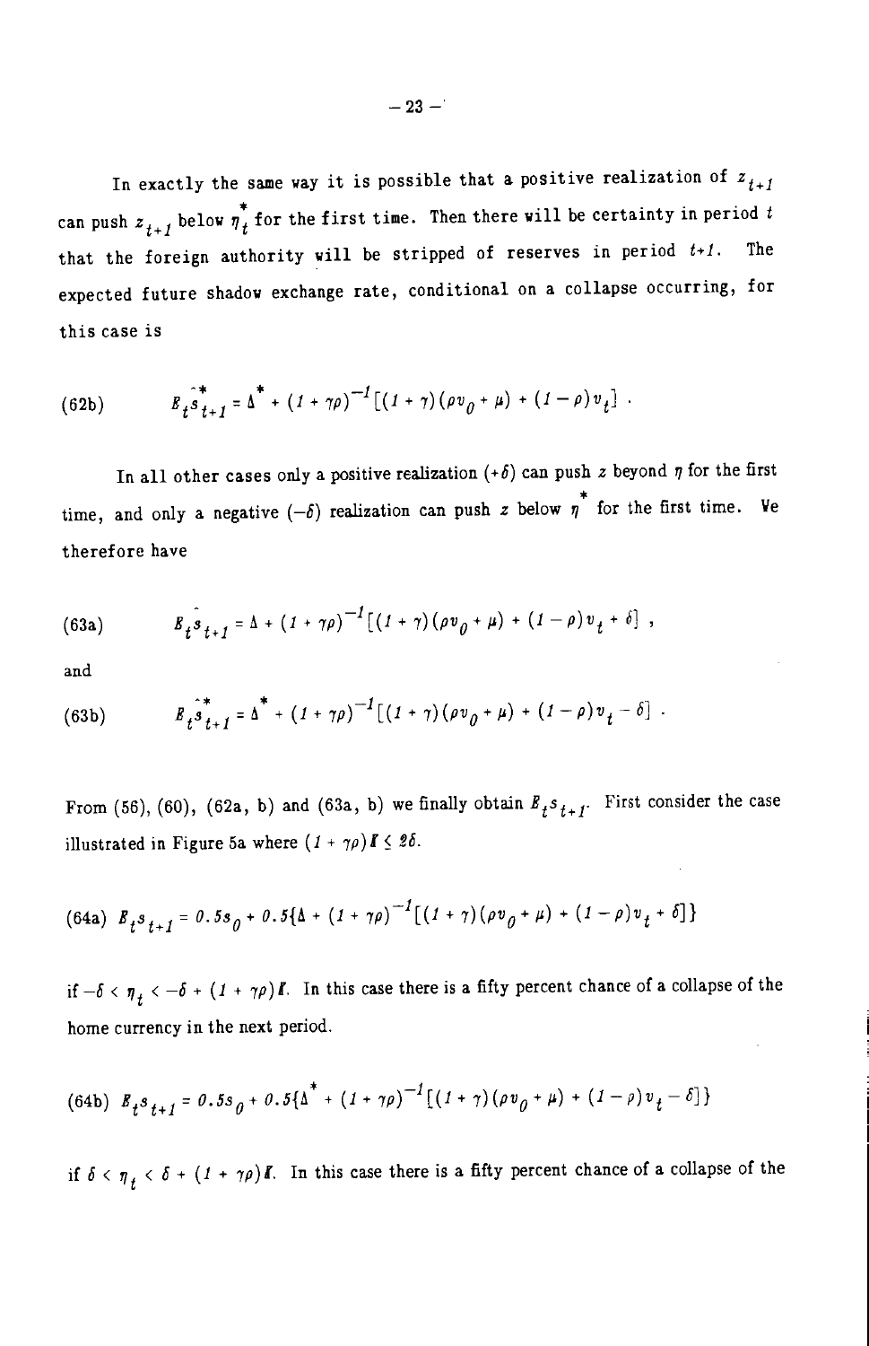In exactly the same way it is possible that a positive realization of $z_{t+1}$ can push $z_{t+1}$ below $\eta_t^*$ for the first time. Then there will be certainty in period $t$ that the foreign authority will be stripped of reserves in period $t+1$. The expected future shadow exchange rate, conditional on a collapse occurring, for this case is

$$E_t\hat{s}^*_{t+1} = \Delta^* + (1 + \gamma\rho)^{-1}[(1 + \gamma)(\rho v_0 + \mu) + (1 - \rho)v_t] \; . \tag{62b}$$

In all other cases only a positive realization $(+\delta)$ can push $z$ beyond $\eta$ for the first time, and only a negative $(-\delta)$ realization can push $z$ below $\eta^*$ for the first time. We therefore have

$$E_t\hat{s}_{t+1} = \Delta + (1 + \gamma\rho)^{-1}[(1 + \gamma)(\rho v_0 + \mu) + (1 - \rho)v_t + \delta] \; , \tag{63a}$$

and

$$E_t\hat{s}^*_{t+1} = \Delta^* + (1 + \gamma\rho)^{-1}[(1 + \gamma)(\rho v_0 + \mu) + (1 - \rho)v_t - \delta] \; . \tag{63b}$$

From (56), (60), (62a, b) and (63a, b) we finally obtain $E_ts_{t+1}$. First consider the case illustrated in Figure 5a where $(1 + \gamma\rho)R \leq 2\delta$.

$$E_ts_{t+1} = 0.5s_0 + 0.5\{\Delta + (1 + \gamma\rho)^{-1}[(1 + \gamma)(\rho v_0 + \mu) + (1 - \rho)v_t + \delta]\} \tag{64a}$$

if $-\delta < \eta_t < -\delta + (1 + \gamma\rho)R$. In this case there is a fifty percent chance of a collapse of the home currency in the next period.

$$E_ts_{t+1} = 0.5s_0 + 0.5\{\Delta^* + (1 + \gamma\rho)^{-1}[(1 + \gamma)(\rho v_0 + \mu) + (1 - \rho)v_t - \delta]\} \tag{64b}$$

if $\delta < \eta_t < \delta + (1 + \gamma\rho)R$. In this case there is a fifty percent chance of a collapse of the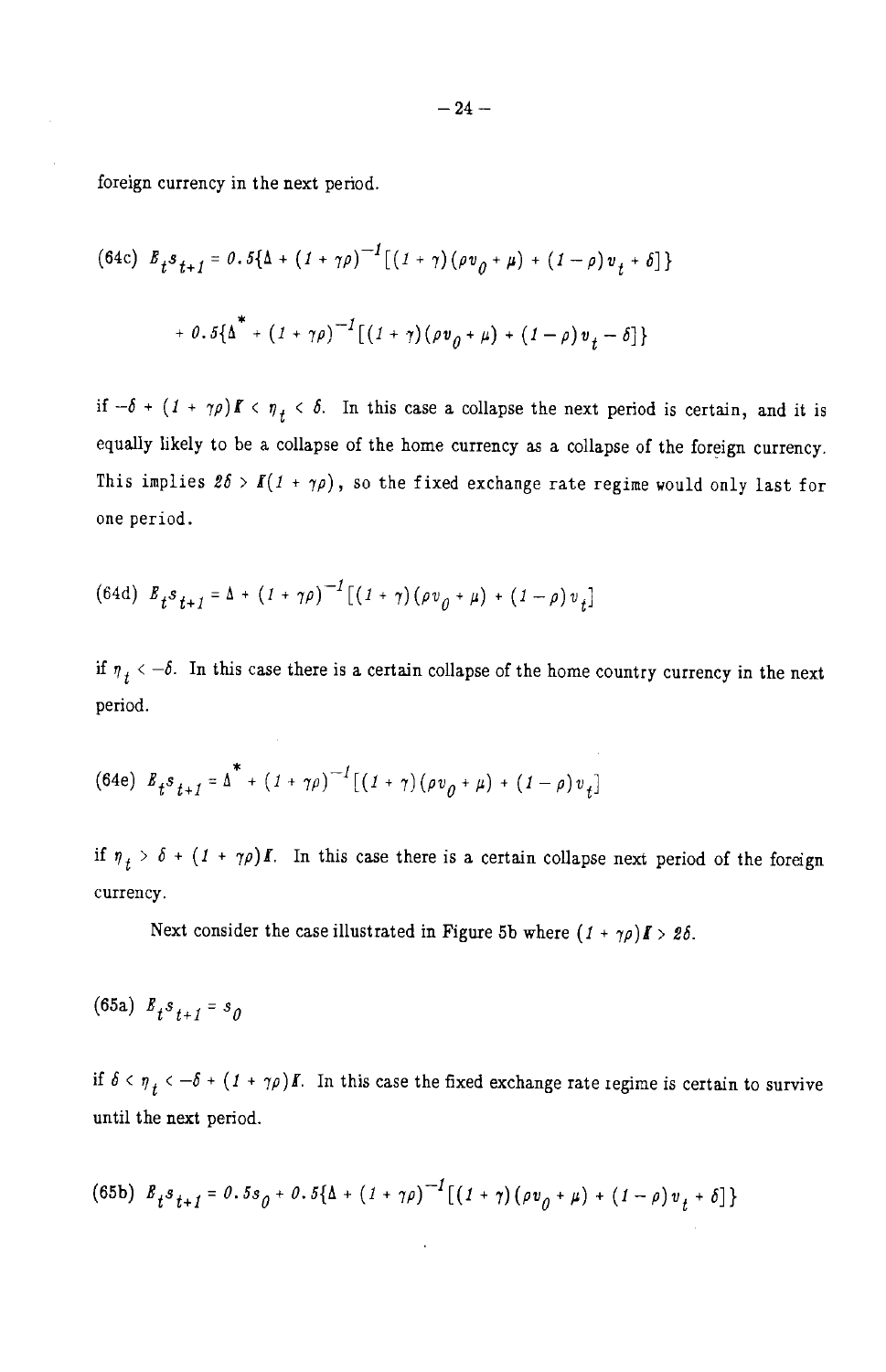foreign currency in the next period.

$$(64c)\quad E_t s_{t+1} = 0.5\{\Delta + (1+\gamma\rho)^{-1}[(1+\gamma)(\rho v_0 + \mu) + (1-\rho)v_t + \delta]\}$$

$$+ 0.5\{\Delta^* + (1+\gamma\rho)^{-1}[(1+\gamma)(\rho v_0 + \mu) + (1-\rho)v_t - \delta]\}$$

if $-\delta + (1+\gamma\rho)\bar{x} < \eta_t < \delta$. In this case a collapse the next period is certain, and it is equally likely to be a collapse of the home currency as a collapse of the foreign currency. This implies $2\delta > \bar{x}(1+\gamma\rho)$, so the fixed exchange rate regime would only last for one period.

$$(64d)\quad E_t s_{t+1} = \Delta + (1+\gamma\rho)^{-1}[(1+\gamma)(\rho v_0 + \mu) + (1-\rho)v_t]$$

if $\eta_t < -\delta$. In this case there is a certain collapse of the home country currency in the next period.

$$(64e)\quad E_t s_{t+1} = \Delta^* + (1+\gamma\rho)^{-1}[(1+\gamma)(\rho v_0 + \mu) + (1-\rho)v_t]$$

if $\eta_t > \delta + (1+\gamma\rho)\bar{x}$. In this case there is a certain collapse next period of the foreign currency.

Next consider the case illustrated in Figure 5b where $(1+\gamma\rho)\bar{x} > 2\delta$.

$$(65a)\quad E_t s_{t+1} = s_0$$

if $\delta < \eta_t < -\delta + (1+\gamma\rho)\bar{x}$. In this case the fixed exchange rate regime is certain to survive until the next period.

$$(65b)\quad E_t s_{t+1} = 0.5 s_0 + 0.5\{\Delta + (1+\gamma\rho)^{-1}[(1+\gamma)(\rho v_0 + \mu) + (1-\rho)v_t + \delta]\}$$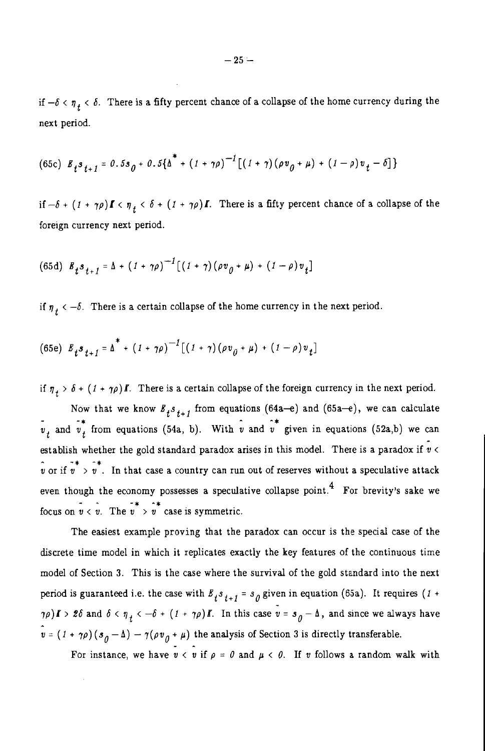if $-\delta < \eta_t < \delta$. There is a fifty percent chance of a collapse of the home currency during the next period.

$$\text{(65c)} \quad E_t s_{t+1} = 0.5 s_0 + 0.5\{\Delta^* + (1 + \gamma\rho)^{-1}[(1 + \gamma)(\rho v_0 + \mu) + (1 - \rho)v_t - \delta]\}$$

if $-\delta + (1 + \gamma\rho)\mathbf{I} < \eta_t < \delta + (1 + \gamma\rho)\mathbf{I}$. There is a fifty percent chance of a collapse of the foreign currency next period.

$$\text{(65d)} \quad E_t s_{t+1} = \Delta + (1 + \gamma\rho)^{-1}[(1 + \gamma)(\rho v_0 + \mu) + (1 - \rho)v_t]$$

if $\eta_t < -\delta$. There is a certain collapse of the home currency in the next period.

$$\text{(65e)} \quad E_t s_{t+1} = \Delta^* + (1 + \gamma\rho)^{-1}[(1 + \gamma)(\rho v_0 + \mu) + (1 - \rho)v_t]$$

if $\eta_t > \delta + (1 + \gamma\rho)\mathbf{I}$. There is a certain collapse of the foreign currency in the next period.

Now that we know $E_t s_{t+1}$ from equations (64a–e) and (65a–e), we can calculate $\bar{v}_t$ and $\bar{v}_t^*$ from equations (54a, b). With $\hat{v}$ and $\hat{v}^*$ given in equations (52a,b) we can establish whether the gold standard paradox arises in this model. There is a paradox if $\bar{v} < \hat{v}$ or if $\bar{v}^* > \hat{v}^*$. In that case a country can run out of reserves without a speculative attack even though the economy possesses a speculative collapse point.[4] For brevity's sake we focus on $\bar{v} < \hat{v}$. The $\bar{v}^* > \hat{v}^*$ case is symmetric.

The easiest example proving that the paradox can occur is the special case of the discrete time model in which it replicates exactly the key features of the continuous time model of Section 3. This is the case where the survival of the gold standard into the next period is guaranteed i.e. the case with $E_t s_{t+1} = s_0$ given in equation (65a). It requires $(1 + \gamma\rho)\mathbf{I} > 2\delta$ and $\delta < \eta_t < -\delta + (1 + \gamma\rho)\mathbf{I}$. In this case $\bar{v} = s_0 - \Delta$, and since we always have $\hat{v} = (1 + \gamma\rho)(s_0 - \Delta) - \gamma(\rho v_0 + \mu)$ the analysis of Section 3 is directly transferable.

For instance, we have $\bar{v} < \hat{v}$ if $\rho = 0$ and $\mu < 0$. If $v$ follows a random walk with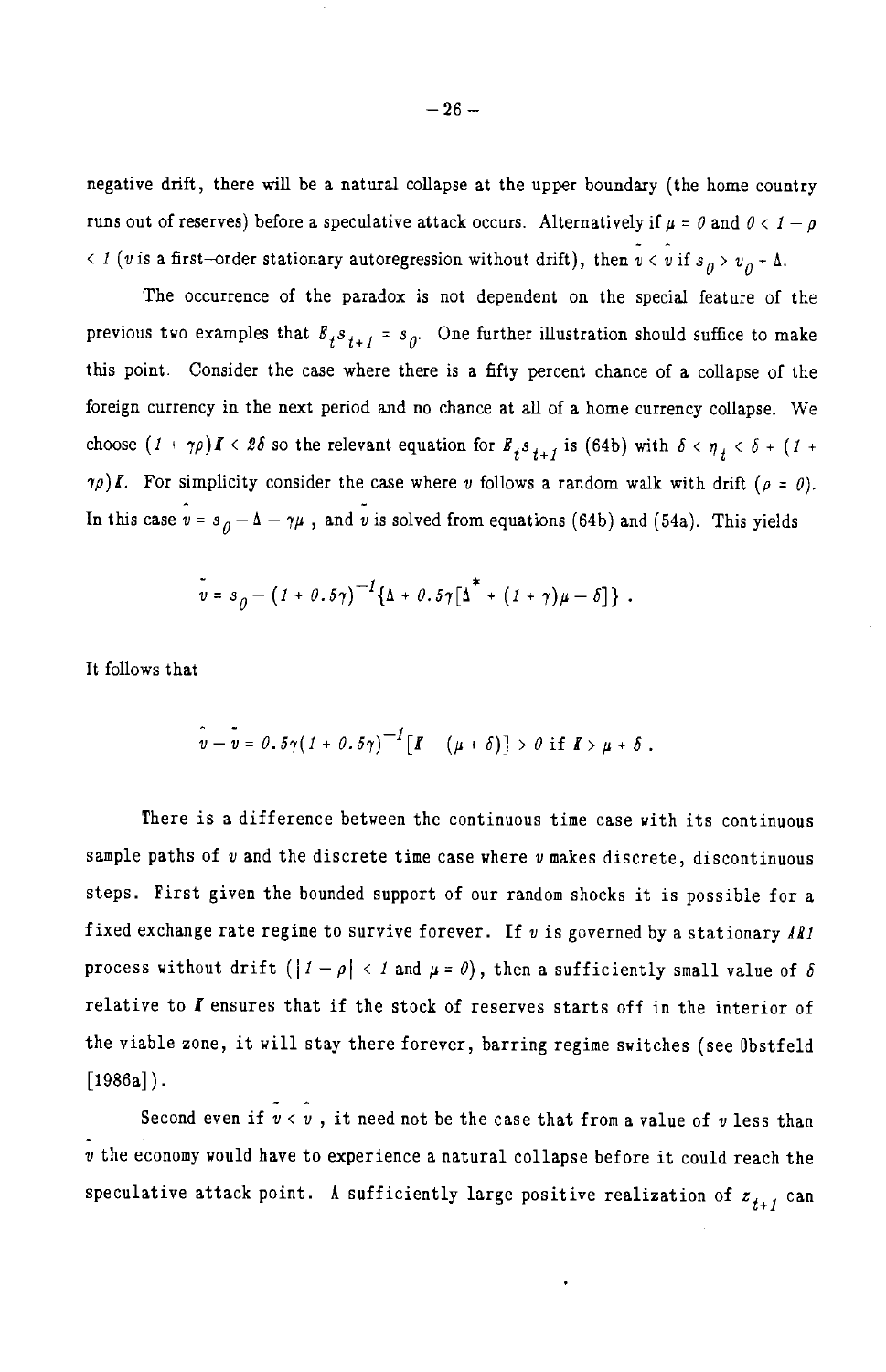negative drift, there will be a natural collapse at the upper boundary (the home country runs out of reserves) before a speculative attack occurs. Alternatively if $\mu = 0$ and $0 < 1 - \rho < 1$ ($v$ is a first-order stationary autoregression without drift), then $\check{v} < \hat{v}$ if $s_0 > v_0 + \Delta$.

The occurrence of the paradox is not dependent on the special feature of the previous two examples that $E_t s_{t+1} = s_0$. One further illustration should suffice to make this point. Consider the case where there is a fifty percent chance of a collapse of the foreign currency in the next period and no chance at all of a home currency collapse. We choose $(1 + \gamma\rho)\bar{R} < 2\delta$ so the relevant equation for $E_t s_{t+1}$ is (64b) with $\delta < \eta_t < \delta + (1 + \gamma\rho)\bar{R}$. For simplicity consider the case where $v$ follows a random walk with drift ($\rho = 0$). In this case $\hat{v} = s_0 - \Delta - \gamma\mu$ , and $\check{v}$ is solved from equations (64b) and (54a). This yields

$$\check{v} = s_0 - (1 + 0.5\gamma)^{-1}\{\Delta + 0.5\gamma[\Delta^* + (1 + \gamma)\mu - \delta]\} .$$

It follows that

$$\hat{v} - \check{v} = 0.5\gamma(1 + 0.5\gamma)^{-1}[\bar{R} - (\mu + \delta)] > 0 \text{ if } \bar{R} > \mu + \delta .$$

There is a difference between the continuous time case with its continuous sample paths of $v$ and the discrete time case where $v$ makes discrete, discontinuous steps. First given the bounded support of our random shocks it is possible for a fixed exchange rate regime to survive forever. If $v$ is governed by a stationary *AR1* process without drift ($|1 - \rho| < 1$ and $\mu = 0$), then a sufficiently small value of $\delta$ relative to $\bar{R}$ ensures that if the stock of reserves starts off in the interior of the viable zone, it will stay there forever, barring regime switches (see Obstfeld [1986a]).

Second even if $\check{v} < \hat{v}$ , it need not be the case that from a value of $v$ less than $\check{v}$ the economy would have to experience a natural collapse before it could reach the speculative attack point. A sufficiently large positive realization of $z_{t+1}$ can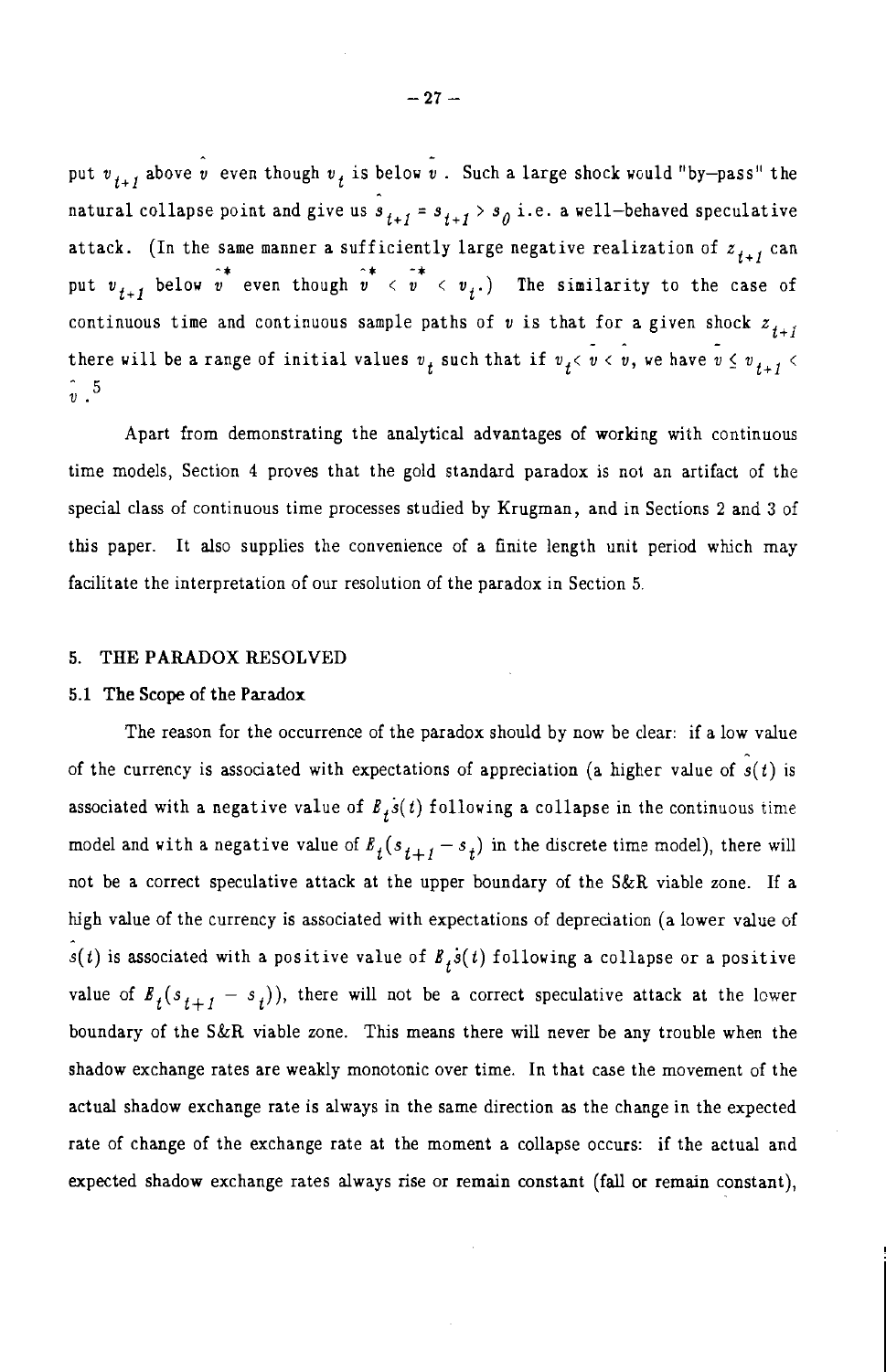put $v_{t+1}$ above $\hat{v}$ even though $v_t$ is below $\bar{v}$. Such a large shock would "by–pass" the natural collapse point and give us $s_{t+1} = \hat{s}_{t+1} > s_0$ i.e. a well–behaved speculative attack. (In the same manner a sufficiently large negative realization of $z_{t+1}$ can put $v_{t+1}$ below $\hat{v}^*$ even though $\hat{v}^* < \bar{v}^* < v_t$.) The similarity to the case of continuous time and continuous sample paths of $v$ is that for a given shock $z_{t+1}$ there will be a range of initial values $v_t$ such that if $v_t < \bar{v} < \hat{v}$, we have $\bar{v} \leq v_{t+1} < \hat{v}$.[5]

Apart from demonstrating the analytical advantages of working with continuous time models, Section 4 proves that the gold standard paradox is not an artifact of the special class of continuous time processes studied by Krugman, and in Sections 2 and 3 of this paper. It also supplies the convenience of a finite length unit period which may facilitate the interpretation of our resolution of the paradox in Section 5.

## 5. THE PARADOX RESOLVED

### 5.1 The Scope of the Paradox

The reason for the occurrence of the paradox should by now be clear: if a low value of the currency is associated with expectations of appreciation (a higher value of $\hat{s}(t)$ is associated with a negative value of $E_t\dot{s}(t)$ following a collapse in the continuous time model and with a negative value of $E_t(s_{t+1} - s_t)$ in the discrete time model), there will not be a correct speculative attack at the upper boundary of the S&R viable zone. If a high value of the currency is associated with expectations of depreciation (a lower value of $\hat{s}(t)$ is associated with a positive value of $E_t\dot{s}(t)$ following a collapse or a positive value of $E_t(s_{t+1} - s_t)$), there will not be a correct speculative attack at the lower boundary of the S&R viable zone. This means there will never be any trouble when the shadow exchange rates are weakly monotonic over time. In that case the movement of the actual shadow exchange rate is always in the same direction as the change in the expected rate of change of the exchange rate at the moment a collapse occurs: if the actual and expected shadow exchange rates always rise or remain constant (fall or remain constant),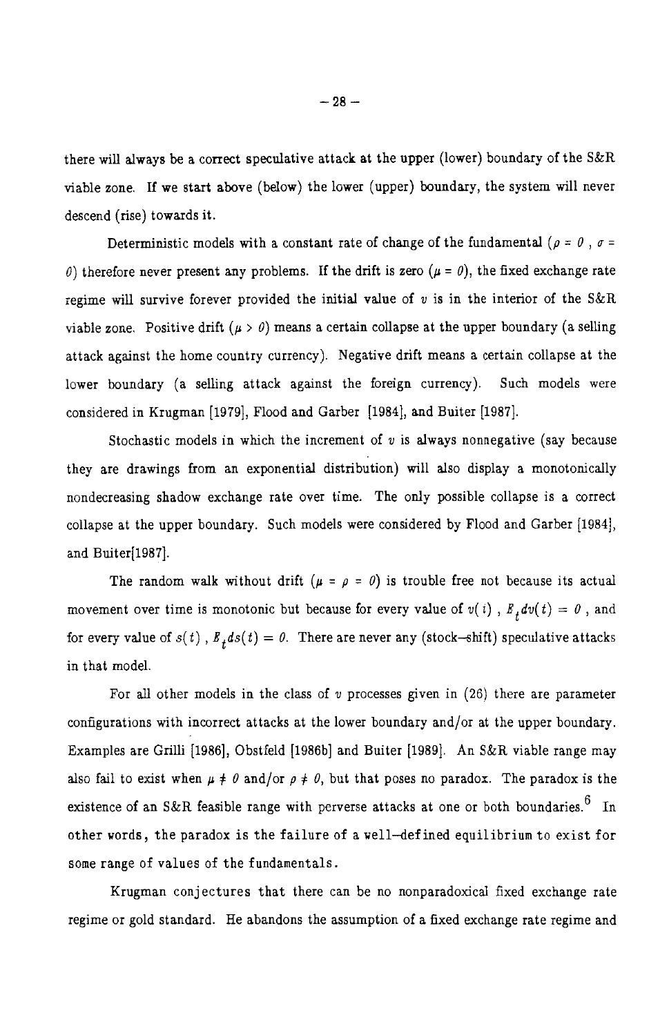there will always be a correct speculative attack at the upper (lower) boundary of the S&R viable zone. If we start above (below) the lower (upper) boundary, the system will never descend (rise) towards it.

Deterministic models with a constant rate of change of the fundamental ($\rho = 0$ , $\sigma = 0$) therefore never present any problems. If the drift is zero ($\mu = 0$), the fixed exchange rate regime will survive forever provided the initial value of $v$ is in the interior of the S&R viable zone. Positive drift ($\mu > 0$) means a certain collapse at the upper boundary (a selling attack against the home country currency). Negative drift means a certain collapse at the lower boundary (a selling attack against the foreign currency). Such models were considered in Krugman [1979], Flood and Garber [1984], and Buiter [1987].

Stochastic models in which the increment of $v$ is always nonnegative (say because they are drawings from an exponential distribution) will also display a monotonically nondecreasing shadow exchange rate over time. The only possible collapse is a correct collapse at the upper boundary. Such models were considered by Flood and Garber [1984], and Buiter[1987].

The random walk without drift ($\mu = \rho = 0$) is trouble free not because its actual movement over time is monotonic but because for every value of $v(i)$ , $E_t dv(t) = 0$ , and for every value of $s(t)$ , $E_t ds(t) = 0$. There are never any (stock–shift) speculative attacks in that model.

For all other models in the class of $v$ processes given in (26) there are parameter configurations with incorrect attacks at the lower boundary and/or at the upper boundary. Examples are Grilli [1986], Obstfeld [1986b] and Buiter [1989]. An S&R viable range may also fail to exist when $\mu \neq 0$ and/or $\rho \neq 0$, but that poses no paradox. The paradox is the existence of an S&R feasible range with perverse attacks at one or both boundaries.[6] In other words, the paradox is the failure of a well–defined equilibrium to exist for some range of values of the fundamentals.

Krugman conjectures that there can be no nonparadoxical fixed exchange rate regime or gold standard. He abandons the assumption of a fixed exchange rate regime and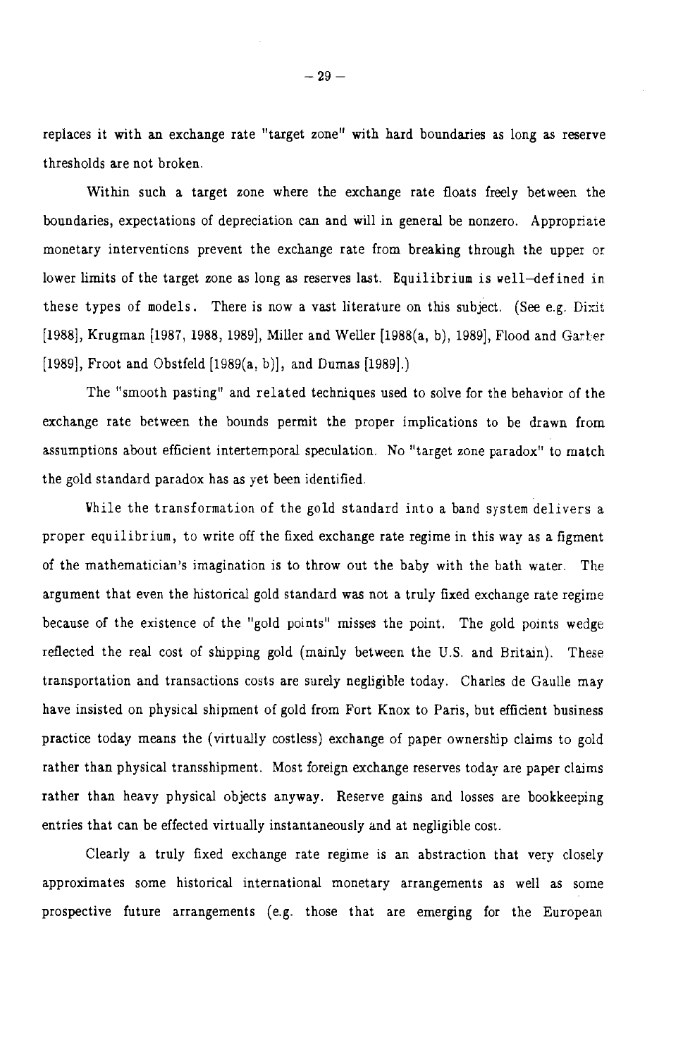replaces it with an exchange rate "target zone" with hard boundaries as long as reserve thresholds are not broken.

Within such a target zone where the exchange rate floats freely between the boundaries, expectations of depreciation can and will in general be nonzero. Appropriate monetary interventions prevent the exchange rate from breaking through the upper or lower limits of the target zone as long as reserves last. Equilibrium is well-defined in these types of models. There is now a vast literature on this subject. (See e.g. Dixit [1988], Krugman [1987, 1988, 1989], Miller and Weller [1988(a, b), 1989], Flood and Garber [1989], Froot and Obstfeld [1989(a, b)], and Dumas [1989].)

The "smooth pasting" and related techniques used to solve for the behavior of the exchange rate between the bounds permit the proper implications to be drawn from assumptions about efficient intertemporal speculation. No "target zone paradox" to match the gold standard paradox has as yet been identified.

While the transformation of the gold standard into a band system delivers a proper equilibrium, to write off the fixed exchange rate regime in this way as a figment of the mathematician's imagination is to throw out the baby with the bath water. The argument that even the historical gold standard was not a truly fixed exchange rate regime because of the existence of the "gold points" misses the point. The gold points wedge reflected the real cost of shipping gold (mainly between the U.S. and Britain). These transportation and transactions costs are surely negligible today. Charles de Gaulle may have insisted on physical shipment of gold from Fort Knox to Paris, but efficient business practice today means the (virtually costless) exchange of paper ownership claims to gold rather than physical transshipment. Most foreign exchange reserves today are paper claims rather than heavy physical objects anyway. Reserve gains and losses are bookkeeping entries that can be effected virtually instantaneously and at negligible cost.

Clearly a truly fixed exchange rate regime is an abstraction that very closely approximates some historical international monetary arrangements as well as some prospective future arrangements (e.g. those that are emerging for the European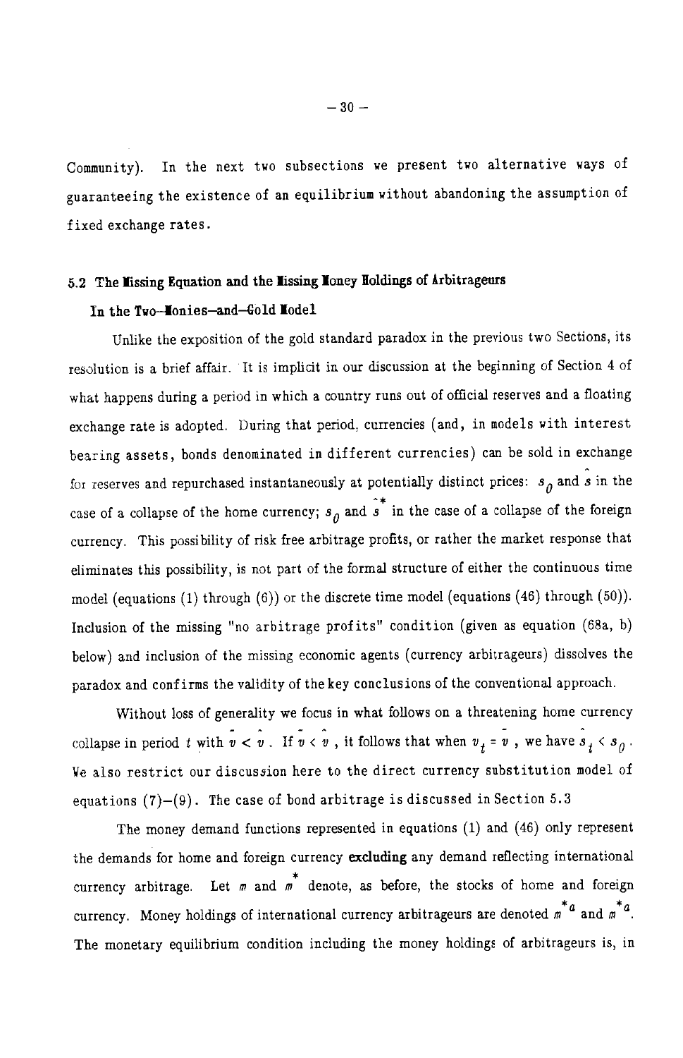Community). In the next two subsections we present two alternative ways of guaranteeing the existence of an equilibrium without abandoning the assumption of fixed exchange rates.

### 5.2 The Missing Equation and the Missing Money Holdings of Arbitrageurs In the Two–Monies–and–Gold Model

Unlike the exposition of the gold standard paradox in the previous two Sections, its resolution is a brief affair. It is implicit in our discussion at the beginning of Section 4 of what happens during a period in which a country runs out of official reserves and a floating exchange rate is adopted. During that period, currencies (and, in models with interest bearing assets, bonds denominated in different currencies) can be sold in exchange for reserves and repurchased instantaneously at potentially distinct prices: $s_0$ and $\hat{s}$ in the case of a collapse of the home currency; $s_0$ and $\hat{s}^*$ in the case of a collapse of the foreign currency. This possibility of risk free arbitrage profits, or rather the market response that eliminates this possibility, is not part of the formal structure of either the continuous time model (equations (1) through (6)) or the discrete time model (equations (46) through (50)). Inclusion of the missing "no arbitrage profits" condition (given as equation (68a, b) below) and inclusion of the missing economic agents (currency arbitrageurs) dissolves the paradox and confirms the validity of the key conclusions of the conventional approach.

Without loss of generality we focus in what follows on a threatening home currency collapse in period $t$ with $\bar{v} < \hat{v}$. If $\bar{v} < \hat{v}$, it follows that when $v_t = \bar{v}$, we have $\hat{s}_t < s_0$. We also restrict our discussion here to the direct currency substitution model of equations (7)–(9). The case of bond arbitrage is discussed in Section 5.3

The money demand functions represented in equations (1) and (46) only represent the demands for home and foreign currency **excluding** any demand reflecting international currency arbitrage. Let $m$ and $m^*$ denote, as before, the stocks of home and foreign currency. Money holdings of international currency arbitrageurs are denoted $m^{*a}$ and $m^{*a}$. The monetary equilibrium condition including the money holdings of arbitrageurs is, in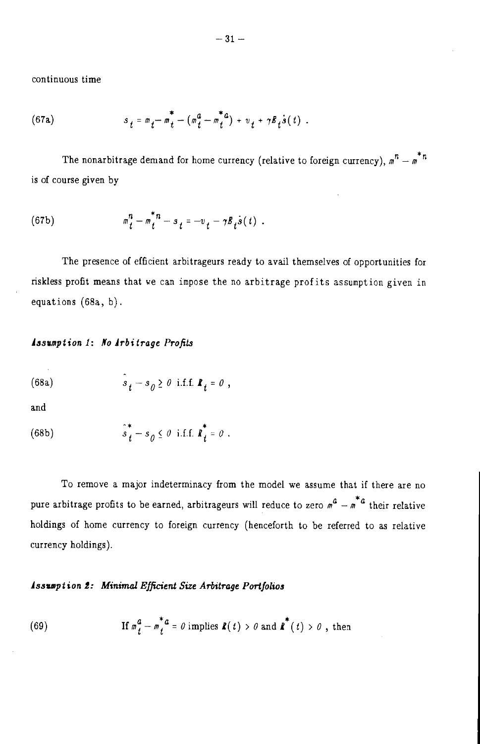continuous time

$$s_t = m_t - m_t^* - (m_t^a - m_t^{*a}) + v_t + \gamma E_t \dot{s}(t) \; . \tag{67a}$$

The nonarbitrage demand for home currency (relative to foreign currency), $m^n - m^{*n}$ is of course given by

$$m_t^n - m_t^{*n} - s_t = -v_t - \gamma E_t \dot{s}(t) \; . \tag{67b}$$

The presence of efficient arbitrageurs ready to avail themselves of opportunities for riskless profit means that we can impose the no arbitrage profits assumption given in equations (68a, b).

*Assumption 1: No Arbitrage Profits*

$$\hat{s}_t - s_0 \geq 0 \text{ i.f.f. } R_t = 0 \; , \tag{68a}$$

and

$$\hat{s}_t^* - s_0 \leq 0 \text{ i.f.f. } R_t^* = 0 \; . \tag{68b}$$

To remove a major indeterminacy from the model we assume that if there are no pure arbitrage profits to be earned, arbitrageurs will reduce to zero $m^a - m^{*a}$ their relative holdings of home currency to foreign currency (henceforth to be referred to as relative currency holdings).

*Assumption 2: Minimal Efficient Size Arbitrage Portfolios*

(69) If $m_t^a - m_t^{*a} = 0$ implies $R(t) > 0$ and $R^*(t) > 0$ , then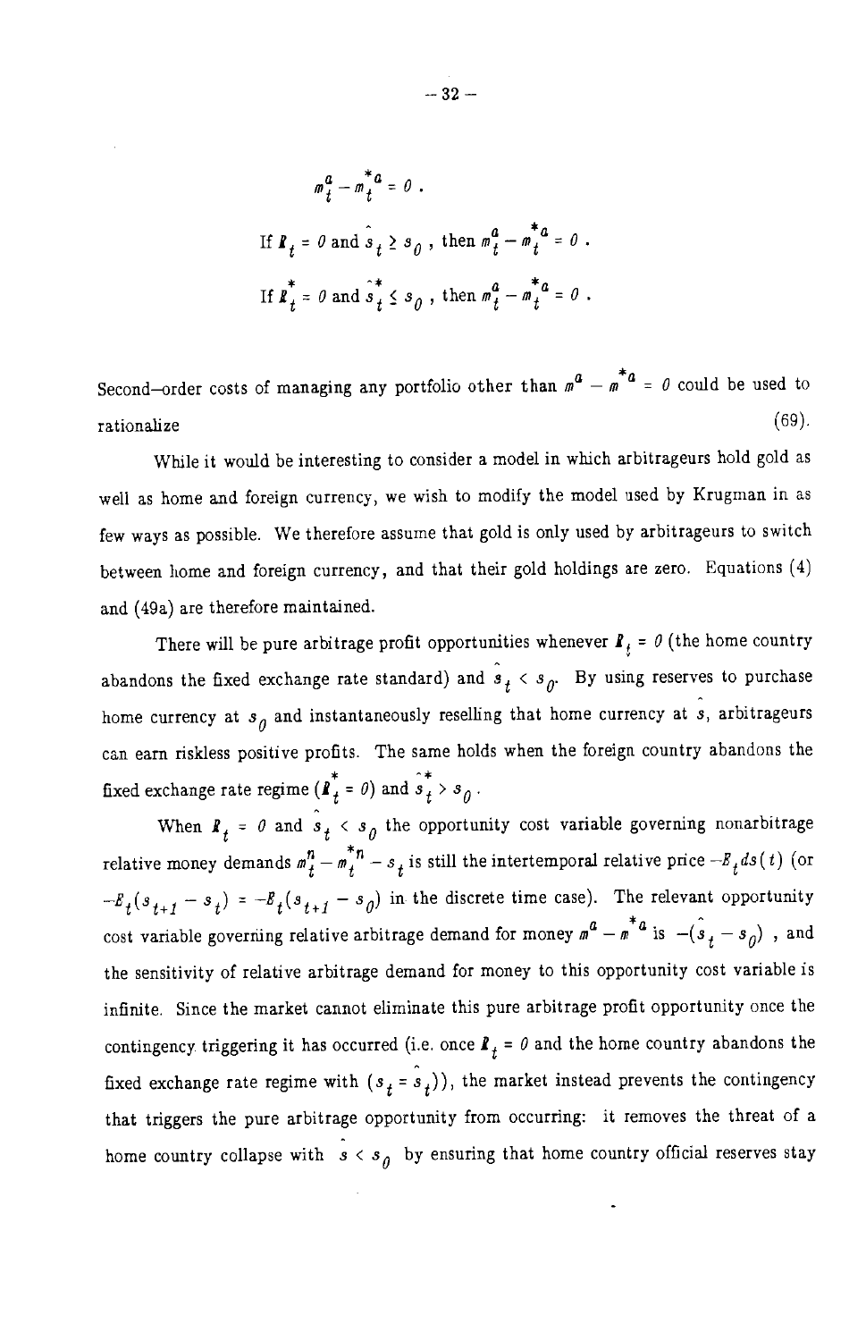$$m_t^a - m_t^{*a} = 0 \ .$$

$$\text{If } R_t = 0 \text{ and } \hat{s}_t \geq s_0 \ , \text{ then } m_t^a - m_t^{*a} = 0 \ .$$

$$\text{If } R_t^* = 0 \text{ and } \hat{s}_t^* \leq s_0 \ , \text{ then } m_t^a - m_t^{*a} = 0 \ .$$

Second–order costs of managing any portfolio other than $m^a - m^{*a} = 0$ could be used to rationalize (69).

While it would be interesting to consider a model in which arbitrageurs hold gold as well as home and foreign currency, we wish to modify the model used by Krugman in as few ways as possible. We therefore assume that gold is only used by arbitrageurs to switch between home and foreign currency, and that their gold holdings are zero. Equations (4) and (49a) are therefore maintained.

There will be pure arbitrage profit opportunities whenever $R_t = 0$ (the home country abandons the fixed exchange rate standard) and $\hat{s}_t < s_0$. By using reserves to purchase home currency at $s_0$ and instantaneously reselling that home currency at $\hat{s}$, arbitrageurs can earn riskless positive profits. The same holds when the foreign country abandons the fixed exchange rate regime ($R_t^* = 0$) and $\hat{s}_t^* > s_0$.

When $R_t = 0$ and $\hat{s}_t < s_0$ the opportunity cost variable governing nonarbitrage relative money demands $m_t^n - m_t^{*n} - s_t$ is still the intertemporal relative price $-E_t ds(t)$ (or $-E_t(s_{t+1} - s_t) = -E_t(s_{t+1} - s_0)$ in the discrete time case). The relevant opportunity cost variable governing relative arbitrage demand for money $m^a - m^{*a}$ is $-(\hat{s}_t - s_0)$ , and the sensitivity of relative arbitrage demand for money to this opportunity cost variable is infinite. Since the market cannot eliminate this pure arbitrage profit opportunity once the contingency triggering it has occurred (i.e. once $R_t = 0$ and the home country abandons the fixed exchange rate regime with $(s_t = \hat{s}_t)$), the market instead prevents the contingency that triggers the pure arbitrage opportunity from occurring: it removes the threat of a home country collapse with $\hat{s} < s_0$ by ensuring that home country official reserves stay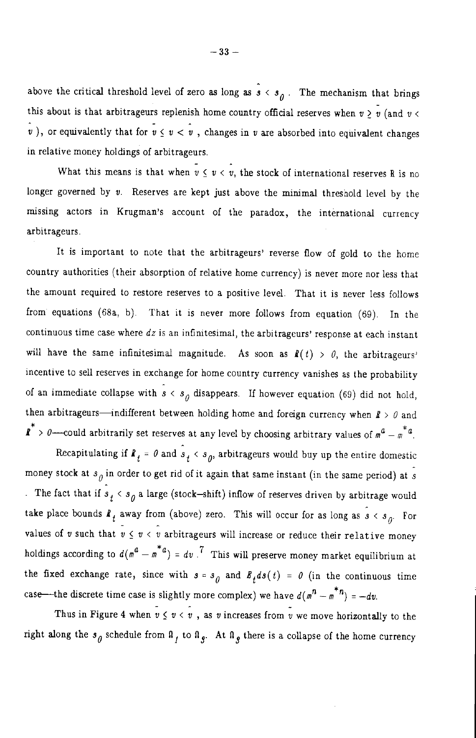above the critical threshold level of zero as long as $\hat{s} < s_0$. The mechanism that brings this about is that arbitrageurs replenish home country official reserves when $v \geq \bar{v}$ (and $v < \hat{v}$), or equivalently that for $\bar{v} \leq v < \hat{v}$, changes in $v$ are absorbed into equivalent changes in relative money holdings of arbitrageurs.

What this means is that when $\bar{v} \leq v < \hat{v}$, the stock of international reserves $R$ is no longer governed by $v$. Reserves are kept just above the minimal threshold level by the missing actors in Krugman's account of the paradox, the international currency arbitrageurs.

It is important to note that the arbitrageurs' reverse flow of gold to the home country authorities (their absorption of relative home currency) is never more nor less that the amount required to restore reserves to a positive level. That it is never less follows from equations (68a, b). That it is never more follows from equation (69). In the continuous time case where $dz$ is an infinitesimal, the arbitrageurs' response at each instant will have the same infinitesimal magnitude. As soon as $R(t) > 0$, the arbitrageurs' incentive to sell reserves in exchange for home country currency vanishes as the probability of an immediate collapse with $\hat{s} < s_0$ disappears. If however equation (69) did not hold, then arbitrageurs—indifferent between holding home and foreign currency when $R > 0$ and $R^* > 0$—could arbitrarily set reserves at any level by choosing arbitrary values of $m^a - m^{*a}$.

Recapitulating if $R_t = 0$ and $\hat{s}_t < s_0$, arbitrageurs would buy up the entire domestic money stock at $s_0$ in order to get rid of it again that same instant (in the same period) at $\hat{s}$. The fact that if $\hat{s}_t < s_0$ a large (stock–shift) inflow of reserves driven by arbitrage would take place bounds $R_t$ away from (above) zero. This will occur for as long as $\hat{s} < s_0$. For values of $v$ such that $\bar{v} \leq v < \hat{v}$ arbitrageurs will increase or reduce their relative money holdings according to $d(m^a - m^{*a}) = dv$.[7] This will preserve money market equilibrium at the fixed exchange rate, since with $s = s_0$ and $E_t ds(t) = 0$ (in the continuous time case—the discrete time case is slightly more complex) we have $d(m^n - m^{*n}) = -dv$.

Thus in Figure 4 when $\bar{v} \leq v < \hat{v}$, as $v$ increases from $\bar{v}$ we move horizontally to the right along the $s_0$ schedule from $\Omega_1$ to $\Omega_3$. At $\Omega_3$ there is a collapse of the home currency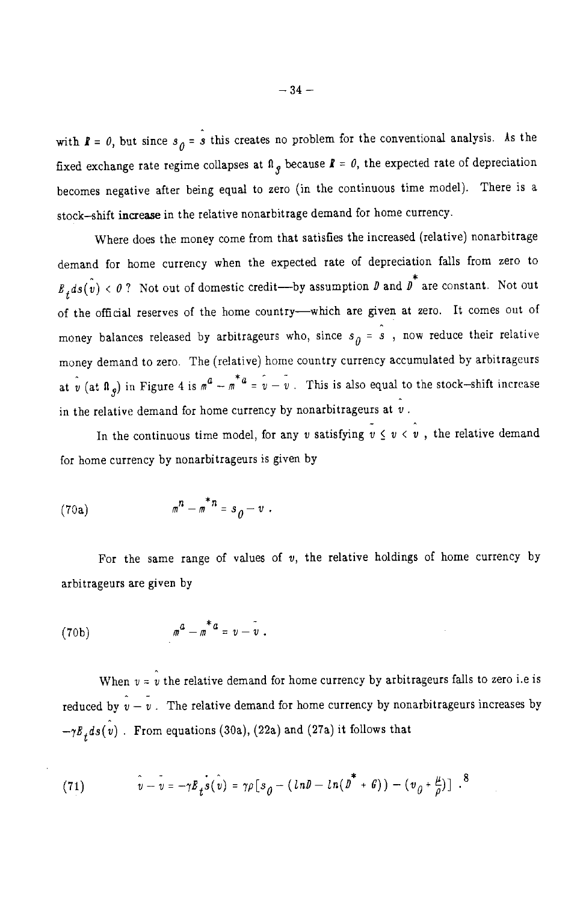with $R = 0$, but since $s_0 = \hat{s}$ this creates no problem for the conventional analysis. As the fixed exchange rate regime collapses at $\Omega_3$ because $R = 0$, the expected rate of depreciation becomes negative after being equal to zero (in the continuous time model). There is a stock–shift **increase** in the relative nonarbitrage demand for home currency.

Where does the money come from that satisfies the increased (relative) nonarbitrage demand for home currency when the expected rate of depreciation falls from zero to $E_t ds(\hat{v}) < 0$ ? Not out of domestic credit—by assumption $D$ and $D^*$ are constant. Not out of the official reserves of the home country—which are given at zero. It comes out of money balances released by arbitrageurs who, since $s_0 = \hat{s}$ , now reduce their relative money demand to zero. The (relative) home country currency accumulated by arbitrageurs at $\hat{v}$ (at $\Omega_3$) in Figure 4 is $m^a - m^{*a} = \hat{v} - \bar{v}$ . This is also equal to the stock–shift increase in the relative demand for home currency by nonarbitrageurs at $\hat{v}$ .

In the continuous time model, for any $v$ satisfying $\bar{v} \leq v < \hat{v}$ , the relative demand for home currency by nonarbitrageurs is given by

$$
m^n - m^{*n} = s_0 - v \, . \tag{70a}
$$

For the same range of values of $v$, the relative holdings of home currency by arbitrageurs are given by

$$
m^a - m^{*a} = v - \bar{v} \, . \tag{70b}
$$

When $v = \hat{v}$ the relative demand for home currency by arbitrageurs falls to zero i.e is reduced by $\hat{v} - \bar{v}$ . The relative demand for home currency by nonarbitrageurs increases by $-\gamma E_t ds(\hat{v})$ . From equations (30a), (22a) and (27a) it follows that

$$
\hat{v} - \bar{v} = -\gamma E_t \dot{s}(\hat{v}) = \gamma\rho[s_0 - (\ln D - \ln(D^* + G)) - (v_0 + \frac{\mu}{\rho})] \, .^{8} \tag{71}
$$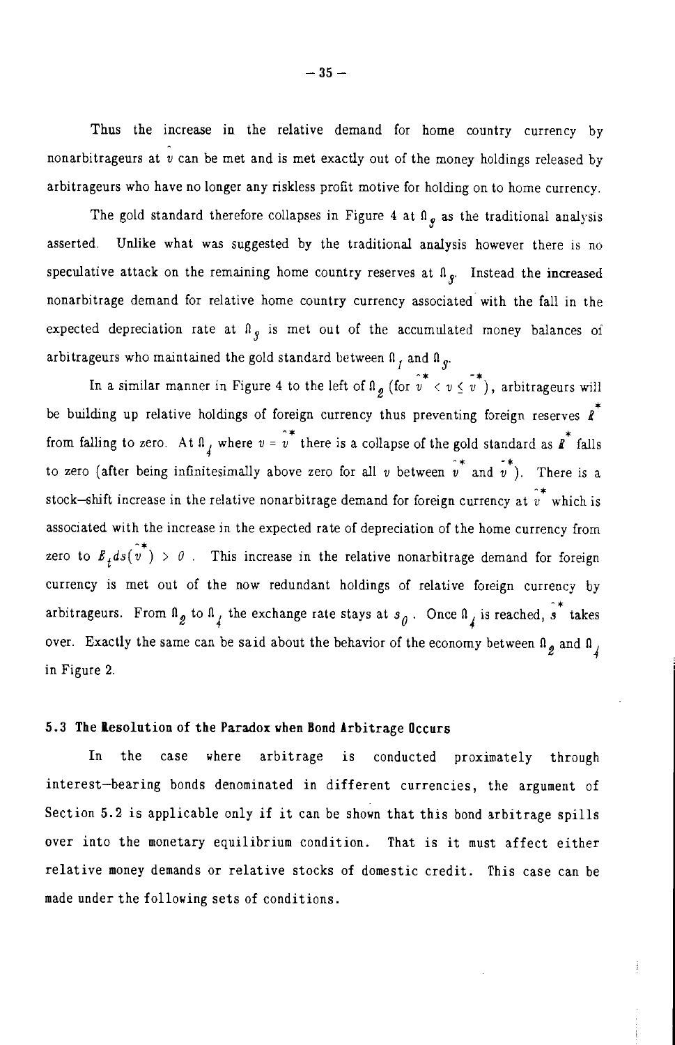Thus the increase in the relative demand for home country currency by nonarbitrageurs at $\bar{v}$ can be met and is met exactly out of the money holdings released by arbitrageurs who have no longer any riskless profit motive for holding on to home currency.

The gold standard therefore collapses in Figure 4 at $\Omega_3$ as the traditional analysis asserted. Unlike what was suggested by the traditional analysis however there is no speculative attack on the remaining home country reserves at $\Omega_3$. Instead the increased nonarbitrage demand for relative home country currency associated with the fall in the expected depreciation rate at $\Omega_3$ is met out of the accumulated money balances of arbitrageurs who maintained the gold standard between $\Omega_1$ and $\Omega_3$.

In a similar manner in Figure 4 to the left of $\Omega_2$ (for $\hat{v}^* < v \leq \bar{v}^*$), arbitrageurs will be building up relative holdings of foreign currency thus preventing foreign reserves $R^*$ from falling to zero. At $\Omega_4$ where $v = \hat{v}^*$ there is a collapse of the gold standard as $R^*$ falls to zero (after being infinitesimally above zero for all $v$ between $\hat{v}^*$ and $\bar{v}^*$). There is a stock–shift increase in the relative nonarbitrage demand for foreign currency at $\hat{v}^*$ which is associated with the increase in the expected rate of depreciation of the home currency from zero to $E_t ds(\hat{v}^*) > 0$. This increase in the relative nonarbitrage demand for foreign currency is met out of the now redundant holdings of relative foreign currency by arbitrageurs. From $\Omega_2$ to $\Omega_4$ the exchange rate stays at $s_0$. Once $\Omega_4$ is reached, $\hat{s}^*$ takes over. Exactly the same can be said about the behavior of the economy between $\Omega_2$ and $\Omega_4$ in Figure 2.

### 5.3 The Resolution of the Paradox when Bond Arbitrage Occurs

In the case where arbitrage is conducted proximately through interest–bearing bonds denominated in different currencies, the argument of Section 5.2 is applicable only if it can be shown that this bond arbitrage spills over into the monetary equilibrium condition. That is it must affect either relative money demands or relative stocks of domestic credit. This case can be made under the following sets of conditions.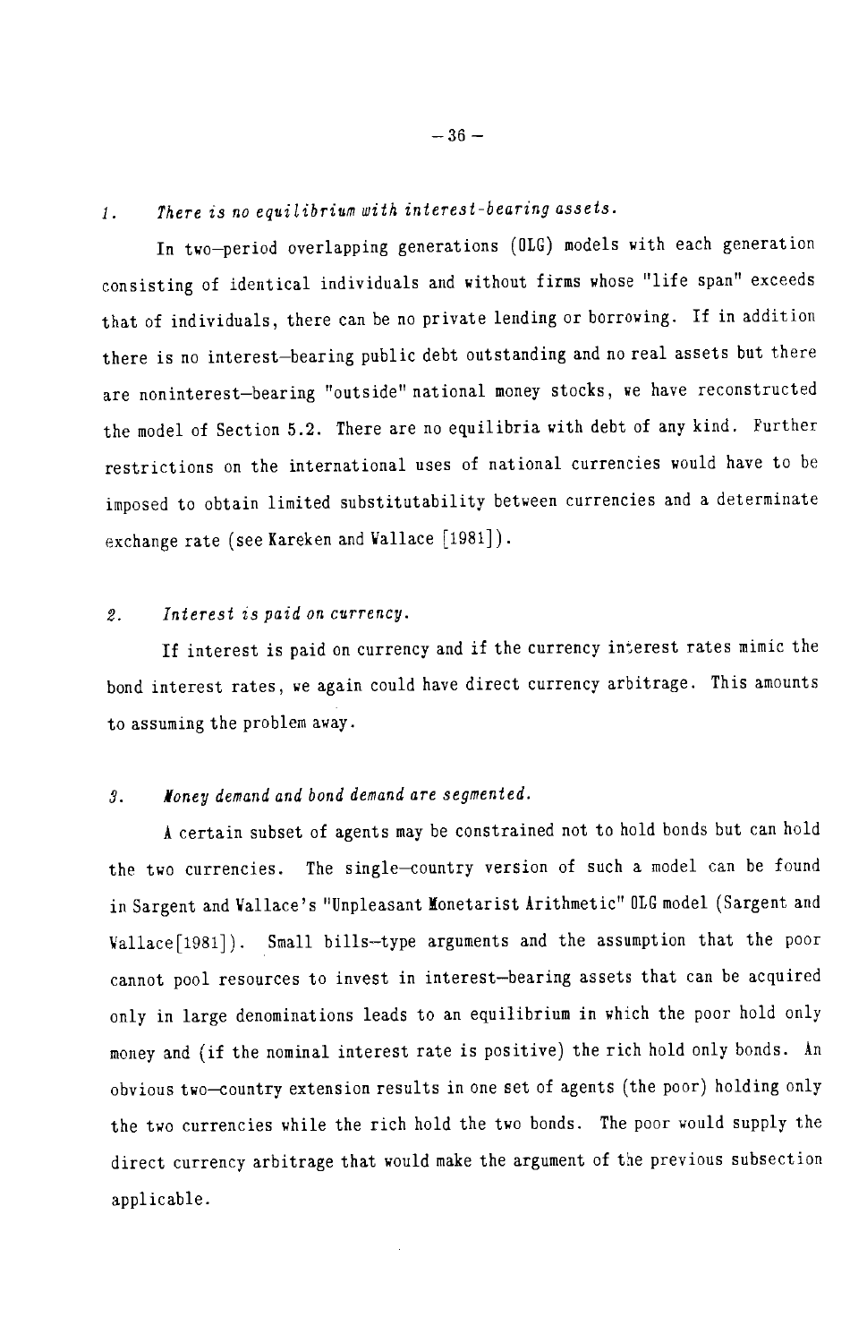### 1. *There is no equilibrium with interest-bearing assets.*

In two–period overlapping generations (OLG) models with each generation consisting of identical individuals and without firms whose "life span" exceeds that of individuals, there can be no private lending or borrowing. If in addition there is no interest–bearing public debt outstanding and no real assets but there are noninterest–bearing "outside" national money stocks, we have reconstructed the model of Section 5.2. There are no equilibria with debt of any kind. Further restrictions on the international uses of national currencies would have to be imposed to obtain limited substitutability between currencies and a determinate exchange rate (see Kareken and Wallace [1981]).

### 2. *Interest is paid on currency.*

If interest is paid on currency and if the currency interest rates mimic the bond interest rates, we again could have direct currency arbitrage. This amounts to assuming the problem away.

### 3. *Money demand and bond demand are segmented.*

A certain subset of agents may be constrained not to hold bonds but can hold the two currencies. The single–country version of such a model can be found in Sargent and Wallace's "Unpleasant Monetarist Arithmetic" OLG model (Sargent and Wallace[1981]). Small bills–type arguments and the assumption that the poor cannot pool resources to invest in interest–bearing assets that can be acquired only in large denominations leads to an equilibrium in which the poor hold only money and (if the nominal interest rate is positive) the rich hold only bonds. An obvious two–country extension results in one set of agents (the poor) holding only the two currencies while the rich hold the two bonds. The poor would supply the direct currency arbitrage that would make the argument of the previous subsection applicable.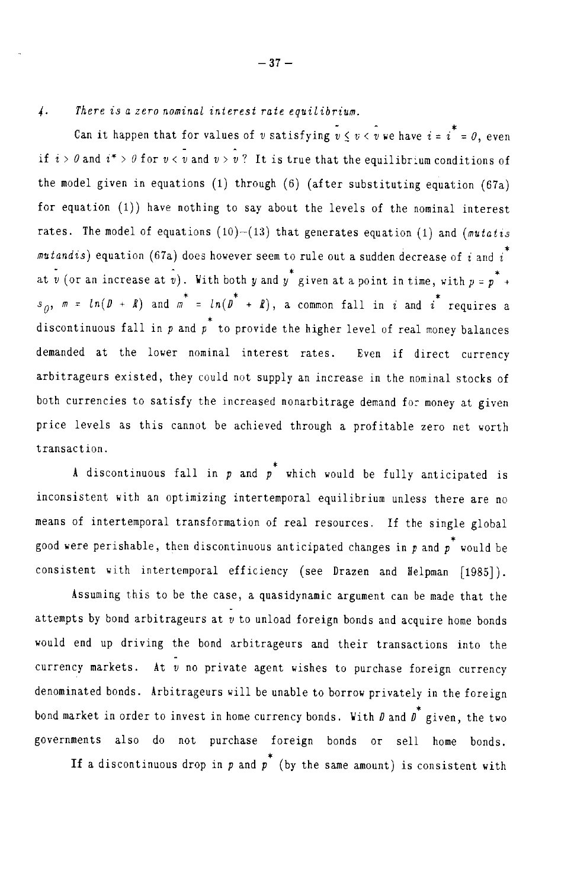*4. There is a zero nominal interest rate equilibrium.*

Can it happen that for values of $v$ satisfying $\bar{v} \leq v < \hat{v}$ we have $i = i^* = 0$, even if $i > 0$ and $i^* > 0$ for $v < \bar{v}$ and $v > \hat{v}$? It is true that the equilibrium conditions of the model given in equations (1) through (6) (after substituting equation (67a) for equation (1)) have nothing to say about the levels of the nominal interest rates. The model of equations (10)–(13) that generates equation (1) and (*mutatis mutandis*) equation (67a) does however seem to rule out a sudden decrease of $i$ and $i^*$ at $\bar{v}$ (or an increase at $\hat{v}$). With both $y$ and $y^*$ given at a point in time, with $p = p^* + s_0$, $m = ln(D + R)$ and $m^* = ln(D^* + R)$, a common fall in $i$ and $i^*$ requires a discontinuous fall in $p$ and $p^*$ to provide the higher level of real money balances demanded at the lower nominal interest rates. Even if direct currency arbitrageurs existed, they could not supply an increase in the nominal stocks of both currencies to satisfy the increased nonarbitrage demand for money at given price levels as this cannot be achieved through a profitable zero net worth transaction.

A discontinuous fall in $p$ and $p^*$ which would be fully anticipated is inconsistent with an optimizing intertemporal equilibrium unless there are no means of intertemporal transformation of real resources. If the single global good were perishable, then discontinuous anticipated changes in $p$ and $p^*$ would be consistent with intertemporal efficiency (see Drazen and Helpman [1985]).

Assuming this to be the case, a quasidynamic argument can be made that the attempts by bond arbitrageurs at $\bar{v}$ to unload foreign bonds and acquire home bonds would end up driving the bond arbitrageurs and their transactions into the currency markets. At $\bar{v}$ no private agent wishes to purchase foreign currency denominated bonds. Arbitrageurs will be unable to borrow privately in the foreign bond market in order to invest in home currency bonds. With $D$ and $D^*$ given, the two governments also do not purchase foreign bonds or sell home bonds.

If a discontinuous drop in $p$ and $p^*$ (by the same amount) is consistent with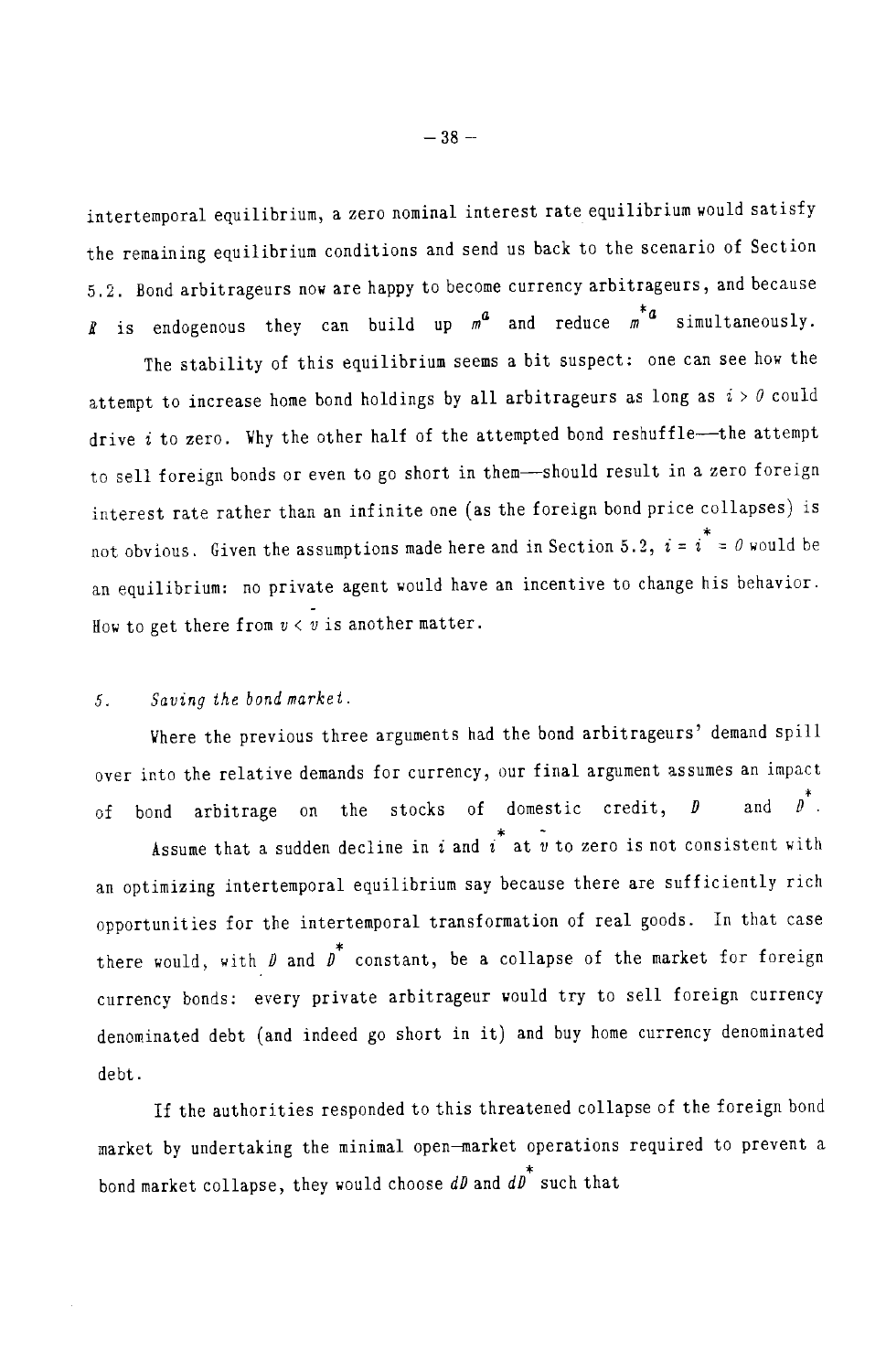intertemporal equilibrium, a zero nominal interest rate equilibrium would satisfy the remaining equilibrium conditions and send us back to the scenario of Section 5.2. Bond arbitrageurs now are happy to become currency arbitrageurs, and because $R$ is endogenous they can build up $m^a$ and reduce $m^{*a}$ simultaneously.

The stability of this equilibrium seems a bit suspect: one can see how the attempt to increase home bond holdings by all arbitrageurs as long as $i > 0$ could drive $i$ to zero. Why the other half of the attempted bond reshuffle—the attempt to sell foreign bonds or even to go short in them—should result in a zero foreign interest rate rather than an infinite one (as the foreign bond price collapses) is not obvious. Given the assumptions made here and in Section 5.2, $i = i^* = 0$ would be an equilibrium: no private agent would have an incentive to change his behavior. How to get there from $v < \bar{v}$ is another matter.

*5. Saving the bond market.*

Where the previous three arguments had the bond arbitrageurs' demand spill over into the relative demands for currency, our final argument assumes an impact of bond arbitrage on the stocks of domestic credit, $D$ and $D^*$.

Assume that a sudden decline in $i$ and $i^*$ at $\bar{v}$ to zero is not consistent with an optimizing intertemporal equilibrium say because there are sufficiently rich opportunities for the intertemporal transformation of real goods. In that case there would, with $D$ and $D^*$ constant, be a collapse of the market for foreign currency bonds: every private arbitrageur would try to sell foreign currency denominated debt (and indeed go short in it) and buy home currency denominated debt.

If the authorities responded to this threatened collapse of the foreign bond market by undertaking the minimal open-market operations required to prevent a bond market collapse, they would choose $dD$ and $dD^*$ such that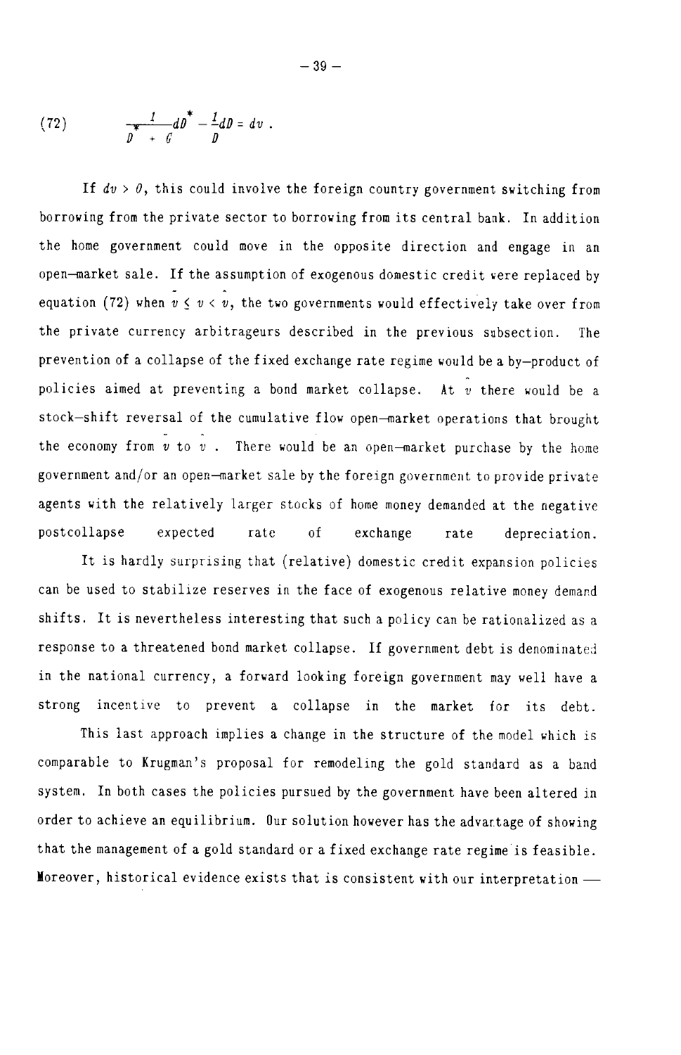$$\frac{1}{D^* + G} dD^* - \frac{1}{D} dD = dv \,. \tag{72}$$

If $dv > 0$, this could involve the foreign country government switching from borrowing from the private sector to borrowing from its central bank. In addition the home government could move in the opposite direction and engage in an open-market sale. If the assumption of exogenous domestic credit were replaced by equation (72) when $\bar{v} \leq v < \hat{v}$, the two governments would effectively take over from the private currency arbitrageurs described in the previous subsection. The prevention of a collapse of the fixed exchange rate regime would be a by-product of policies aimed at preventing a bond market collapse. At $\hat{v}$ there would be a stock-shift reversal of the cumulative flow open-market operations that brought the economy from $\bar{v}$ to $\hat{v}$. There would be an open-market purchase by the home government and/or an open-market sale by the foreign government to provide private agents with the relatively larger stocks of home money demanded at the negative postcollapse expected rate of exchange rate depreciation.

It is hardly surprising that (relative) domestic credit expansion policies can be used to stabilize reserves in the face of exogenous relative money demand shifts. It is nevertheless interesting that such a policy can be rationalized as a response to a threatened bond market collapse. If government debt is denominated in the national currency, a forward looking foreign government may well have a strong incentive to prevent a collapse in the market for its debt.

This last approach implies a change in the structure of the model which is comparable to Krugman's proposal for remodeling the gold standard as a band system. In both cases the policies pursued by the government have been altered in order to achieve an equilibrium. Our solution however has the advantage of showing that the management of a gold standard or a fixed exchange rate regime is feasible. Moreover, historical evidence exists that is consistent with our interpretation —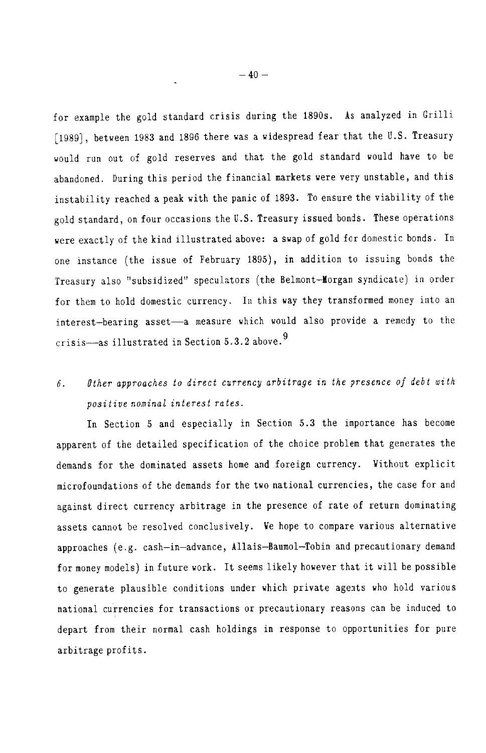for example the gold standard crisis during the 1890s. As analyzed in Grilli [1989], between 1983 and 1896 there was a widespread fear that the U.S. Treasury would run out of gold reserves and that the gold standard would have to be abandoned. During this period the financial markets were very unstable, and this instability reached a peak with the panic of 1893. To ensure the viability of the gold standard, on four occasions the U.S. Treasury issued bonds. These operations were exactly of the kind illustrated above: a swap of gold for domestic bonds. In one instance (the issue of February 1895), in addition to issuing bonds the Treasury also "subsidized" speculators (the Belmont–Morgan syndicate) in order for them to hold domestic currency. In this way they transformed money into an interest–bearing asset—a measure which would also provide a remedy to the crisis—as illustrated in Section 5.3.2 above.[9]

## 6. *Other approaches to direct currency arbitrage in the presence of debt with positive nominal interest rates.*

In Section 5 and especially in Section 5.3 the importance has become apparent of the detailed specification of the choice problem that generates the demands for the dominated assets home and foreign currency. Without explicit microfoundations of the demands for the two national currencies, the case for and against direct currency arbitrage in the presence of rate of return dominating assets cannot be resolved conclusively. We hope to compare various alternative approaches (e.g. cash–in–advance, Allais–Baumol–Tobin and precautionary demand for money models) in future work. It seems likely however that it will be possible to generate plausible conditions under which private agents who hold various national currencies for transactions or precautionary reasons can be induced to depart from their normal cash holdings in response to opportunities for pure arbitrage profits.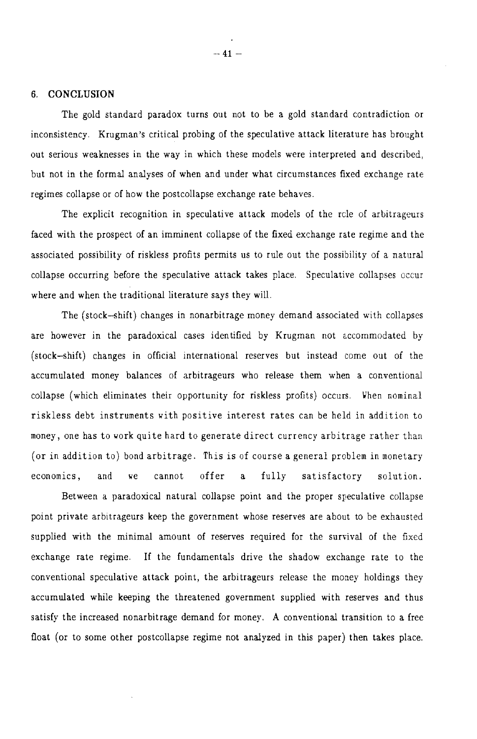## 6. CONCLUSION

The gold standard paradox turns out not to be a gold standard contradiction or inconsistency. Krugman's critical probing of the speculative attack literature has brought out serious weaknesses in the way in which these models were interpreted and described, but not in the formal analyses of when and under what circumstances fixed exchange rate regimes collapse or of how the postcollapse exchange rate behaves.

The explicit recognition in speculative attack models of the role of arbitrageurs faced with the prospect of an imminent collapse of the fixed exchange rate regime and the associated possibility of riskless profits permits us to rule out the possibility of a natural collapse occurring before the speculative attack takes place. Speculative collapses occur where and when the traditional literature says they will.

The (stock–shift) changes in nonarbitrage money demand associated with collapses are however in the paradoxical cases identified by Krugman not accommodated by (stock–shift) changes in official international reserves but instead come out of the accumulated money balances of arbitrageurs who release them when a conventional collapse (which eliminates their opportunity for riskless profits) occurs. When nominal riskless debt instruments with positive interest rates can be held in addition to money, one has to work quite hard to generate direct currency arbitrage rather than (or in addition to) bond arbitrage. This is of course a general problem in monetary economics, and we cannot offer a fully satisfactory solution.

Between a paradoxical natural collapse point and the proper speculative collapse point private arbitrageurs keep the government whose reserves are about to be exhausted supplied with the minimal amount of reserves required for the survival of the fixed exchange rate regime. If the fundamentals drive the shadow exchange rate to the conventional speculative attack point, the arbitrageurs release the money holdings they accumulated while keeping the threatened government supplied with reserves and thus satisfy the increased nonarbitrage demand for money. A conventional transition to a free float (or to some other postcollapse regime not analyzed in this paper) then takes place.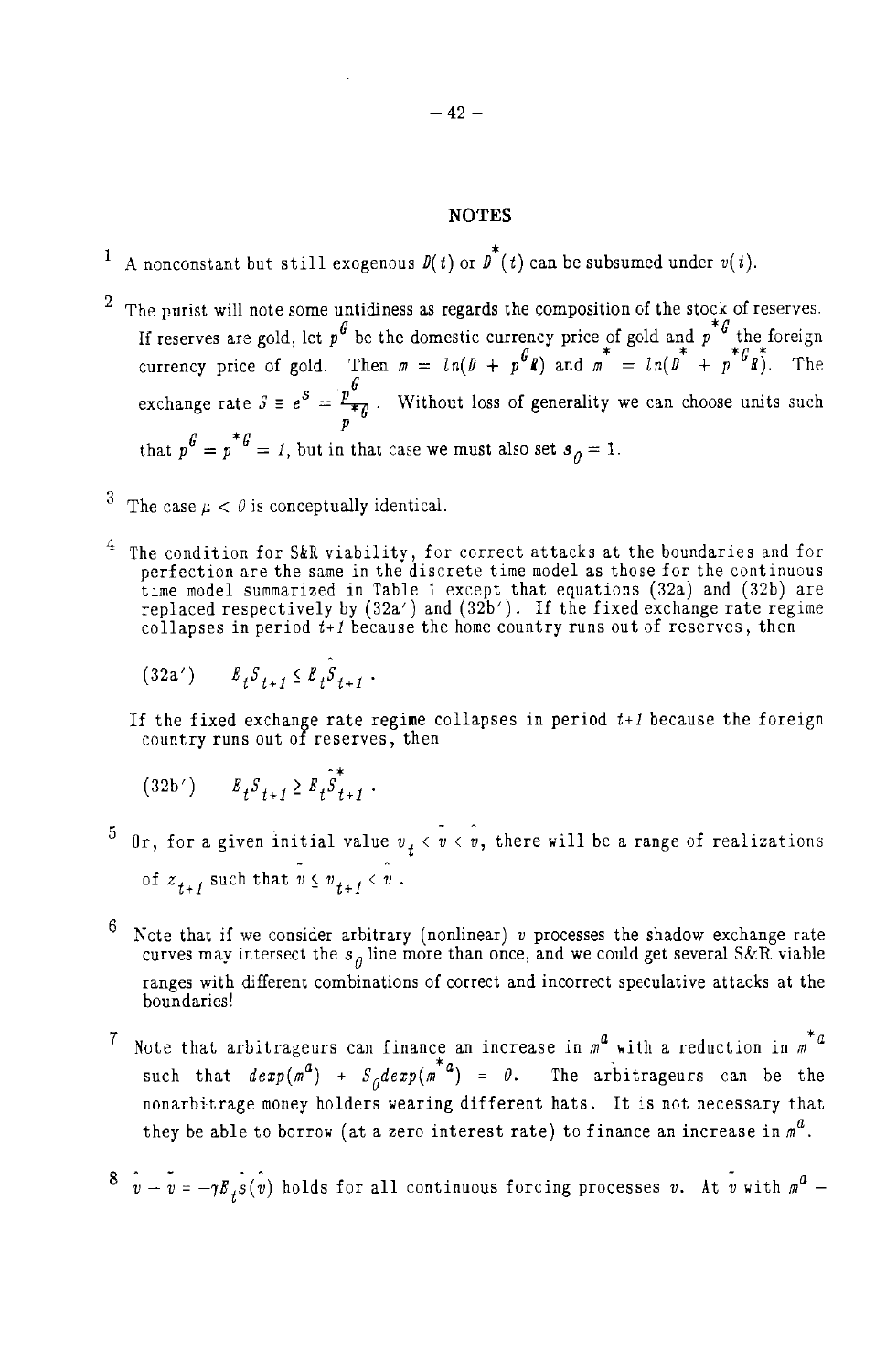# NOTES

1 A nonconstant but still exogenous $D(t)$ or $D^*(t)$ can be subsumed under $v(t)$.

2 The purist will note some untidiness as regards the composition of the stock of reserves. If reserves are gold, let $p^G$ be the domestic currency price of gold and $p^{*G}$ the foreign currency price of gold. Then $m = ln(D + p^G R)$ and $m^* = ln(D^* + p^{*G} R^*)$. The exchange rate $S \equiv e^s = \frac{p^G}{p^{*G}}$. Without loss of generality we can choose units such that $p^G = p^{*G} = 1$, but in that case we must also set $s_0 = 1$.

3 The case $\mu < 0$ is conceptually identical.

4 The condition for S&R viability, for correct attacks at the boundaries and for perfection are the same in the discrete time model as those for the continuous time model summarized in Table 1 except that equations (32a) and (32b) are replaced respectively by (32a′) and (32b′). If the fixed exchange rate regime collapses in period $t+1$ because the home country runs out of reserves, then

$$(32a') \qquad E_t S_{t+1} \leq E_t \hat{S}_{t+1} .$$

If the fixed exchange rate regime collapses in period $t+1$ because the foreign country runs out of reserves, then

$$(32b') \qquad E_t S_{t+1} \geq E_t \bar{S}^*_{t+1} .$$

5 Or, for a given initial value $v_t < \bar{v} < \hat{v}$, there will be a range of realizations of $z_{t+1}$ such that $\bar{v} \leq v_{t+1} < \hat{v}$.

6 Note that if we consider arbitrary (nonlinear) $v$ processes the shadow exchange rate curves may intersect the $s_0$ line more than once, and we could get several S&R viable ranges with different combinations of correct and incorrect speculative attacks at the boundaries!

7 Note that arbitrageurs can finance an increase in $m^a$ with a reduction in $m^{*a}$ such that $dexp(m^a) + S_0 dexp(m^{*a}) = 0$. The arbitrageurs can be the nonarbitrage money holders wearing different hats. It is not necessary that they be able to borrow (at a zero interest rate) to finance an increase in $m^a$.

8 $\hat{v} - \bar{v} = -\gamma E_t \dot{s}(\hat{v})$ holds for all continuous forcing processes $v$. At $\bar{v}$ with $m^a$ –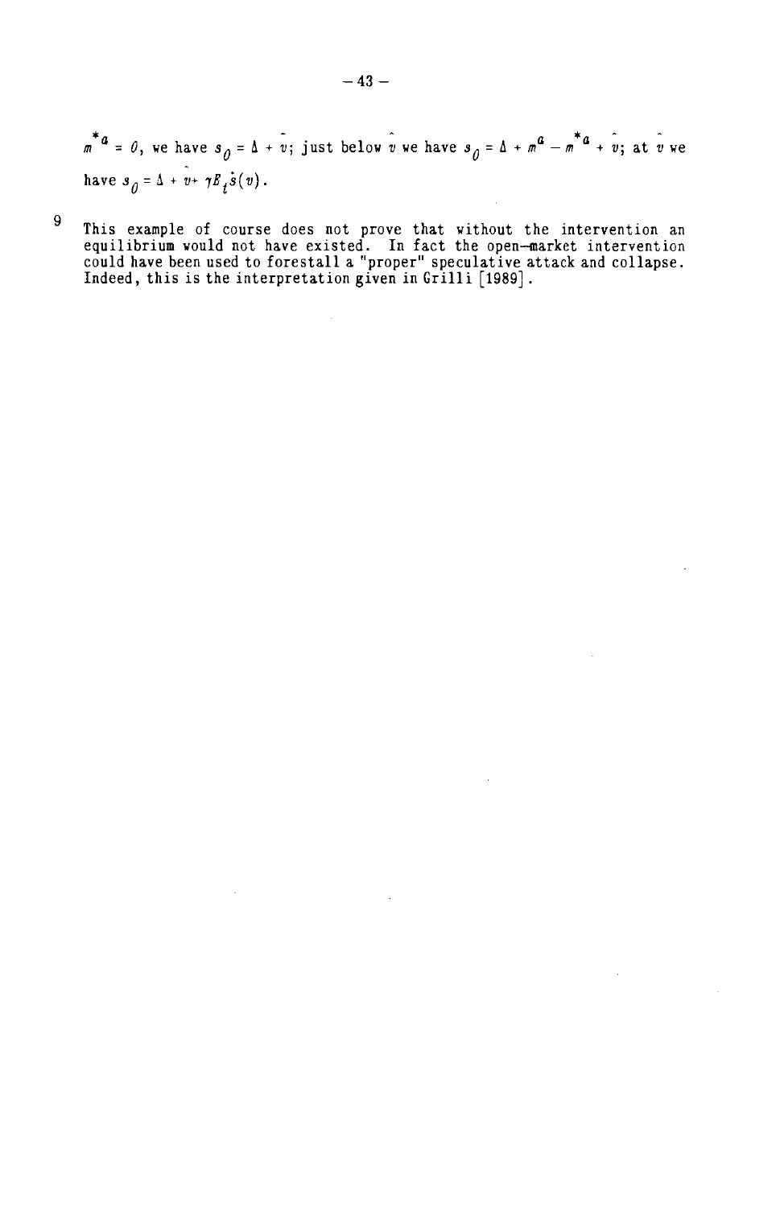$m^{*a} = 0$, we have $s_0 = \Delta + \bar{v}$; just below $\hat{v}$ we have $s_0 = \Delta + m^a - m^{*a} + \hat{v}$; at $\hat{v}$ we have $s_0 = \Delta + \hat{v} + \gamma E_t \dot{s}(v)$.

9 This example of course does not prove that without the intervention an equilibrium would not have existed. In fact the open-market intervention could have been used to forestall a "proper" speculative attack and collapse. Indeed, this is the interpretation given in Grilli [1989].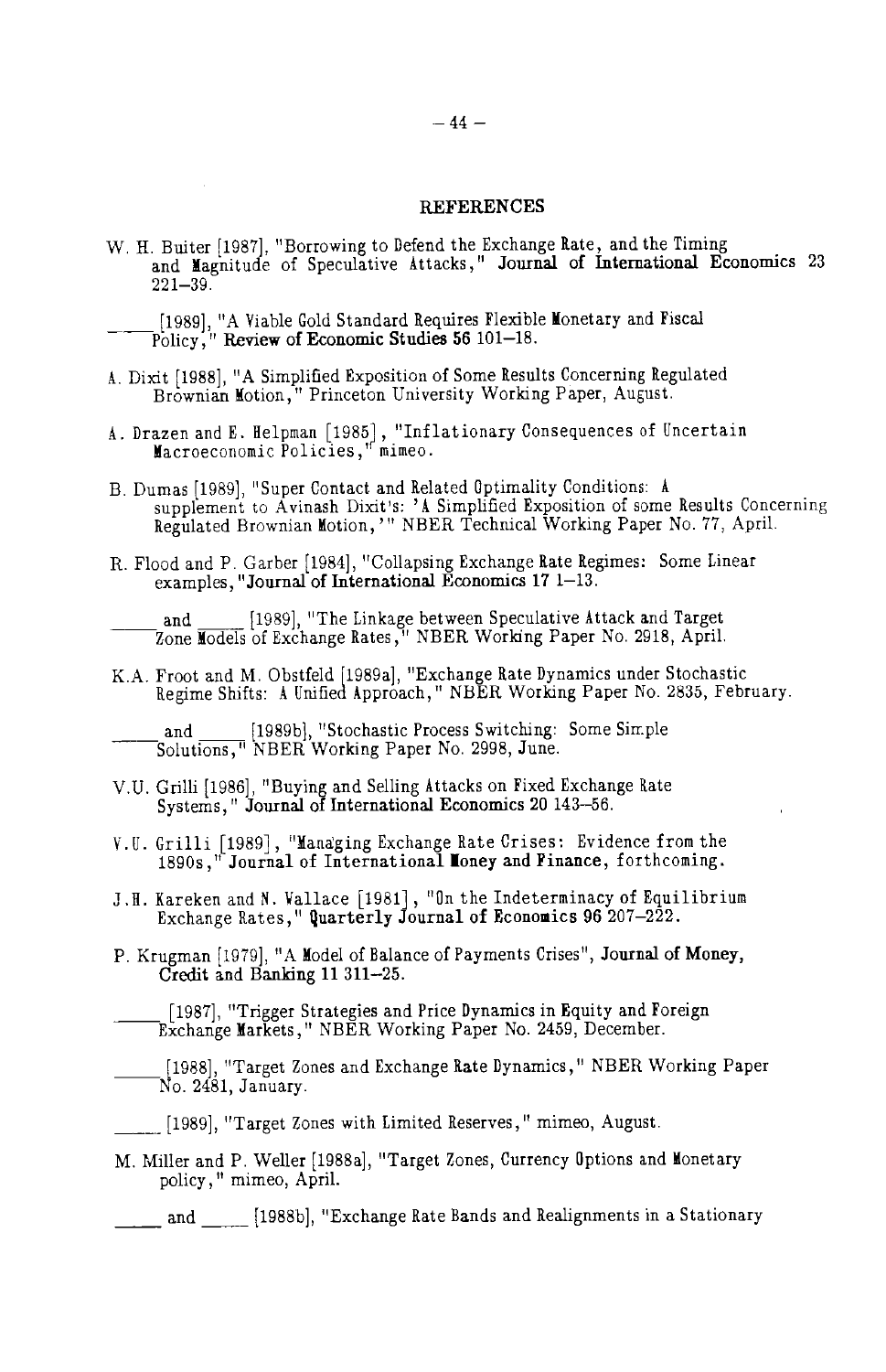## REFERENCES

W. H. Buiter [1987], "Borrowing to Defend the Exchange Rate, and the Timing and Magnitude of Speculative Attacks," **Journal of International Economics** 23 221–39.

_____ [1989], "A Viable Gold Standard Requires Flexible Monetary and Fiscal Policy," **Review of Economic Studies 56** 101–18.

A. Dixit [1988], "A Simplified Exposition of Some Results Concerning Regulated Brownian Motion," Princeton University Working Paper, August.

A. Drazen and E. Helpman [1985], "Inflationary Consequences of Uncertain Macroeconomic Policies," mimeo.

B. Dumas [1989], "Super Contact and Related Optimality Conditions: A supplement to Avinash Dixit's: 'A Simplified Exposition of some Results Concerning Regulated Brownian Motion,'" NBER Technical Working Paper No. 77, April.

R. Flood and P. Garber [1984], "Collapsing Exchange Rate Regimes: Some Linear examples," **Journal of International Economics 17** 1–13.

_____ and _____ [1989], "The Linkage between Speculative Attack and Target Zone Models of Exchange Rates," NBER Working Paper No. 2918, April.

K.A. Froot and M. Obstfeld [1989a], "Exchange Rate Dynamics under Stochastic Regime Shifts: A Unified Approach," NBER Working Paper No. 2835, February.

_____ and _____ [1989b], "Stochastic Process Switching: Some Simple Solutions," NBER Working Paper No. 2998, June.

V.U. Grilli [1986], "Buying and Selling Attacks on Fixed Exchange Rate Systems," **Journal of International Economics 20** 143–56.

V.U. Grilli [1989], "Managing Exchange Rate Crises: Evidence from the 1890s," **Journal of International Money and Finance**, forthcoming.

J.H. Kareken and N. Wallace [1981], "On the Indeterminacy of Equilibrium Exchange Rates," **Quarterly Journal of Economics 96** 207–222.

P. Krugman [1979], "A Model of Balance of Payments Crises", **Journal of Money, Credit and Banking 11** 311–25.

_____ [1987], "Trigger Strategies and Price Dynamics in Equity and Foreign Exchange Markets," NBER Working Paper No. 2459, December.

_____ [1988], "Target Zones and Exchange Rate Dynamics," NBER Working Paper No. 2481, January.

_____ [1989], "Target Zones with Limited Reserves," mimeo, August.

M. Miller and P. Weller [1988a], "Target Zones, Currency Options and Monetary policy," mimeo, April.

_____ and _____ [1988b], "Exchange Rate Bands and Realignments in a Stationary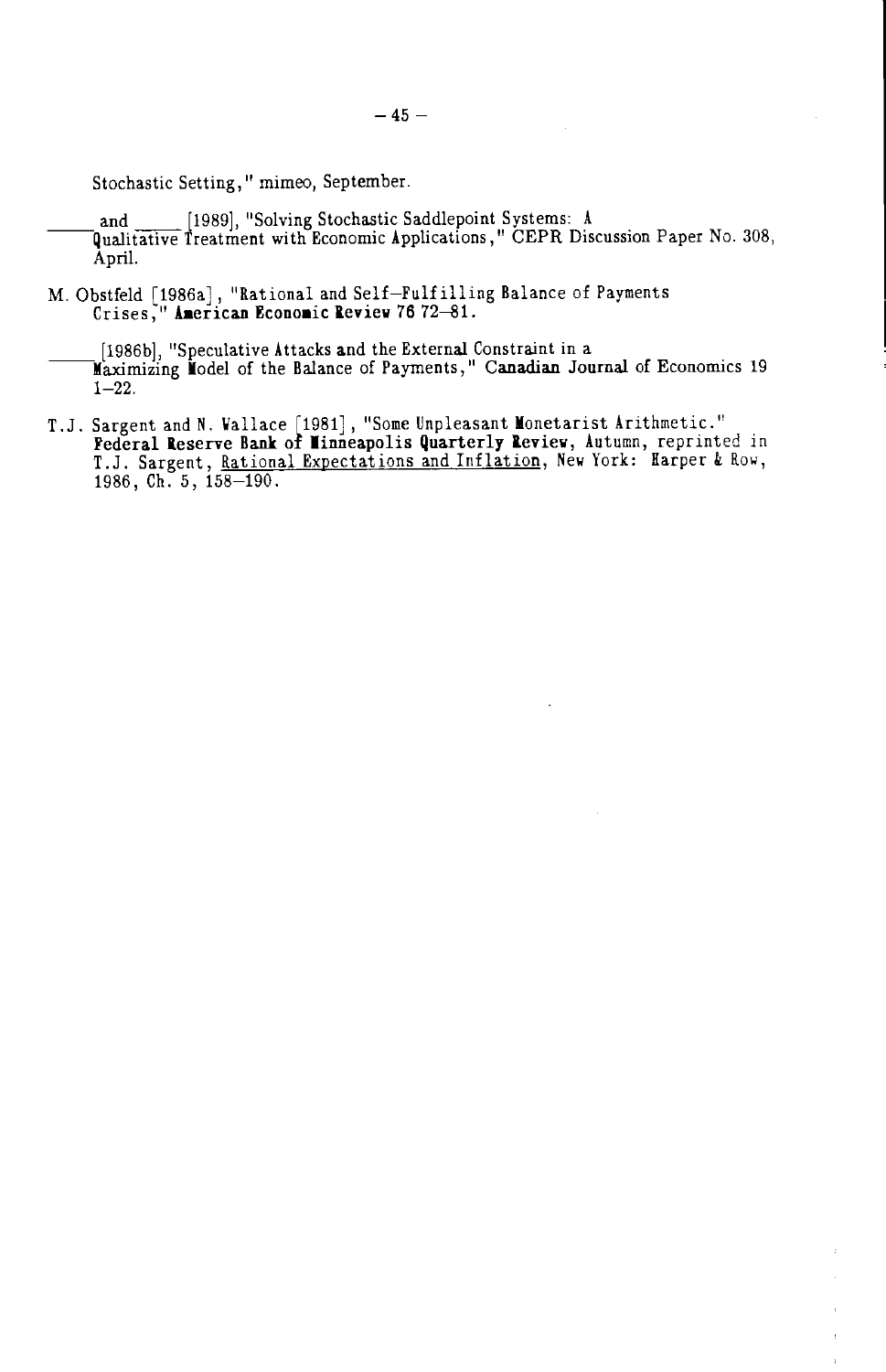Stochastic Setting," mimeo, September.

_____ and _____ [1989], "Solving Stochastic Saddlepoint Systems: A Qualitative Treatment with Economic Applications," CEPR Discussion Paper No. 308, April.

M. Obstfeld [1986a], "Rational and Self–Fulfilling Balance of Payments Crises," **American Economic Review** 76 72–81.

_____ [1986b], "Speculative Attacks and the External Constraint in a Maximizing Model of the Balance of Payments," **Canadian Journal of Economics** 19 1–22.

T.J. Sargent and N. Wallace [1981], "Some Unpleasant Monetarist Arithmetic." **Federal Reserve Bank of Minneapolis Quarterly Review**, Autumn, reprinted in T.J. Sargent, Rational Expectations and Inflation, New York: Harper & Row, 1986, Ch. 5, 158–190.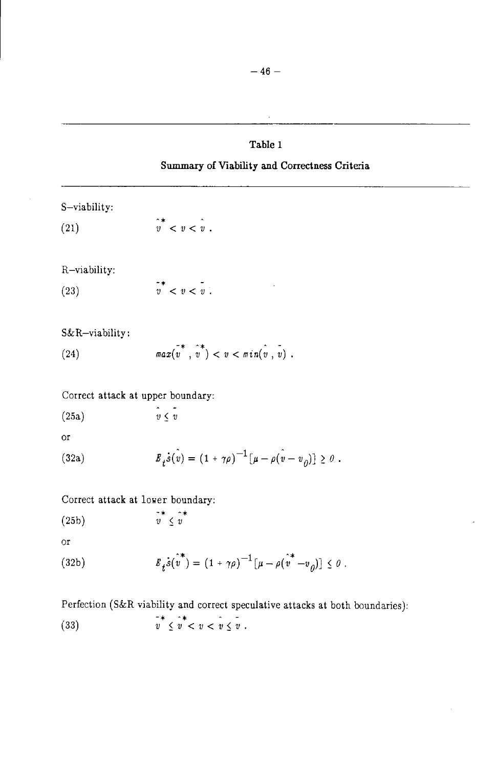## Table 1

### Summary of Viability and Correctness Criteria

S–viability:

$$\hat{v}^* < v < \hat{v} . \tag{21}$$

R–viability:

$$\bar{v}^* < v < \bar{v} . \tag{23}$$

S&R–viability:

$$max(\bar{v}^*, \hat{v}^*) < v < min(\hat{v}, \bar{v}) . \tag{24}$$

Correct attack at upper boundary:

$$\hat{v} \leq \bar{v} \tag{25a}$$

or

$$E_t\dot{s}(\hat{v}) = (1 + \gamma\rho)^{-1}[\mu - \rho(\hat{v} - v_0)] \geq 0 . \tag{32a}$$

Correct attack at lower boundary:

$$\bar{v}^* \leq \hat{v}^* \tag{25b}$$

or

$$E_t\dot{s}(\hat{v}^*) = (1 + \gamma\rho)^{-1}[\mu - \rho(\hat{v}^* - v_0)] \leq 0 . \tag{32b}$$

Perfection (S&R viability and correct speculative attacks at both boundaries):

$$\bar{v}^* \leq \hat{v}^* < v < \hat{v} \leq \bar{v} . \tag{33}$$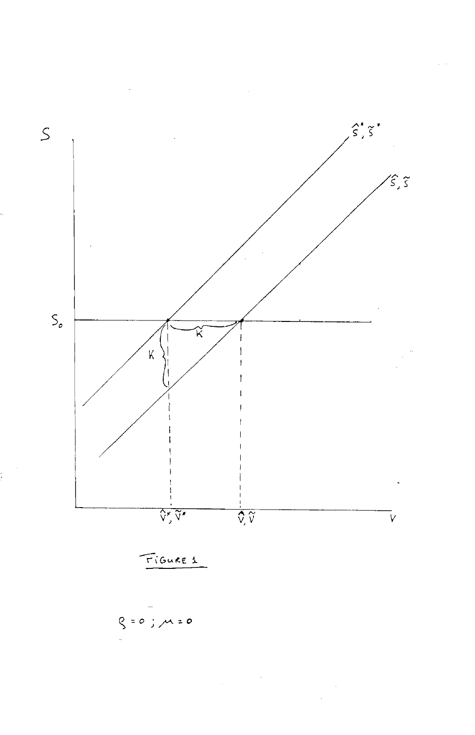FIGURE 1

$\rho = 0 ; \mu = 0$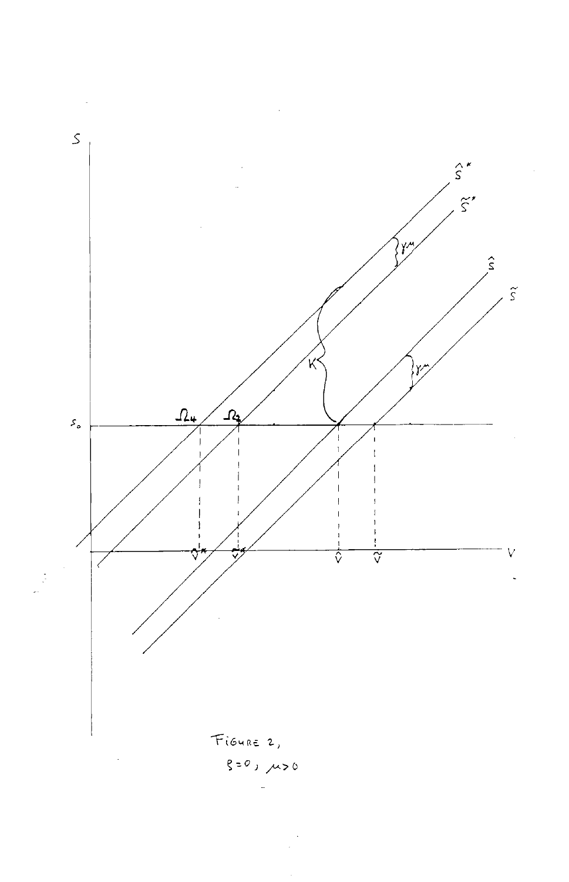FIGURE 2,

$\rho = 0$, $\mu > 0$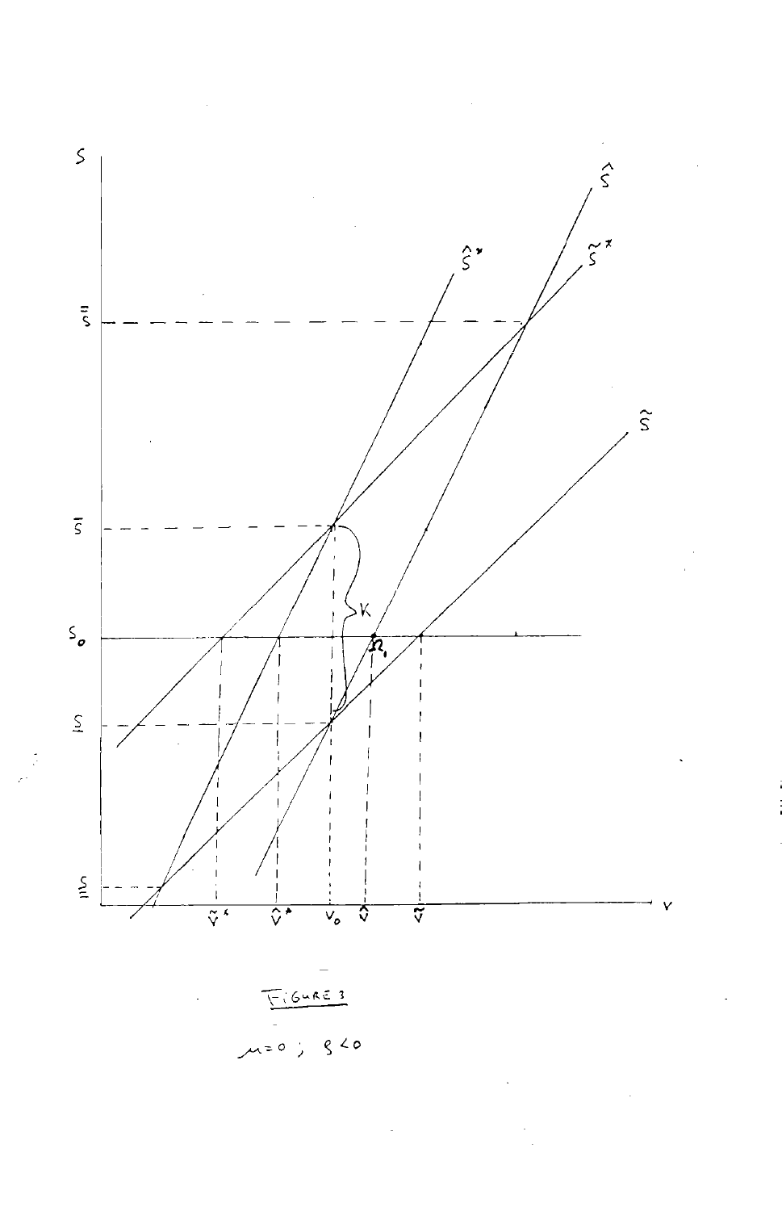FIGURE 3

$\mu = 0$; $\varsigma < 0$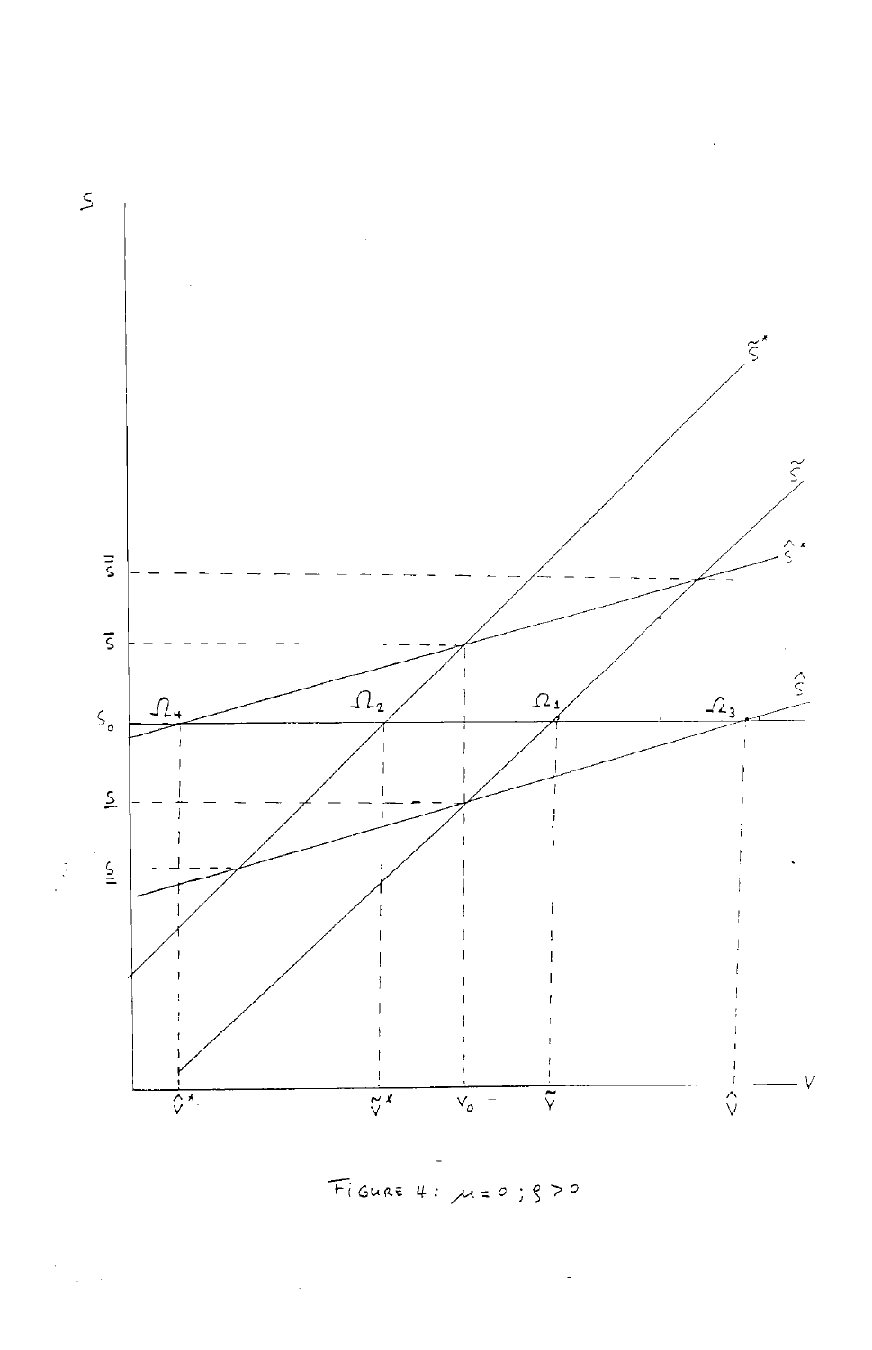FIGURE 4: $\mu = 0$; $\rho > 0$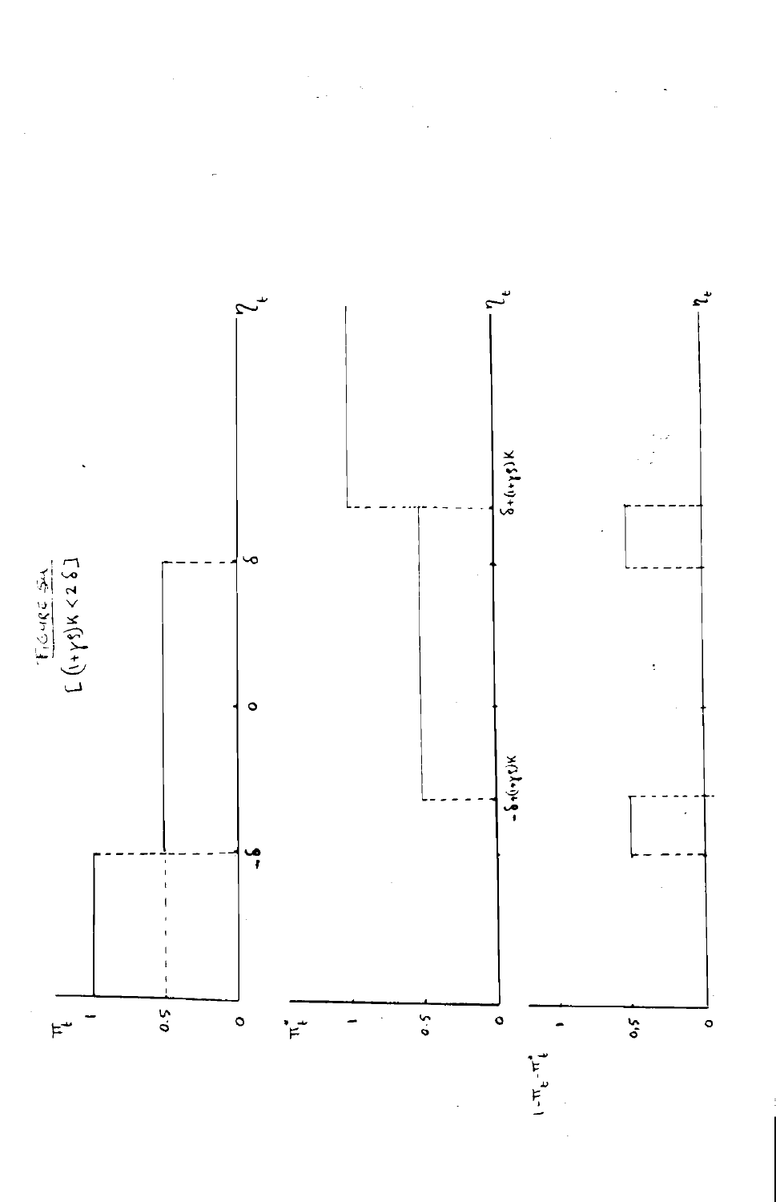FIGURE 5A

$[(1+\gamma\delta)K < 2\delta]$

$\pi_t$

1

0.5

0

$-\delta$

0

$\delta$

$\eta_t$

$\pi_t^*$

1

0.5

0

$-\delta+(1+\gamma\delta)K$

$\delta+(1+\gamma\delta)K$

$\eta_t$

$1-\pi_t-\pi_t^*$

1

0.5

0

$\eta_t$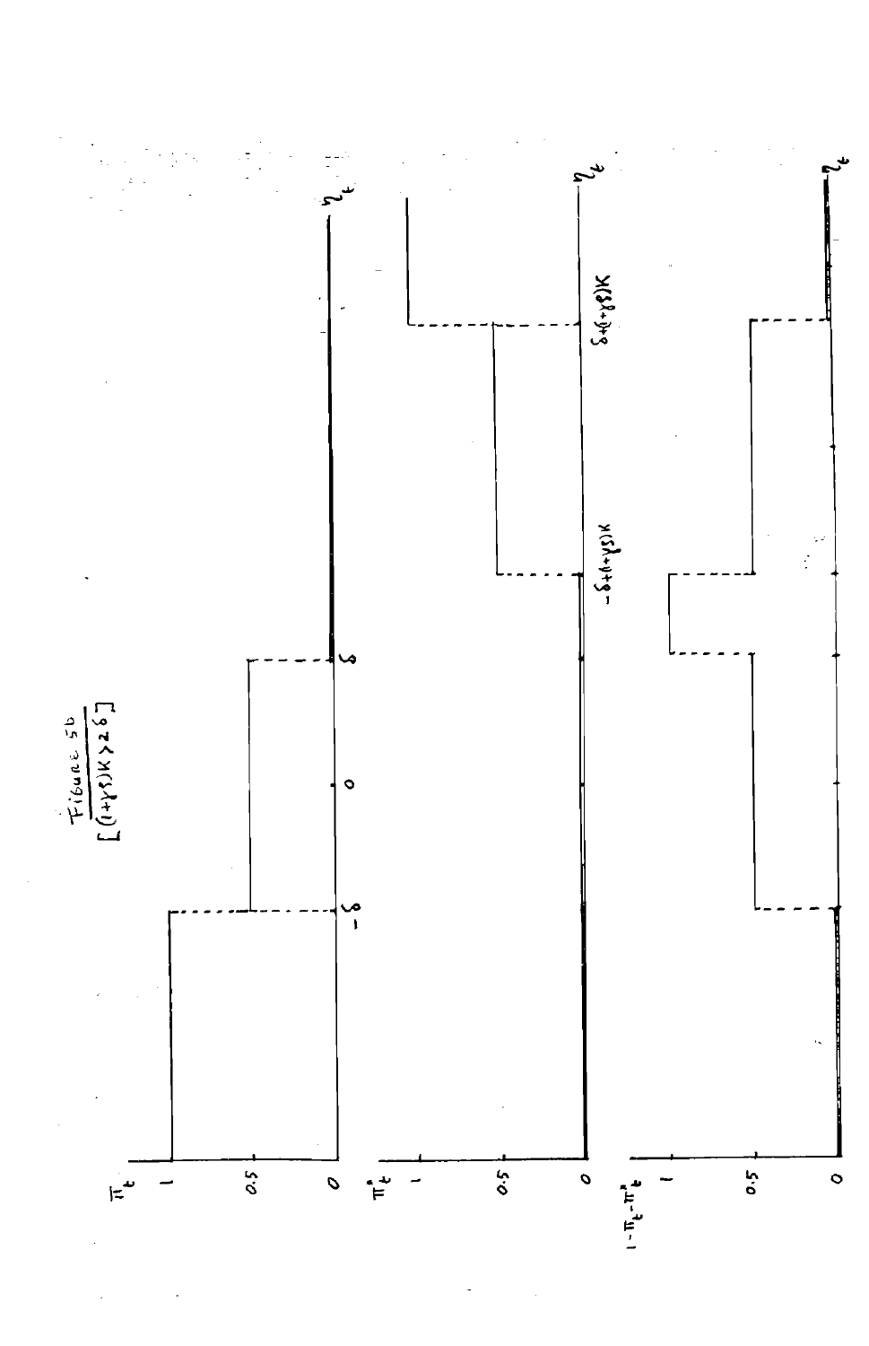Figure 5b

$[(1+\gamma\delta)K > 2\delta]$

$\pi_t$

1

0.5

0

$-\delta$

0

$\delta$

$\eta_t$

$\pi_t^*$

1

0.5

0

$-\delta+(1+\gamma\delta)K$

$\delta+(1+\gamma\delta)K$

$\eta_t$

$1-\pi_t-\pi_t^*$

1

0.5

0

$\eta_t$